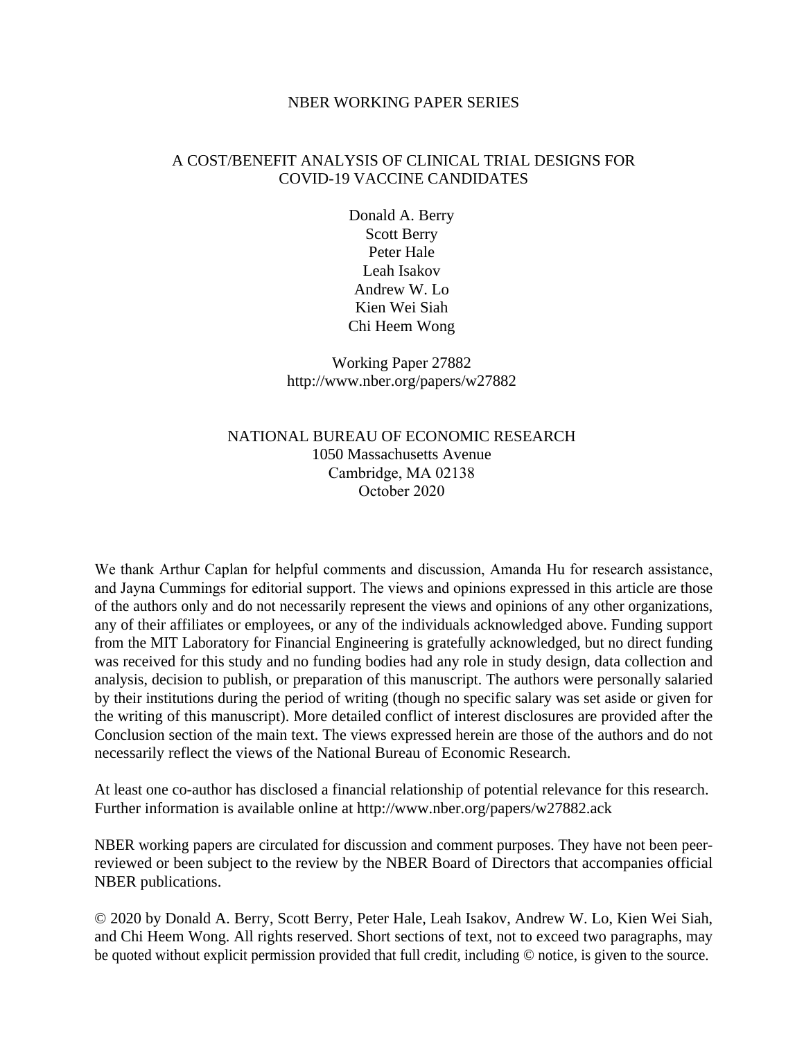NBER WORKING PAPER SERIES

# A COST/BENEFIT ANALYSIS OF CLINICAL TRIAL DESIGNS FOR COVID-19 VACCINE CANDIDATES

Donald A. Berry
Scott Berry
Peter Hale
Leah Isakov
Andrew W. Lo
Kien Wei Siah
Chi Heem Wong

Working Paper 27882
http://www.nber.org/papers/w27882

NATIONAL BUREAU OF ECONOMIC RESEARCH
1050 Massachusetts Avenue
Cambridge, MA 02138
October 2020

We thank Arthur Caplan for helpful comments and discussion, Amanda Hu for research assistance, and Jayna Cummings for editorial support. The views and opinions expressed in this article are those of the authors only and do not necessarily represent the views and opinions of any other organizations, any of their affiliates or employees, or any of the individuals acknowledged above. Funding support from the MIT Laboratory for Financial Engineering is gratefully acknowledged, but no direct funding was received for this study and no funding bodies had any role in study design, data collection and analysis, decision to publish, or preparation of this manuscript. The authors were personally salaried by their institutions during the period of writing (though no specific salary was set aside or given for the writing of this manuscript). More detailed conflict of interest disclosures are provided after the Conclusion section of the main text. The views expressed herein are those of the authors and do not necessarily reflect the views of the National Bureau of Economic Research.

At least one co-author has disclosed a financial relationship of potential relevance for this research. Further information is available online at http://www.nber.org/papers/w27882.ack

NBER working papers are circulated for discussion and comment purposes. They have not been peer-reviewed or been subject to the review by the NBER Board of Directors that accompanies official NBER publications.

© 2020 by Donald A. Berry, Scott Berry, Peter Hale, Leah Isakov, Andrew W. Lo, Kien Wei Siah, and Chi Heem Wong. All rights reserved. Short sections of text, not to exceed two paragraphs, may be quoted without explicit permission provided that full credit, including © notice, is given to the source.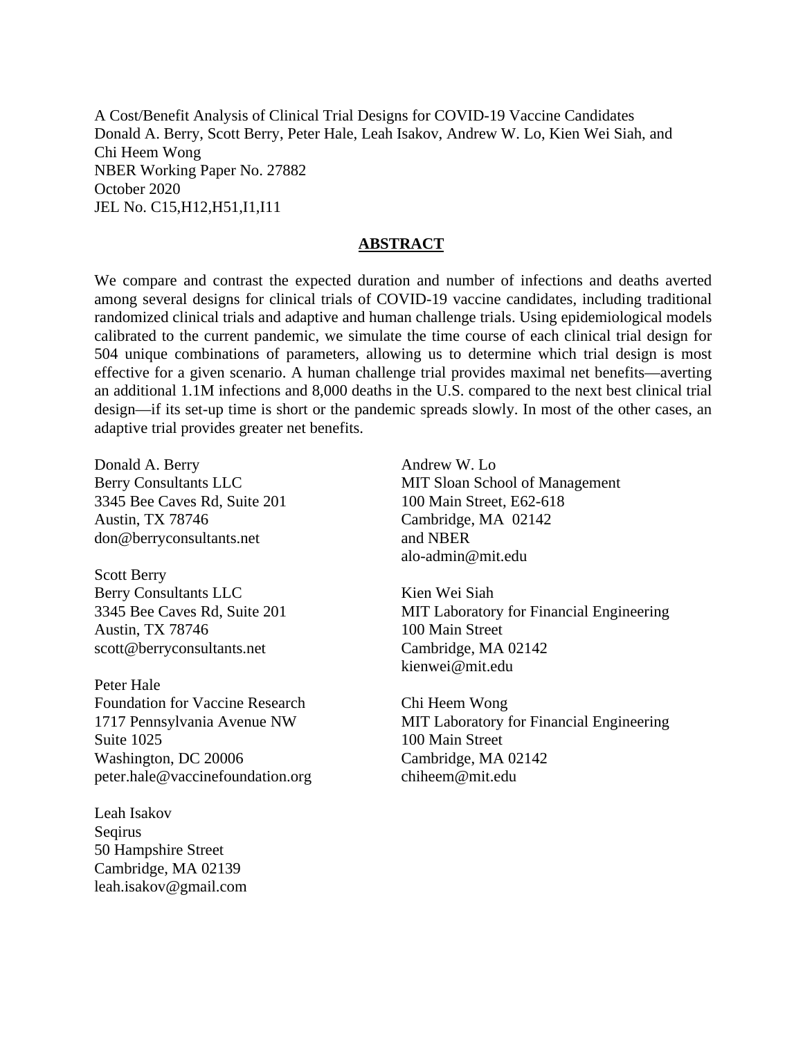A Cost/Benefit Analysis of Clinical Trial Designs for COVID-19 Vaccine Candidates
Donald A. Berry, Scott Berry, Peter Hale, Leah Isakov, Andrew W. Lo, Kien Wei Siah, and Chi Heem Wong
NBER Working Paper No. 27882
October 2020
JEL No. C15,H12,H51,I1,I11

## ABSTRACT

We compare and contrast the expected duration and number of infections and deaths averted among several designs for clinical trials of COVID-19 vaccine candidates, including traditional randomized clinical trials and adaptive and human challenge trials. Using epidemiological models calibrated to the current pandemic, we simulate the time course of each clinical trial design for 504 unique combinations of parameters, allowing us to determine which trial design is most effective for a given scenario. A human challenge trial provides maximal net benefits—averting an additional 1.1M infections and 8,000 deaths in the U.S. compared to the next best clinical trial design—if its set-up time is short or the pandemic spreads slowly. In most of the other cases, an adaptive trial provides greater net benefits.

Donald A. Berry
Berry Consultants LLC
3345 Bee Caves Rd, Suite 201
Austin, TX 78746
don@berryconsultants.net

Scott Berry
Berry Consultants LLC
3345 Bee Caves Rd, Suite 201
Austin, TX 78746
scott@berryconsultants.net

Peter Hale
Foundation for Vaccine Research
1717 Pennsylvania Avenue NW
Suite 1025
Washington, DC 20006
peter.hale@vaccinefoundation.org

Leah Isakov
Seqirus
50 Hampshire Street
Cambridge, MA 02139
leah.isakov@gmail.com

Andrew W. Lo
MIT Sloan School of Management
100 Main Street, E62-618
Cambridge, MA 02142
and NBER
alo-admin@mit.edu

Kien Wei Siah
MIT Laboratory for Financial Engineering
100 Main Street
Cambridge, MA 02142
kienwei@mit.edu

Chi Heem Wong
MIT Laboratory for Financial Engineering
100 Main Street
Cambridge, MA 02142
chiheem@mit.edu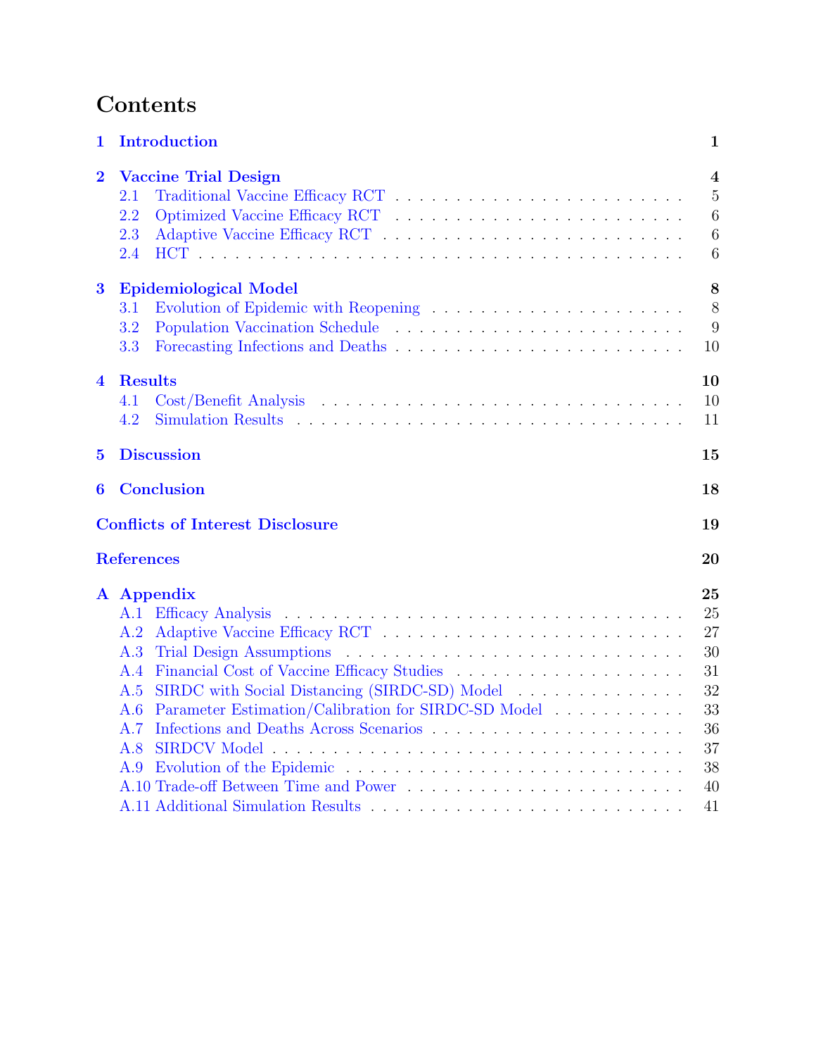# Contents

| | | |
|---|---|---|
| **1** | **Introduction** | **1** |
| **2** | **Vaccine Trial Design** | **4** |
| 2.1 | Traditional Vaccine Efficacy RCT | 5 |
| 2.2 | Optimized Vaccine Efficacy RCT | 6 |
| 2.3 | Adaptive Vaccine Efficacy RCT | 6 |
| 2.4 | HCT | 6 |
| **3** | **Epidemiological Model** | **8** |
| 3.1 | Evolution of Epidemic with Reopening | 8 |
| 3.2 | Population Vaccination Schedule | 9 |
| 3.3 | Forecasting Infections and Deaths | 10 |
| **4** | **Results** | **10** |
| 4.1 | Cost/Benefit Analysis | 10 |
| 4.2 | Simulation Results | 11 |
| **5** | **Discussion** | **15** |
| **6** | **Conclusion** | **18** |
| | **Conflicts of Interest Disclosure** | **19** |
| | **References** | **20** |
| **A** | **Appendix** | **25** |
| A.1 | Efficacy Analysis | 25 |
| A.2 | Adaptive Vaccine Efficacy RCT | 27 |
| A.3 | Trial Design Assumptions | 30 |
| A.4 | Financial Cost of Vaccine Efficacy Studies | 31 |
| A.5 | SIRDC with Social Distancing (SIRDC-SD) Model | 32 |
| A.6 | Parameter Estimation/Calibration for SIRDC-SD Model | 33 |
| A.7 | Infections and Deaths Across Scenarios | 36 |
| A.8 | SIRDCV Model | 37 |
| A.9 | Evolution of the Epidemic | 38 |
| A.10 | Trade-off Between Time and Power | 40 |
| A.11 | Additional Simulation Results | 41 |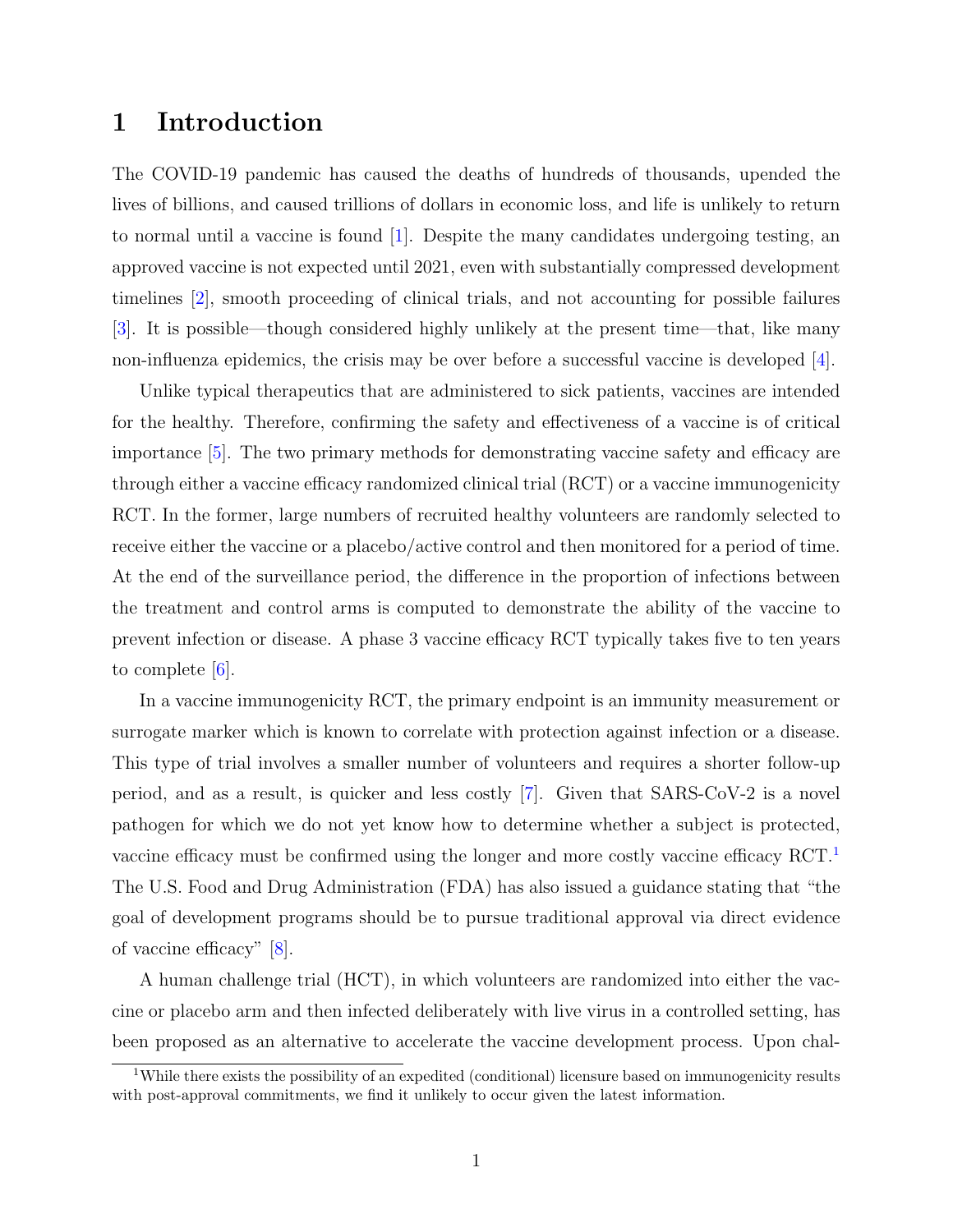# 1 Introduction

The COVID-19 pandemic has caused the deaths of hundreds of thousands, upended the lives of billions, and caused trillions of dollars in economic loss, and life is unlikely to return to normal until a vaccine is found [1]. Despite the many candidates undergoing testing, an approved vaccine is not expected until 2021, even with substantially compressed development timelines [2], smooth proceeding of clinical trials, and not accounting for possible failures [3]. It is possible—though considered highly unlikely at the present time—that, like many non-influenza epidemics, the crisis may be over before a successful vaccine is developed [4].

Unlike typical therapeutics that are administered to sick patients, vaccines are intended for the healthy. Therefore, confirming the safety and effectiveness of a vaccine is of critical importance [5]. The two primary methods for demonstrating vaccine safety and efficacy are through either a vaccine efficacy randomized clinical trial (RCT) or a vaccine immunogenicity RCT. In the former, large numbers of recruited healthy volunteers are randomly selected to receive either the vaccine or a placebo/active control and then monitored for a period of time. At the end of the surveillance period, the difference in the proportion of infections between the treatment and control arms is computed to demonstrate the ability of the vaccine to prevent infection or disease. A phase 3 vaccine efficacy RCT typically takes five to ten years to complete [6].

In a vaccine immunogenicity RCT, the primary endpoint is an immunity measurement or surrogate marker which is known to correlate with protection against infection or a disease. This type of trial involves a smaller number of volunteers and requires a shorter follow-up period, and as a result, is quicker and less costly [7]. Given that SARS-CoV-2 is a novel pathogen for which we do not yet know how to determine whether a subject is protected, vaccine efficacy must be confirmed using the longer and more costly vaccine efficacy RCT.[1] The U.S. Food and Drug Administration (FDA) has also issued a guidance stating that "the goal of development programs should be to pursue traditional approval via direct evidence of vaccine efficacy" [8].

A human challenge trial (HCT), in which volunteers are randomized into either the vaccine or placebo arm and then infected deliberately with live virus in a controlled setting, has been proposed as an alternative to accelerate the vaccine development process. Upon chal-

[1] While there exists the possibility of an expedited (conditional) licensure based on immunogenicity results with post-approval commitments, we find it unlikely to occur given the latest information.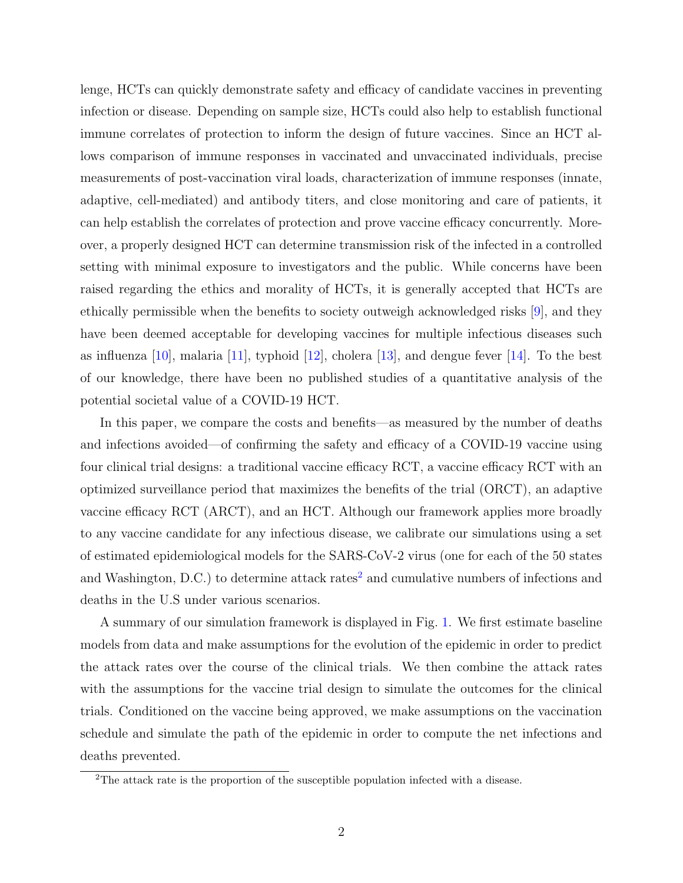lenge, HCTs can quickly demonstrate safety and efficacy of candidate vaccines in preventing infection or disease. Depending on sample size, HCTs could also help to establish functional immune correlates of protection to inform the design of future vaccines. Since an HCT allows comparison of immune responses in vaccinated and unvaccinated individuals, precise measurements of post-vaccination viral loads, characterization of immune responses (innate, adaptive, cell-mediated) and antibody titers, and close monitoring and care of patients, it can help establish the correlates of protection and prove vaccine efficacy concurrently. Moreover, a properly designed HCT can determine transmission risk of the infected in a controlled setting with minimal exposure to investigators and the public. While concerns have been raised regarding the ethics and morality of HCTs, it is generally accepted that HCTs are ethically permissible when the benefits to society outweigh acknowledged risks [9], and they have been deemed acceptable for developing vaccines for multiple infectious diseases such as influenza [10], malaria [11], typhoid [12], cholera [13], and dengue fever [14]. To the best of our knowledge, there have been no published studies of a quantitative analysis of the potential societal value of a COVID-19 HCT.

In this paper, we compare the costs and benefits—as measured by the number of deaths and infections avoided—of confirming the safety and efficacy of a COVID-19 vaccine using four clinical trial designs: a traditional vaccine efficacy RCT, a vaccine efficacy RCT with an optimized surveillance period that maximizes the benefits of the trial (ORCT), an adaptive vaccine efficacy RCT (ARCT), and an HCT. Although our framework applies more broadly to any vaccine candidate for any infectious disease, we calibrate our simulations using a set of estimated epidemiological models for the SARS-CoV-2 virus (one for each of the 50 states and Washington, D.C.) to determine attack rates[2] and cumulative numbers of infections and deaths in the U.S under various scenarios.

A summary of our simulation framework is displayed in Fig. 1. We first estimate baseline models from data and make assumptions for the evolution of the epidemic in order to predict the attack rates over the course of the clinical trials. We then combine the attack rates with the assumptions for the vaccine trial design to simulate the outcomes for the clinical trials. Conditioned on the vaccine being approved, we make assumptions on the vaccination schedule and simulate the path of the epidemic in order to compute the net infections and deaths prevented.

[2] The attack rate is the proportion of the susceptible population infected with a disease.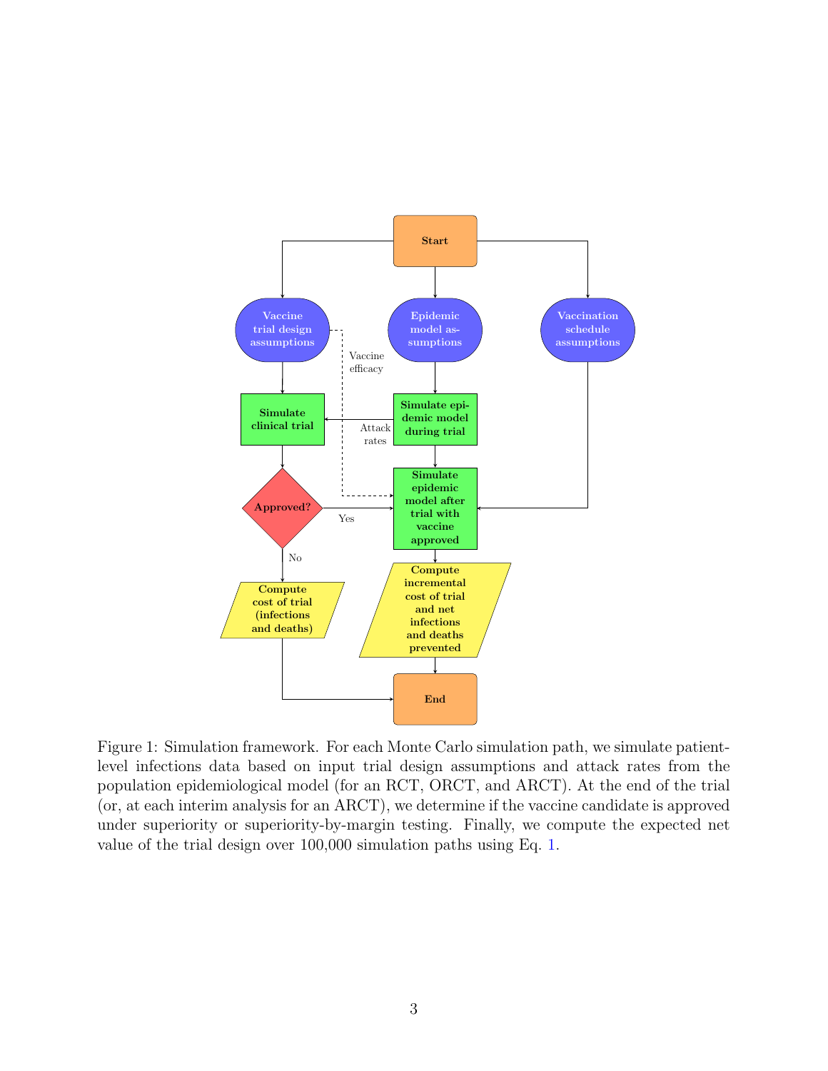Figure 1: Simulation framework. For each Monte Carlo simulation path, we simulate patient-level infections data based on input trial design assumptions and attack rates from the population epidemiological model (for an RCT, ORCT, and ARCT). At the end of the trial (or, at each interim analysis for an ARCT), we determine if the vaccine candidate is approved under superiority or superiority-by-margin testing. Finally, we compute the expected net value of the trial design over 100,000 simulation paths using Eq. 1.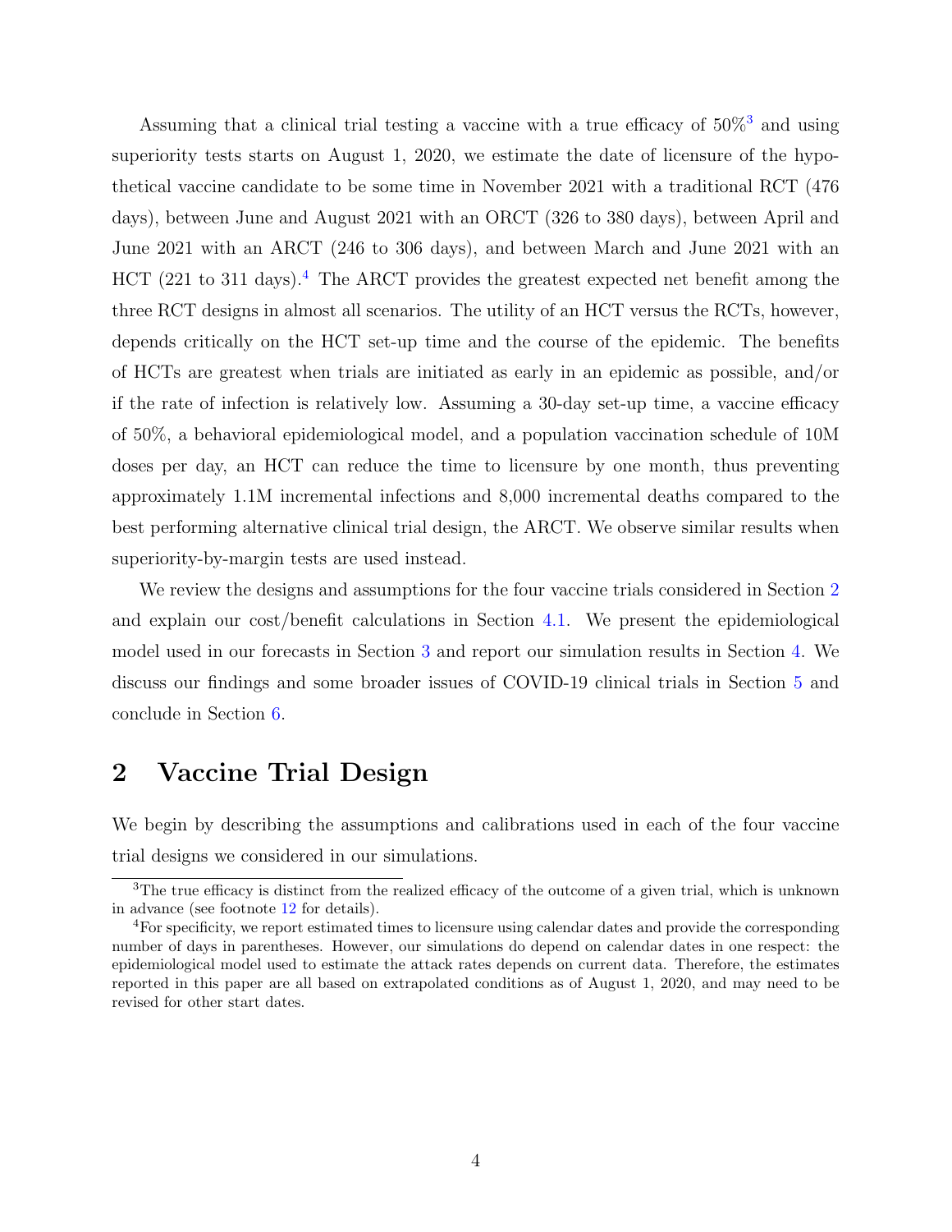Assuming that a clinical trial testing a vaccine with a true efficacy of 50%[3] and using superiority tests starts on August 1, 2020, we estimate the date of licensure of the hypothetical vaccine candidate to be some time in November 2021 with a traditional RCT (476 days), between June and August 2021 with an ORCT (326 to 380 days), between April and June 2021 with an ARCT (246 to 306 days), and between March and June 2021 with an HCT (221 to 311 days).[4] The ARCT provides the greatest expected net benefit among the three RCT designs in almost all scenarios. The utility of an HCT versus the RCTs, however, depends critically on the HCT set-up time and the course of the epidemic. The benefits of HCTs are greatest when trials are initiated as early in an epidemic as possible, and/or if the rate of infection is relatively low. Assuming a 30-day set-up time, a vaccine efficacy of 50%, a behavioral epidemiological model, and a population vaccination schedule of 10M doses per day, an HCT can reduce the time to licensure by one month, thus preventing approximately 1.1M incremental infections and 8,000 incremental deaths compared to the best performing alternative clinical trial design, the ARCT. We observe similar results when superiority-by-margin tests are used instead.

We review the designs and assumptions for the four vaccine trials considered in Section 2 and explain our cost/benefit calculations in Section 4.1. We present the epidemiological model used in our forecasts in Section 3 and report our simulation results in Section 4. We discuss our findings and some broader issues of COVID-19 clinical trials in Section 5 and conclude in Section 6.

# 2 Vaccine Trial Design

We begin by describing the assumptions and calibrations used in each of the four vaccine trial designs we considered in our simulations.

[3] The true efficacy is distinct from the realized efficacy of the outcome of a given trial, which is unknown in advance (see footnote 12 for details).

[4] For specificity, we report estimated times to licensure using calendar dates and provide the corresponding number of days in parentheses. However, our simulations do depend on calendar dates in one respect: the epidemiological model used to estimate the attack rates depends on current data. Therefore, the estimates reported in this paper are all based on extrapolated conditions as of August 1, 2020, and may need to be revised for other start dates.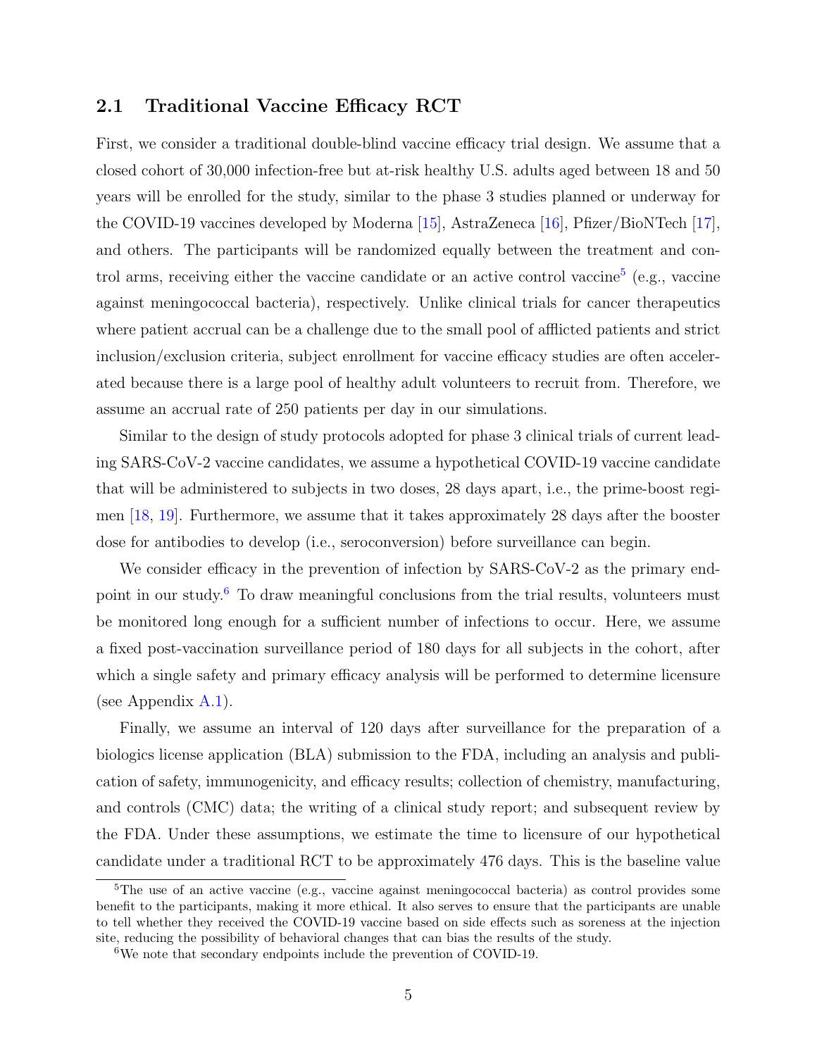## 2.1 Traditional Vaccine Efficacy RCT

First, we consider a traditional double-blind vaccine efficacy trial design. We assume that a closed cohort of 30,000 infection-free but at-risk healthy U.S. adults aged between 18 and 50 years will be enrolled for the study, similar to the phase 3 studies planned or underway for the COVID-19 vaccines developed by Moderna [15], AstraZeneca [16], Pfizer/BioNTech [17], and others. The participants will be randomized equally between the treatment and control arms, receiving either the vaccine candidate or an active control vaccine[5] (e.g., vaccine against meningococcal bacteria), respectively. Unlike clinical trials for cancer therapeutics where patient accrual can be a challenge due to the small pool of afflicted patients and strict inclusion/exclusion criteria, subject enrollment for vaccine efficacy studies are often accelerated because there is a large pool of healthy adult volunteers to recruit from. Therefore, we assume an accrual rate of 250 patients per day in our simulations.

Similar to the design of study protocols adopted for phase 3 clinical trials of current leading SARS-CoV-2 vaccine candidates, we assume a hypothetical COVID-19 vaccine candidate that will be administered to subjects in two doses, 28 days apart, i.e., the prime-boost regimen [18, 19]. Furthermore, we assume that it takes approximately 28 days after the booster dose for antibodies to develop (i.e., seroconversion) before surveillance can begin.

We consider efficacy in the prevention of infection by SARS-CoV-2 as the primary endpoint in our study.[6] To draw meaningful conclusions from the trial results, volunteers must be monitored long enough for a sufficient number of infections to occur. Here, we assume a fixed post-vaccination surveillance period of 180 days for all subjects in the cohort, after which a single safety and primary efficacy analysis will be performed to determine licensure (see Appendix A.1).

Finally, we assume an interval of 120 days after surveillance for the preparation of a biologics license application (BLA) submission to the FDA, including an analysis and publication of safety, immunogenicity, and efficacy results; collection of chemistry, manufacturing, and controls (CMC) data; the writing of a clinical study report; and subsequent review by the FDA. Under these assumptions, we estimate the time to licensure of our hypothetical candidate under a traditional RCT to be approximately 476 days. This is the baseline value

[5] The use of an active vaccine (e.g., vaccine against meningococcal bacteria) as control provides some benefit to the participants, making it more ethical. It also serves to ensure that the participants are unable to tell whether they received the COVID-19 vaccine based on side effects such as soreness at the injection site, reducing the possibility of behavioral changes that can bias the results of the study.

[6] We note that secondary endpoints include the prevention of COVID-19.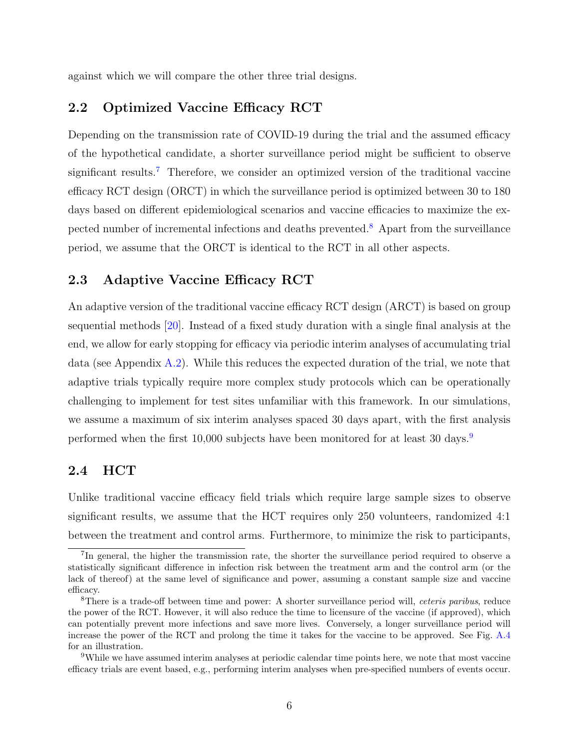against which we will compare the other three trial designs.

## 2.2 Optimized Vaccine Efficacy RCT

Depending on the transmission rate of COVID-19 during the trial and the assumed efficacy of the hypothetical candidate, a shorter surveillance period might be sufficient to observe significant results.[7] Therefore, we consider an optimized version of the traditional vaccine efficacy RCT design (ORCT) in which the surveillance period is optimized between 30 to 180 days based on different epidemiological scenarios and vaccine efficacies to maximize the expected number of incremental infections and deaths prevented.[8] Apart from the surveillance period, we assume that the ORCT is identical to the RCT in all other aspects.

## 2.3 Adaptive Vaccine Efficacy RCT

An adaptive version of the traditional vaccine efficacy RCT design (ARCT) is based on group sequential methods [20]. Instead of a fixed study duration with a single final analysis at the end, we allow for early stopping for efficacy via periodic interim analyses of accumulating trial data (see Appendix A.2). While this reduces the expected duration of the trial, we note that adaptive trials typically require more complex study protocols which can be operationally challenging to implement for test sites unfamiliar with this framework. In our simulations, we assume a maximum of six interim analyses spaced 30 days apart, with the first analysis performed when the first 10,000 subjects have been monitored for at least 30 days.[9]

## 2.4 HCT

Unlike traditional vaccine efficacy field trials which require large sample sizes to observe significant results, we assume that the HCT requires only 250 volunteers, randomized 4:1 between the treatment and control arms. Furthermore, to minimize the risk to participants,

---

[7] In general, the higher the transmission rate, the shorter the surveillance period required to observe a statistically significant difference in infection risk between the treatment arm and the control arm (or the lack of thereof) at the same level of significance and power, assuming a constant sample size and vaccine efficacy.

[8] There is a trade-off between time and power: A shorter surveillance period will, *ceteris paribus*, reduce the power of the RCT. However, it will also reduce the time to licensure of the vaccine (if approved), which can potentially prevent more infections and save more lives. Conversely, a longer surveillance period will increase the power of the RCT and prolong the time it takes for the vaccine to be approved. See Fig. A.4 for an illustration.

[9] While we have assumed interim analyses at periodic calendar time points here, we note that most vaccine efficacy trials are event based, e.g., performing interim analyses when pre-specified numbers of events occur.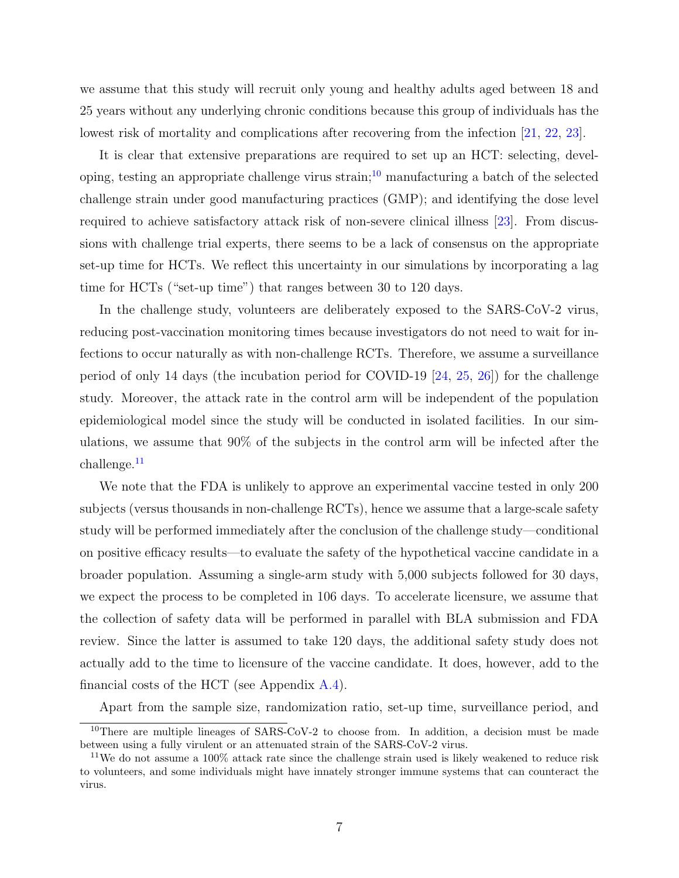we assume that this study will recruit only young and healthy adults aged between 18 and 25 years without any underlying chronic conditions because this group of individuals has the lowest risk of mortality and complications after recovering from the infection [21, 22, 23].

It is clear that extensive preparations are required to set up an HCT: selecting, developing, testing an appropriate challenge virus strain;[10] manufacturing a batch of the selected challenge strain under good manufacturing practices (GMP); and identifying the dose level required to achieve satisfactory attack risk of non-severe clinical illness [23]. From discussions with challenge trial experts, there seems to be a lack of consensus on the appropriate set-up time for HCTs. We reflect this uncertainty in our simulations by incorporating a lag time for HCTs ("set-up time") that ranges between 30 to 120 days.

In the challenge study, volunteers are deliberately exposed to the SARS-CoV-2 virus, reducing post-vaccination monitoring times because investigators do not need to wait for infections to occur naturally as with non-challenge RCTs. Therefore, we assume a surveillance period of only 14 days (the incubation period for COVID-19 [24, 25, 26]) for the challenge study. Moreover, the attack rate in the control arm will be independent of the population epidemiological model since the study will be conducted in isolated facilities. In our simulations, we assume that 90% of the subjects in the control arm will be infected after the challenge.[11]

We note that the FDA is unlikely to approve an experimental vaccine tested in only 200 subjects (versus thousands in non-challenge RCTs), hence we assume that a large-scale safety study will be performed immediately after the conclusion of the challenge study—conditional on positive efficacy results—to evaluate the safety of the hypothetical vaccine candidate in a broader population. Assuming a single-arm study with 5,000 subjects followed for 30 days, we expect the process to be completed in 106 days. To accelerate licensure, we assume that the collection of safety data will be performed in parallel with BLA submission and FDA review. Since the latter is assumed to take 120 days, the additional safety study does not actually add to the time to licensure of the vaccine candidate. It does, however, add to the financial costs of the HCT (see Appendix A.4).

Apart from the sample size, randomization ratio, set-up time, surveillance period, and

[10] There are multiple lineages of SARS-CoV-2 to choose from. In addition, a decision must be made between using a fully virulent or an attenuated strain of the SARS-CoV-2 virus.

[11] We do not assume a 100% attack rate since the challenge strain used is likely weakened to reduce risk to volunteers, and some individuals might have innately stronger immune systems that can counteract the virus.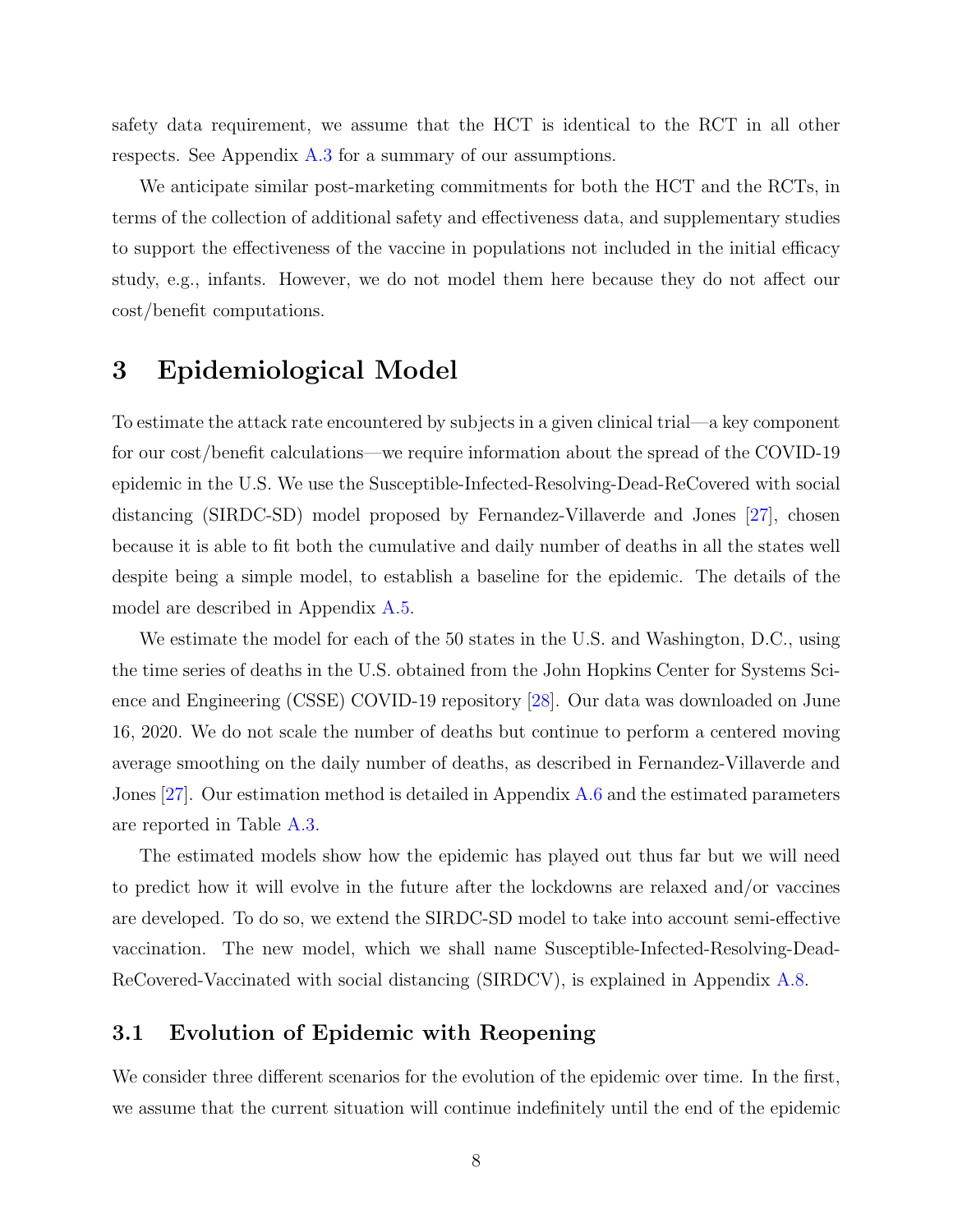safety data requirement, we assume that the HCT is identical to the RCT in all other respects. See Appendix A.3 for a summary of our assumptions.

We anticipate similar post-marketing commitments for both the HCT and the RCTs, in terms of the collection of additional safety and effectiveness data, and supplementary studies to support the effectiveness of the vaccine in populations not included in the initial efficacy study, e.g., infants. However, we do not model them here because they do not affect our cost/benefit computations.

# 3 Epidemiological Model

To estimate the attack rate encountered by subjects in a given clinical trial—a key component for our cost/benefit calculations—we require information about the spread of the COVID-19 epidemic in the U.S. We use the Susceptible-Infected-Resolving-Dead-ReCovered with social distancing (SIRDC-SD) model proposed by Fernandez-Villaverde and Jones [27], chosen because it is able to fit both the cumulative and daily number of deaths in all the states well despite being a simple model, to establish a baseline for the epidemic. The details of the model are described in Appendix A.5.

We estimate the model for each of the 50 states in the U.S. and Washington, D.C., using the time series of deaths in the U.S. obtained from the John Hopkins Center for Systems Science and Engineering (CSSE) COVID-19 repository [28]. Our data was downloaded on June 16, 2020. We do not scale the number of deaths but continue to perform a centered moving average smoothing on the daily number of deaths, as described in Fernandez-Villaverde and Jones [27]. Our estimation method is detailed in Appendix A.6 and the estimated parameters are reported in Table A.3.

The estimated models show how the epidemic has played out thus far but we will need to predict how it will evolve in the future after the lockdowns are relaxed and/or vaccines are developed. To do so, we extend the SIRDC-SD model to take into account semi-effective vaccination. The new model, which we shall name Susceptible-Infected-Resolving-Dead-ReCovered-Vaccinated with social distancing (SIRDCV), is explained in Appendix A.8.

## 3.1 Evolution of Epidemic with Reopening

We consider three different scenarios for the evolution of the epidemic over time. In the first, we assume that the current situation will continue indefinitely until the end of the epidemic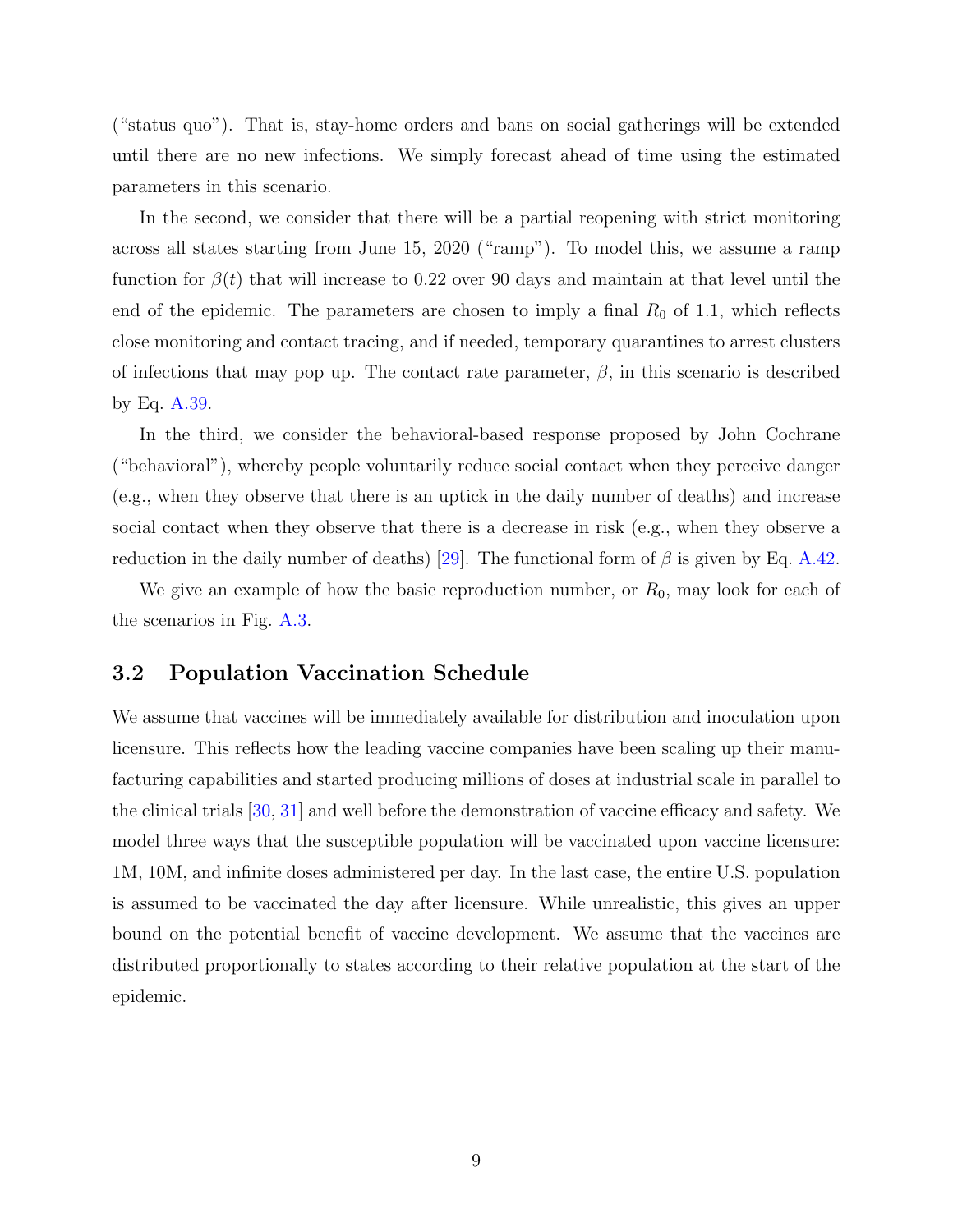("status quo"). That is, stay-home orders and bans on social gatherings will be extended until there are no new infections. We simply forecast ahead of time using the estimated parameters in this scenario.

In the second, we consider that there will be a partial reopening with strict monitoring across all states starting from June 15, 2020 ("ramp"). To model this, we assume a ramp function for $\beta(t)$ that will increase to 0.22 over 90 days and maintain at that level until the end of the epidemic. The parameters are chosen to imply a final $R_0$ of 1.1, which reflects close monitoring and contact tracing, and if needed, temporary quarantines to arrest clusters of infections that may pop up. The contact rate parameter, $\beta$, in this scenario is described by Eq. A.39.

In the third, we consider the behavioral-based response proposed by John Cochrane ("behavioral"), whereby people voluntarily reduce social contact when they perceive danger (e.g., when they observe that there is an uptick in the daily number of deaths) and increase social contact when they observe that there is a decrease in risk (e.g., when they observe a reduction in the daily number of deaths) [29]. The functional form of $\beta$ is given by Eq. A.42.

We give an example of how the basic reproduction number, or $R_0$, may look for each of the scenarios in Fig. A.3.

## 3.2 Population Vaccination Schedule

We assume that vaccines will be immediately available for distribution and inoculation upon licensure. This reflects how the leading vaccine companies have been scaling up their manufacturing capabilities and started producing millions of doses at industrial scale in parallel to the clinical trials [30, 31] and well before the demonstration of vaccine efficacy and safety. We model three ways that the susceptible population will be vaccinated upon vaccine licensure: 1M, 10M, and infinite doses administered per day. In the last case, the entire U.S. population is assumed to be vaccinated the day after licensure. While unrealistic, this gives an upper bound on the potential benefit of vaccine development. We assume that the vaccines are distributed proportionally to states according to their relative population at the start of the epidemic.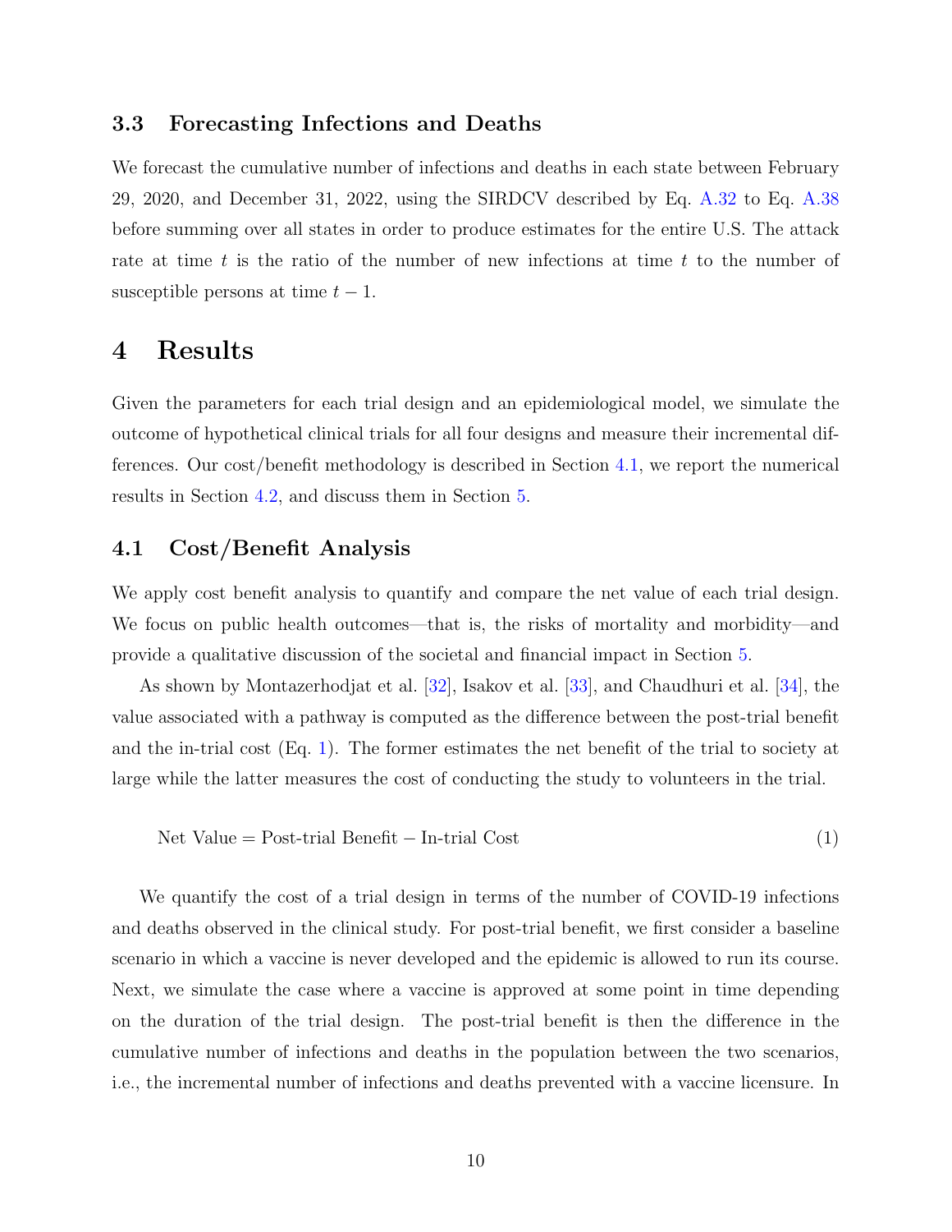### 3.3 Forecasting Infections and Deaths

We forecast the cumulative number of infections and deaths in each state between February 29, 2020, and December 31, 2022, using the SIRDCV described by Eq. A.32 to Eq. A.38 before summing over all states in order to produce estimates for the entire U.S. The attack rate at time $t$ is the ratio of the number of new infections at time $t$ to the number of susceptible persons at time $t-1$.

# 4 Results

Given the parameters for each trial design and an epidemiological model, we simulate the outcome of hypothetical clinical trials for all four designs and measure their incremental differences. Our cost/benefit methodology is described in Section 4.1, we report the numerical results in Section 4.2, and discuss them in Section 5.

## 4.1 Cost/Benefit Analysis

We apply cost benefit analysis to quantify and compare the net value of each trial design. We focus on public health outcomes—that is, the risks of mortality and morbidity—and provide a qualitative discussion of the societal and financial impact in Section 5.

As shown by Montazerhodjat et al. [32], Isakov et al. [33], and Chaudhuri et al. [34], the value associated with a pathway is computed as the difference between the post-trial benefit and the in-trial cost (Eq. 1). The former estimates the net benefit of the trial to society at large while the latter measures the cost of conducting the study to volunteers in the trial.

$$\text{Net Value} = \text{Post-trial Benefit} - \text{In-trial Cost} \tag{1}$$

We quantify the cost of a trial design in terms of the number of COVID-19 infections and deaths observed in the clinical study. For post-trial benefit, we first consider a baseline scenario in which a vaccine is never developed and the epidemic is allowed to run its course. Next, we simulate the case where a vaccine is approved at some point in time depending on the duration of the trial design. The post-trial benefit is then the difference in the cumulative number of infections and deaths in the population between the two scenarios, i.e., the incremental number of infections and deaths prevented with a vaccine licensure. In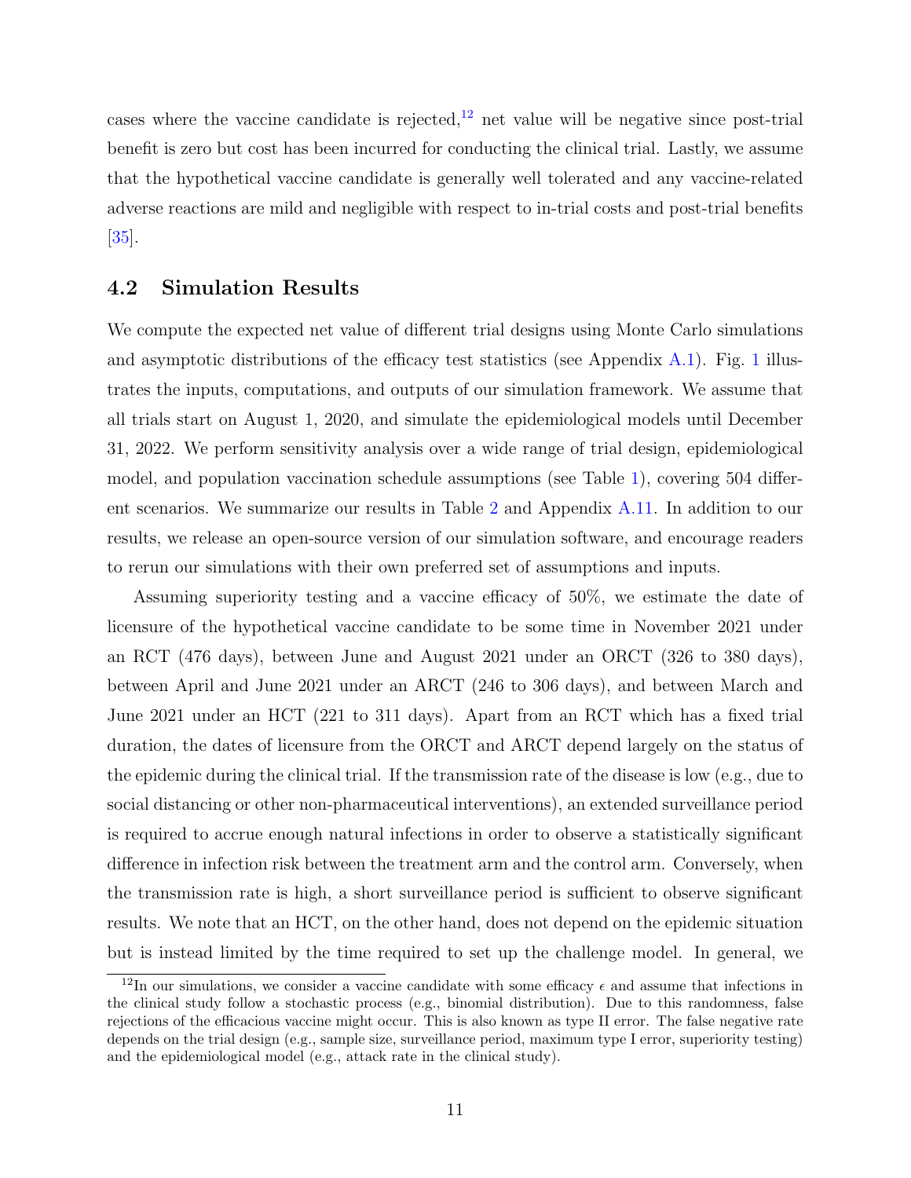cases where the vaccine candidate is rejected,[12] net value will be negative since post-trial benefit is zero but cost has been incurred for conducting the clinical trial. Lastly, we assume that the hypothetical vaccine candidate is generally well tolerated and any vaccine-related adverse reactions are mild and negligible with respect to in-trial costs and post-trial benefits [35].

## 4.2 Simulation Results

We compute the expected net value of different trial designs using Monte Carlo simulations and asymptotic distributions of the efficacy test statistics (see Appendix A.1). Fig. 1 illustrates the inputs, computations, and outputs of our simulation framework. We assume that all trials start on August 1, 2020, and simulate the epidemiological models until December 31, 2022. We perform sensitivity analysis over a wide range of trial design, epidemiological model, and population vaccination schedule assumptions (see Table 1), covering 504 different scenarios. We summarize our results in Table 2 and Appendix A.11. In addition to our results, we release an open-source version of our simulation software, and encourage readers to rerun our simulations with their own preferred set of assumptions and inputs.

Assuming superiority testing and a vaccine efficacy of 50%, we estimate the date of licensure of the hypothetical vaccine candidate to be some time in November 2021 under an RCT (476 days), between June and August 2021 under an ORCT (326 to 380 days), between April and June 2021 under an ARCT (246 to 306 days), and between March and June 2021 under an HCT (221 to 311 days). Apart from an RCT which has a fixed trial duration, the dates of licensure from the ORCT and ARCT depend largely on the status of the epidemic during the clinical trial. If the transmission rate of the disease is low (e.g., due to social distancing or other non-pharmaceutical interventions), an extended surveillance period is required to accrue enough natural infections in order to observe a statistically significant difference in infection risk between the treatment arm and the control arm. Conversely, when the transmission rate is high, a short surveillance period is sufficient to observe significant results. We note that an HCT, on the other hand, does not depend on the epidemic situation but is instead limited by the time required to set up the challenge model. In general, we

[12] In our simulations, we consider a vaccine candidate with some efficacy $\epsilon$ and assume that infections in the clinical study follow a stochastic process (e.g., binomial distribution). Due to this randomness, false rejections of the efficacious vaccine might occur. This is also known as type II error. The false negative rate depends on the trial design (e.g., sample size, surveillance period, maximum type I error, superiority testing) and the epidemiological model (e.g., attack rate in the clinical study).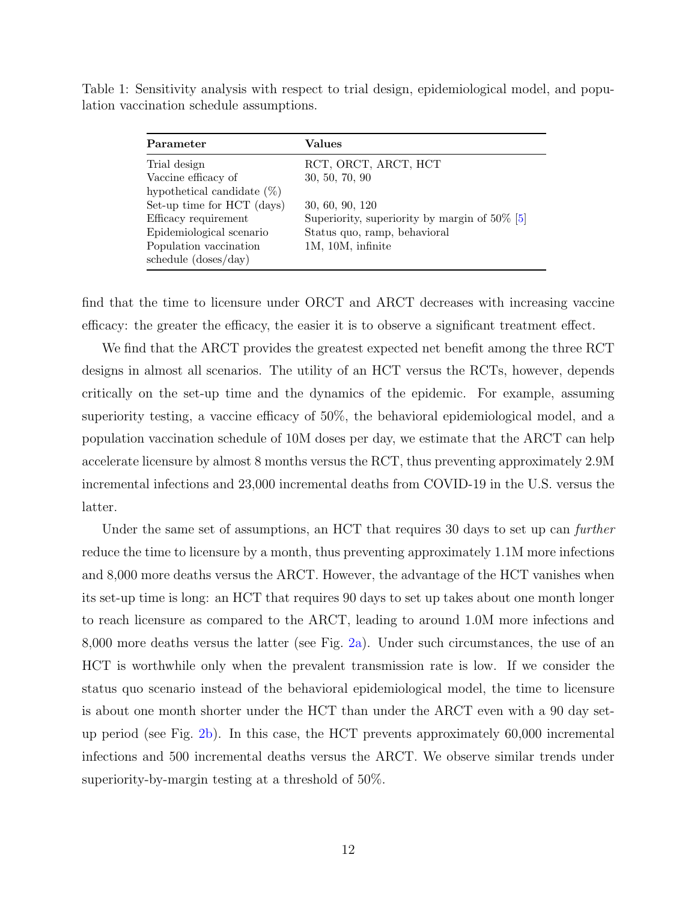Table 1: Sensitivity analysis with respect to trial design, epidemiological model, and population vaccination schedule assumptions.

| **Parameter** | **Values** |
|---|---|
| Trial design | RCT, ORCT, ARCT, HCT |
| Vaccine efficacy of hypothetical candidate (%) | 30, 50, 70, 90 |
| Set-up time for HCT (days) | 30, 60, 90, 120 |
| Efficacy requirement | Superiority, superiority by margin of 50% [5] |
| Epidemiological scenario | Status quo, ramp, behavioral |
| Population vaccination schedule (doses/day) | 1M, 10M, infinite |

find that the time to licensure under ORCT and ARCT decreases with increasing vaccine efficacy: the greater the efficacy, the easier it is to observe a significant treatment effect.

We find that the ARCT provides the greatest expected net benefit among the three RCT designs in almost all scenarios. The utility of an HCT versus the RCTs, however, depends critically on the set-up time and the dynamics of the epidemic. For example, assuming superiority testing, a vaccine efficacy of 50%, the behavioral epidemiological model, and a population vaccination schedule of 10M doses per day, we estimate that the ARCT can help accelerate licensure by almost 8 months versus the RCT, thus preventing approximately 2.9M incremental infections and 23,000 incremental deaths from COVID-19 in the U.S. versus the latter.

Under the same set of assumptions, an HCT that requires 30 days to set up can *further* reduce the time to licensure by a month, thus preventing approximately 1.1M more infections and 8,000 more deaths versus the ARCT. However, the advantage of the HCT vanishes when its set-up time is long: an HCT that requires 90 days to set up takes about one month longer to reach licensure as compared to the ARCT, leading to around 1.0M more infections and 8,000 more deaths versus the latter (see Fig. 2a). Under such circumstances, the use of an HCT is worthwhile only when the prevalent transmission rate is low. If we consider the status quo scenario instead of the behavioral epidemiological model, the time to licensure is about one month shorter under the HCT than under the ARCT even with a 90 day set-up period (see Fig. 2b). In this case, the HCT prevents approximately 60,000 incremental infections and 500 incremental deaths versus the ARCT. We observe similar trends under superiority-by-margin testing at a threshold of 50%.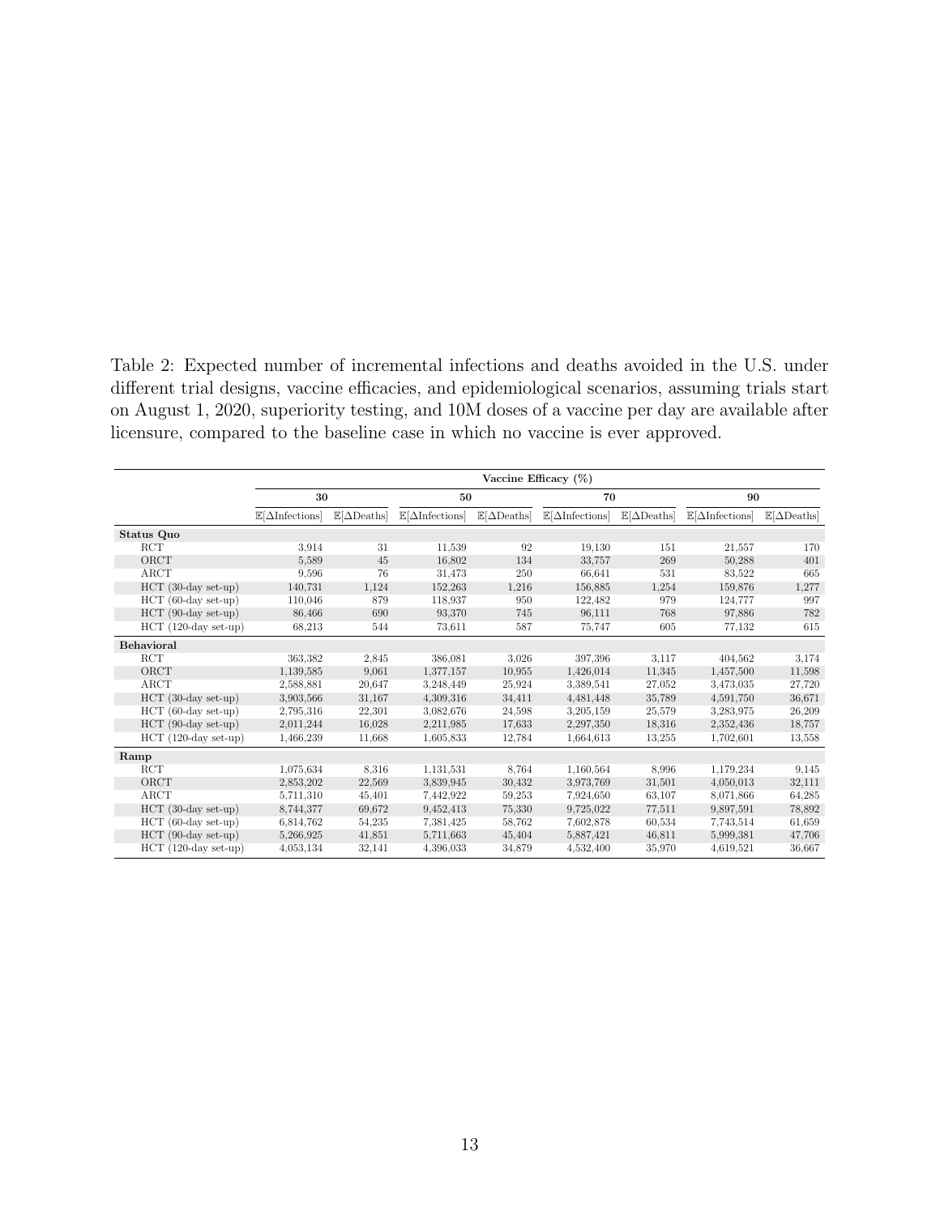Table 2: Expected number of incremental infections and deaths avoided in the U.S. under different trial designs, vaccine efficacies, and epidemiological scenarios, assuming trials start on August 1, 2020, superiority testing, and 10M doses of a vaccine per day are available after licensure, compared to the baseline case in which no vaccine is ever approved.

| | Vaccine Efficacy (%) | | | | | | | |
|---|---|---|---|---|---|---|---|---|
| | 30 | | 50 | | 70 | | 90 | |
| | $\mathbb{E}[\Delta\text{Infections}]$ | $\mathbb{E}[\Delta\text{Deaths}]$ | $\mathbb{E}[\Delta\text{Infections}]$ | $\mathbb{E}[\Delta\text{Deaths}]$ | $\mathbb{E}[\Delta\text{Infections}]$ | $\mathbb{E}[\Delta\text{Deaths}]$ | $\mathbb{E}[\Delta\text{Infections}]$ | $\mathbb{E}[\Delta\text{Deaths}]$ |
| **Status Quo** | | | | | | | | |
| RCT | 3,914 | 31 | 11,539 | 92 | 19,130 | 151 | 21,557 | 170 |
| ORCT | 5,589 | 45 | 16,802 | 134 | 33,757 | 269 | 50,288 | 401 |
| ARCT | 9,596 | 76 | 31,473 | 250 | 66,641 | 531 | 83,522 | 665 |
| HCT (30-day set-up) | 140,731 | 1,124 | 152,263 | 1,216 | 156,885 | 1,254 | 159,876 | 1,277 |
| HCT (60-day set-up) | 110,046 | 879 | 118,937 | 950 | 122,482 | 979 | 124,777 | 997 |
| HCT (90-day set-up) | 86,466 | 690 | 93,370 | 745 | 96,111 | 768 | 97,886 | 782 |
| HCT (120-day set-up) | 68,213 | 544 | 73,611 | 587 | 75,747 | 605 | 77,132 | 615 |
| **Behavioral** | | | | | | | | |
| RCT | 363,382 | 2,845 | 386,081 | 3,026 | 397,396 | 3,117 | 404,562 | 3,174 |
| ORCT | 1,139,585 | 9,061 | 1,377,157 | 10,955 | 1,426,014 | 11,345 | 1,457,500 | 11,598 |
| ARCT | 2,588,881 | 20,647 | 3,248,449 | 25,924 | 3,389,541 | 27,052 | 3,473,035 | 27,720 |
| HCT (30-day set-up) | 3,903,566 | 31,167 | 4,309,316 | 34,411 | 4,481,448 | 35,789 | 4,591,750 | 36,671 |
| HCT (60-day set-up) | 2,795,316 | 22,301 | 3,082,676 | 24,598 | 3,205,159 | 25,579 | 3,283,975 | 26,209 |
| HCT (90-day set-up) | 2,011,244 | 16,028 | 2,211,985 | 17,633 | 2,297,350 | 18,316 | 2,352,436 | 18,757 |
| HCT (120-day set-up) | 1,466,239 | 11,668 | 1,605,833 | 12,784 | 1,664,613 | 13,255 | 1,702,601 | 13,558 |
| **Ramp** | | | | | | | | |
| RCT | 1,075,634 | 8,316 | 1,131,531 | 8,764 | 1,160,564 | 8,996 | 1,179,234 | 9,145 |
| ORCT | 2,853,202 | 22,569 | 3,839,945 | 30,432 | 3,973,769 | 31,501 | 4,050,013 | 32,111 |
| ARCT | 5,711,310 | 45,401 | 7,442,922 | 59,253 | 7,924,650 | 63,107 | 8,071,866 | 64,285 |
| HCT (30-day set-up) | 8,744,377 | 69,672 | 9,452,413 | 75,330 | 9,725,022 | 77,511 | 9,897,591 | 78,892 |
| HCT (60-day set-up) | 6,814,762 | 54,235 | 7,381,425 | 58,762 | 7,602,878 | 60,534 | 7,743,514 | 61,659 |
| HCT (90-day set-up) | 5,266,925 | 41,851 | 5,711,663 | 45,404 | 5,887,421 | 46,811 | 5,999,381 | 47,706 |
| HCT (120-day set-up) | 4,053,134 | 32,141 | 4,396,033 | 34,879 | 4,532,400 | 35,970 | 4,619,521 | 36,667 |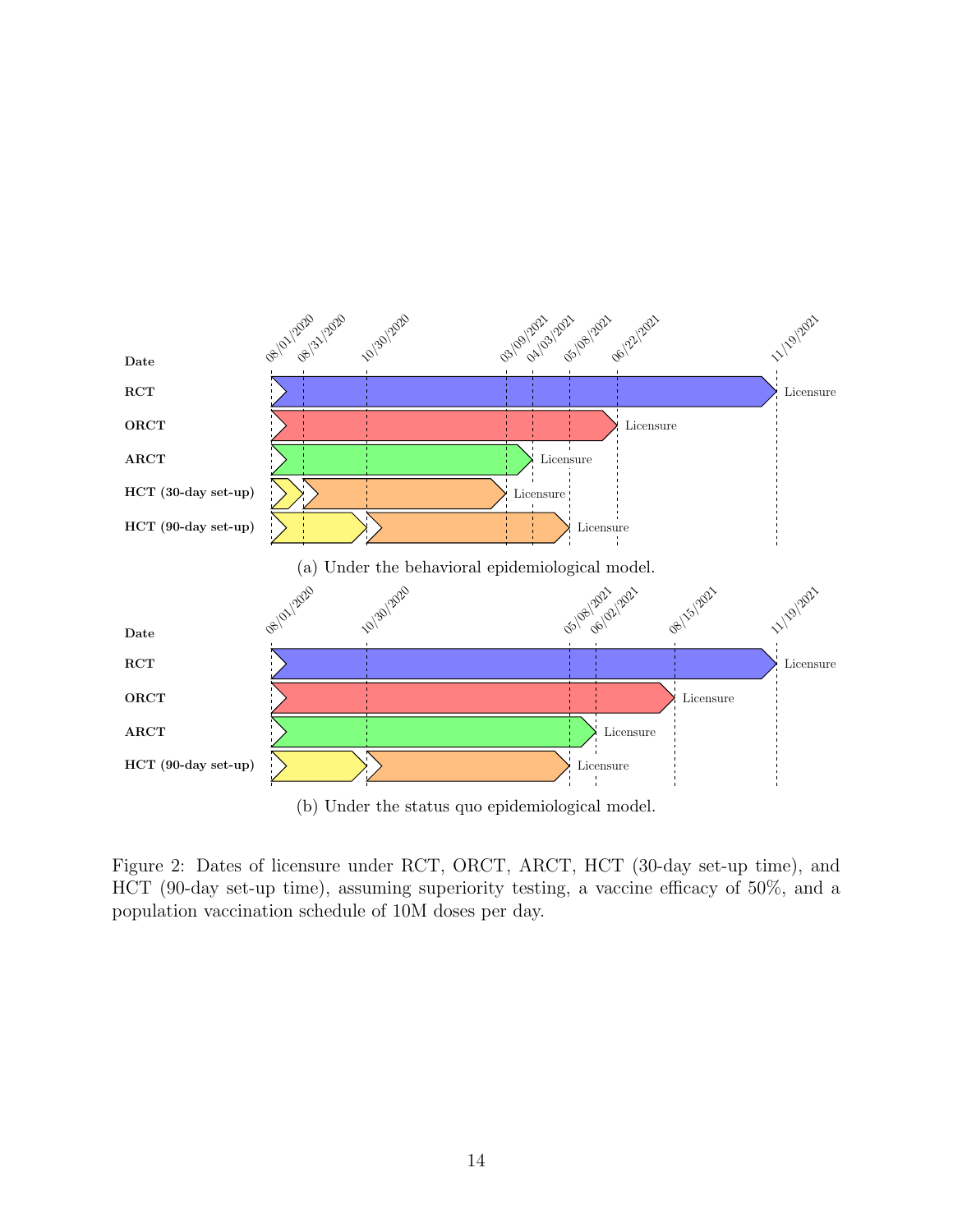(a) Under the behavioral epidemiological model.

(b) Under the status quo epidemiological model.

Figure 2: Dates of licensure under RCT, ORCT, ARCT, HCT (30-day set-up time), and HCT (90-day set-up time), assuming superiority testing, a vaccine efficacy of 50%, and a population vaccination schedule of 10M doses per day.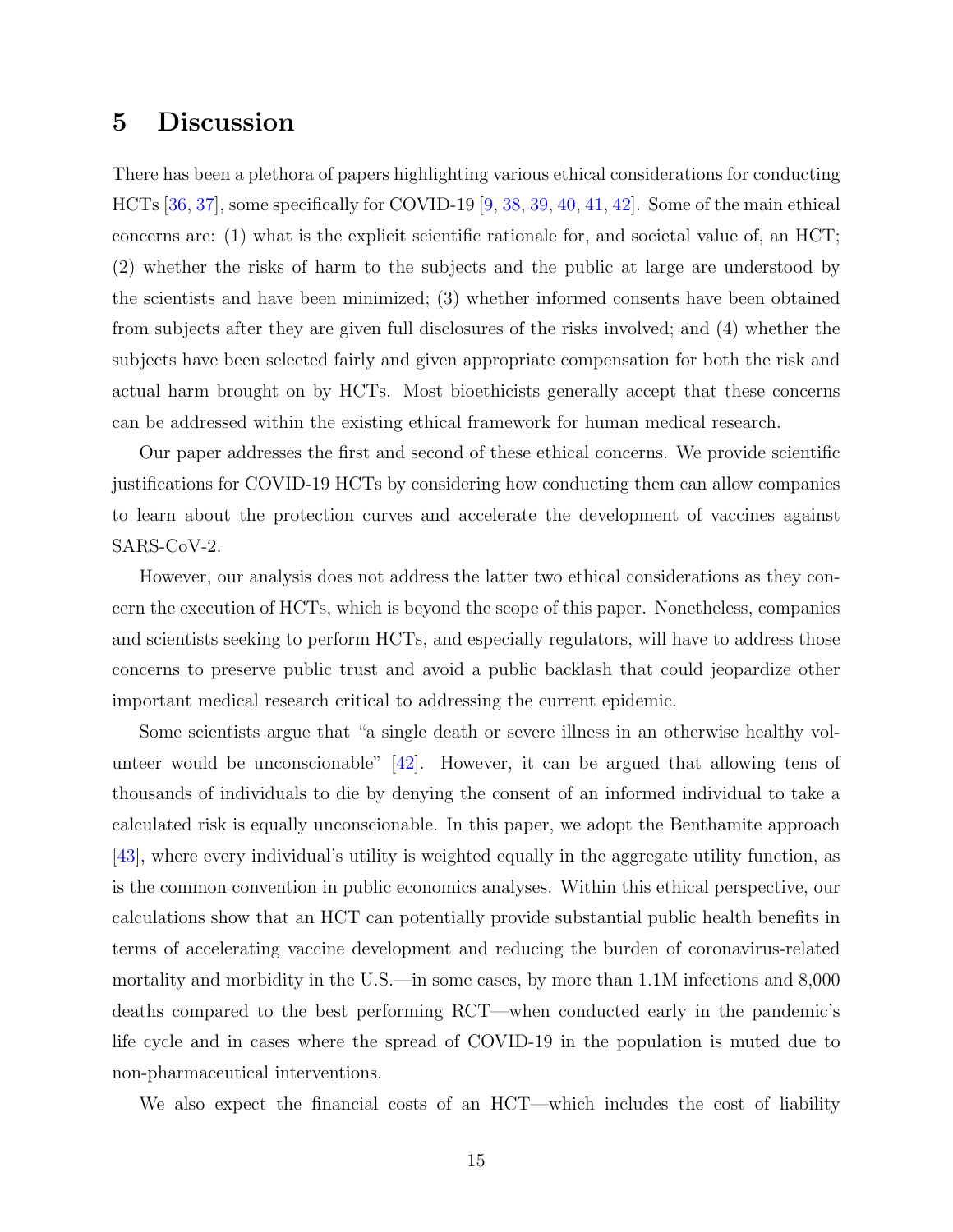## 5 Discussion

There has been a plethora of papers highlighting various ethical considerations for conducting HCTs [36, 37], some specifically for COVID-19 [9, 38, 39, 40, 41, 42]. Some of the main ethical concerns are: (1) what is the explicit scientific rationale for, and societal value of, an HCT; (2) whether the risks of harm to the subjects and the public at large are understood by the scientists and have been minimized; (3) whether informed consents have been obtained from subjects after they are given full disclosures of the risks involved; and (4) whether the subjects have been selected fairly and given appropriate compensation for both the risk and actual harm brought on by HCTs. Most bioethicists generally accept that these concerns can be addressed within the existing ethical framework for human medical research.

Our paper addresses the first and second of these ethical concerns. We provide scientific justifications for COVID-19 HCTs by considering how conducting them can allow companies to learn about the protection curves and accelerate the development of vaccines against SARS-CoV-2.

However, our analysis does not address the latter two ethical considerations as they concern the execution of HCTs, which is beyond the scope of this paper. Nonetheless, companies and scientists seeking to perform HCTs, and especially regulators, will have to address those concerns to preserve public trust and avoid a public backlash that could jeopardize other important medical research critical to addressing the current epidemic.

Some scientists argue that "a single death or severe illness in an otherwise healthy volunteer would be unconscionable" [42]. However, it can be argued that allowing tens of thousands of individuals to die by denying the consent of an informed individual to take a calculated risk is equally unconscionable. In this paper, we adopt the Benthamite approach [43], where every individual's utility is weighted equally in the aggregate utility function, as is the common convention in public economics analyses. Within this ethical perspective, our calculations show that an HCT can potentially provide substantial public health benefits in terms of accelerating vaccine development and reducing the burden of coronavirus-related mortality and morbidity in the U.S.—in some cases, by more than 1.1M infections and 8,000 deaths compared to the best performing RCT—when conducted early in the pandemic's life cycle and in cases where the spread of COVID-19 in the population is muted due to non-pharmaceutical interventions.

We also expect the financial costs of an HCT—which includes the cost of liability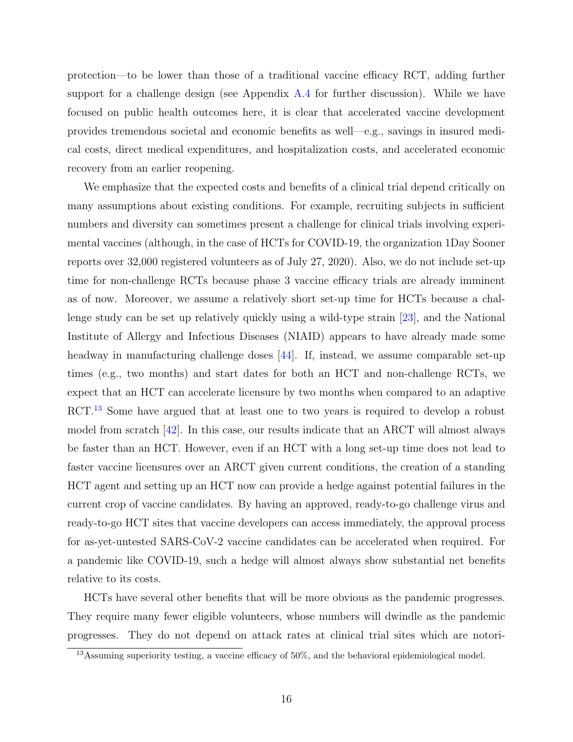protection—to be lower than those of a traditional vaccine efficacy RCT, adding further support for a challenge design (see Appendix A.4 for further discussion). While we have focused on public health outcomes here, it is clear that accelerated vaccine development provides tremendous societal and economic benefits as well—e.g., savings in insured medical costs, direct medical expenditures, and hospitalization costs, and accelerated economic recovery from an earlier reopening.

We emphasize that the expected costs and benefits of a clinical trial depend critically on many assumptions about existing conditions. For example, recruiting subjects in sufficient numbers and diversity can sometimes present a challenge for clinical trials involving experimental vaccines (although, in the case of HCTs for COVID-19, the organization 1Day Sooner reports over 32,000 registered volunteers as of July 27, 2020). Also, we do not include set-up time for non-challenge RCTs because phase 3 vaccine efficacy trials are already imminent as of now. Moreover, we assume a relatively short set-up time for HCTs because a challenge study can be set up relatively quickly using a wild-type strain [23], and the National Institute of Allergy and Infectious Diseases (NIAID) appears to have already made some headway in manufacturing challenge doses [44]. If, instead, we assume comparable set-up times (e.g., two months) and start dates for both an HCT and non-challenge RCTs, we expect that an HCT can accelerate licensure by two months when compared to an adaptive RCT.[13] Some have argued that at least one to two years is required to develop a robust model from scratch [42]. In this case, our results indicate that an ARCT will almost always be faster than an HCT. However, even if an HCT with a long set-up time does not lead to faster vaccine licensures over an ARCT given current conditions, the creation of a standing HCT agent and setting up an HCT now can provide a hedge against potential failures in the current crop of vaccine candidates. By having an approved, ready-to-go challenge virus and ready-to-go HCT sites that vaccine developers can access immediately, the approval process for as-yet-untested SARS-CoV-2 vaccine candidates can be accelerated when required. For a pandemic like COVID-19, such a hedge will almost always show substantial net benefits relative to its costs.

HCTs have several other benefits that will be more obvious as the pandemic progresses. They require many fewer eligible volunteers, whose numbers will dwindle as the pandemic progresses. They do not depend on attack rates at clinical trial sites which are notori-

[13] Assuming superiority testing, a vaccine efficacy of 50%, and the behavioral epidemiological model.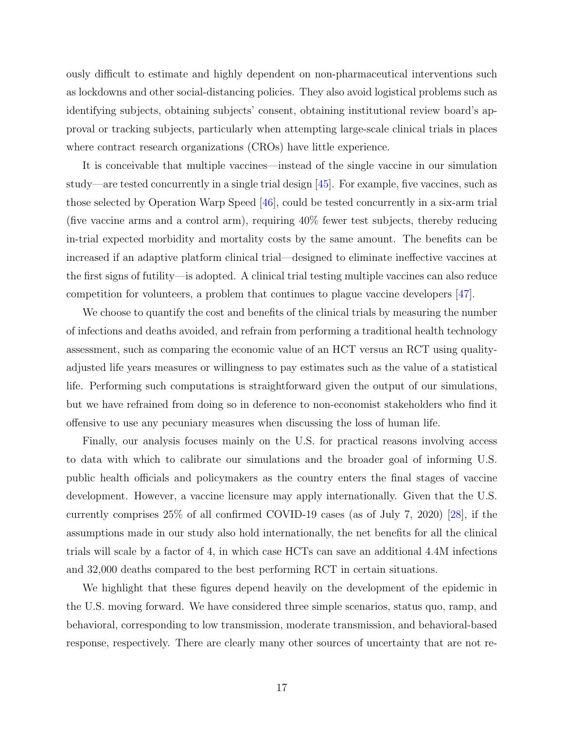ously difficult to estimate and highly dependent on non-pharmaceutical interventions such as lockdowns and other social-distancing policies. They also avoid logistical problems such as identifying subjects, obtaining subjects' consent, obtaining institutional review board's approval or tracking subjects, particularly when attempting large-scale clinical trials in places where contract research organizations (CROs) have little experience.

It is conceivable that multiple vaccines—instead of the single vaccine in our simulation study—are tested concurrently in a single trial design [45]. For example, five vaccines, such as those selected by Operation Warp Speed [46], could be tested concurrently in a six-arm trial (five vaccine arms and a control arm), requiring 40% fewer test subjects, thereby reducing in-trial expected morbidity and mortality costs by the same amount. The benefits can be increased if an adaptive platform clinical trial—designed to eliminate ineffective vaccines at the first signs of futility—is adopted. A clinical trial testing multiple vaccines can also reduce competition for volunteers, a problem that continues to plague vaccine developers [47].

We choose to quantify the cost and benefits of the clinical trials by measuring the number of infections and deaths avoided, and refrain from performing a traditional health technology assessment, such as comparing the economic value of an HCT versus an RCT using quality-adjusted life years measures or willingness to pay estimates such as the value of a statistical life. Performing such computations is straightforward given the output of our simulations, but we have refrained from doing so in deference to non-economist stakeholders who find it offensive to use any pecuniary measures when discussing the loss of human life.

Finally, our analysis focuses mainly on the U.S. for practical reasons involving access to data with which to calibrate our simulations and the broader goal of informing U.S. public health officials and policymakers as the country enters the final stages of vaccine development. However, a vaccine licensure may apply internationally. Given that the U.S. currently comprises 25% of all confirmed COVID-19 cases (as of July 7, 2020) [28], if the assumptions made in our study also hold internationally, the net benefits for all the clinical trials will scale by a factor of 4, in which case HCTs can save an additional 4.4M infections and 32,000 deaths compared to the best performing RCT in certain situations.

We highlight that these figures depend heavily on the development of the epidemic in the U.S. moving forward. We have considered three simple scenarios, status quo, ramp, and behavioral, corresponding to low transmission, moderate transmission, and behavioral-based response, respectively. There are clearly many other sources of uncertainty that are not re-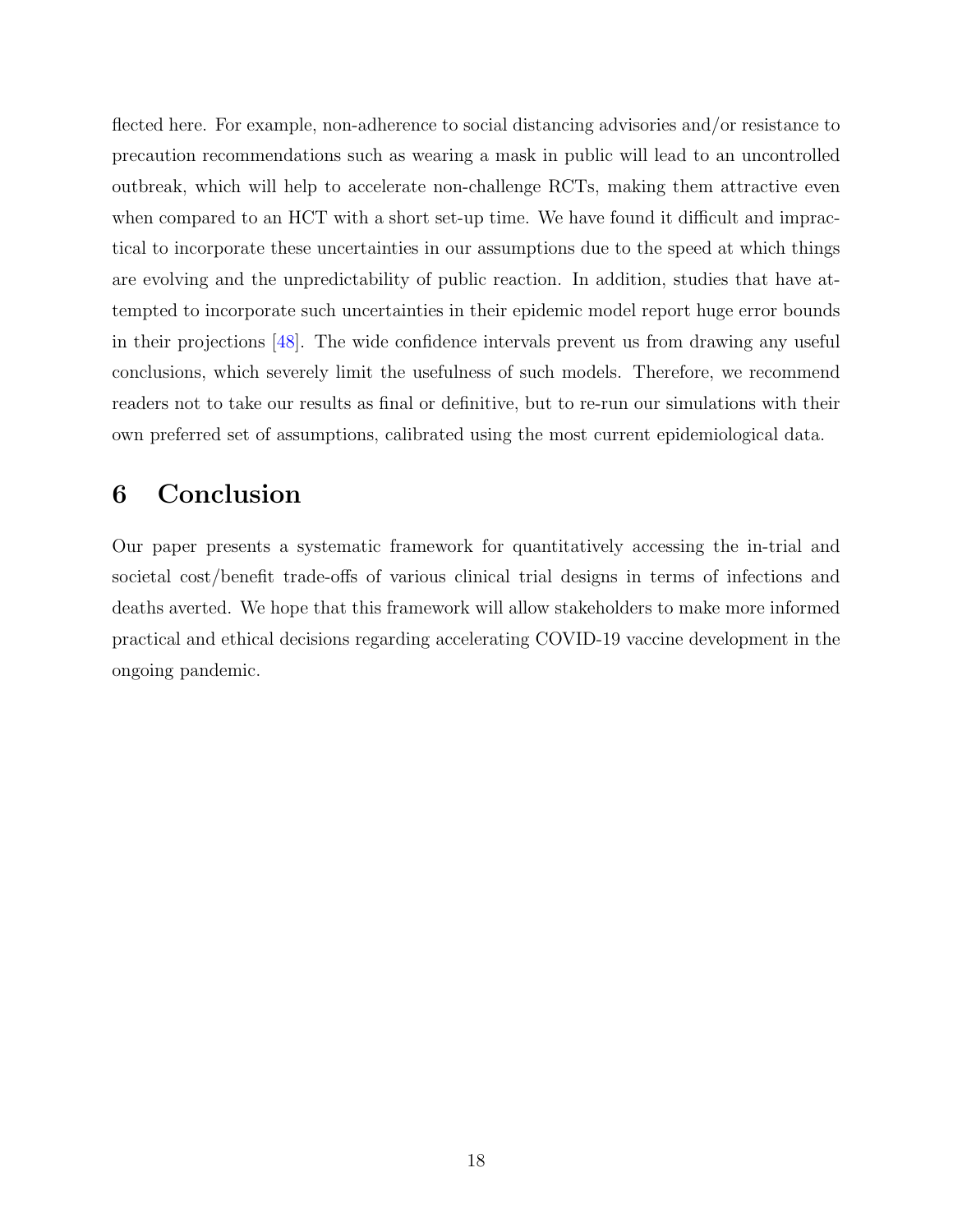flected here. For example, non-adherence to social distancing advisories and/or resistance to precaution recommendations such as wearing a mask in public will lead to an uncontrolled outbreak, which will help to accelerate non-challenge RCTs, making them attractive even when compared to an HCT with a short set-up time. We have found it difficult and impractical to incorporate these uncertainties in our assumptions due to the speed at which things are evolving and the unpredictability of public reaction. In addition, studies that have attempted to incorporate such uncertainties in their epidemic model report huge error bounds in their projections [48]. The wide confidence intervals prevent us from drawing any useful conclusions, which severely limit the usefulness of such models. Therefore, we recommend readers not to take our results as final or definitive, but to re-run our simulations with their own preferred set of assumptions, calibrated using the most current epidemiological data.

# 6 Conclusion

Our paper presents a systematic framework for quantitatively accessing the in-trial and societal cost/benefit trade-offs of various clinical trial designs in terms of infections and deaths averted. We hope that this framework will allow stakeholders to make more informed practical and ethical decisions regarding accelerating COVID-19 vaccine development in the ongoing pandemic.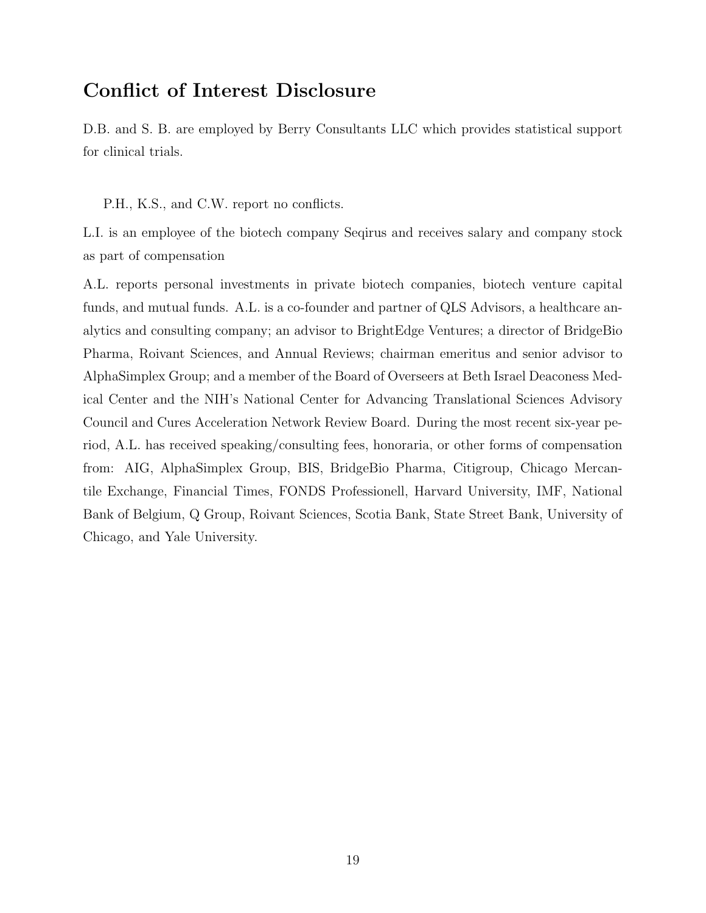## Conflict of Interest Disclosure

D.B. and S. B. are employed by Berry Consultants LLC which provides statistical support for clinical trials.

P.H., K.S., and C.W. report no conflicts.

L.I. is an employee of the biotech company Seqirus and receives salary and company stock as part of compensation

A.L. reports personal investments in private biotech companies, biotech venture capital funds, and mutual funds. A.L. is a co-founder and partner of QLS Advisors, a healthcare analytics and consulting company; an advisor to BrightEdge Ventures; a director of BridgeBio Pharma, Roivant Sciences, and Annual Reviews; chairman emeritus and senior advisor to AlphaSimplex Group; and a member of the Board of Overseers at Beth Israel Deaconess Medical Center and the NIH's National Center for Advancing Translational Sciences Advisory Council and Cures Acceleration Network Review Board. During the most recent six-year period, A.L. has received speaking/consulting fees, honoraria, or other forms of compensation from: AIG, AlphaSimplex Group, BIS, BridgeBio Pharma, Citigroup, Chicago Mercantile Exchange, Financial Times, FONDS Professionell, Harvard University, IMF, National Bank of Belgium, Q Group, Roivant Sciences, Scotia Bank, State Street Bank, University of Chicago, and Yale University.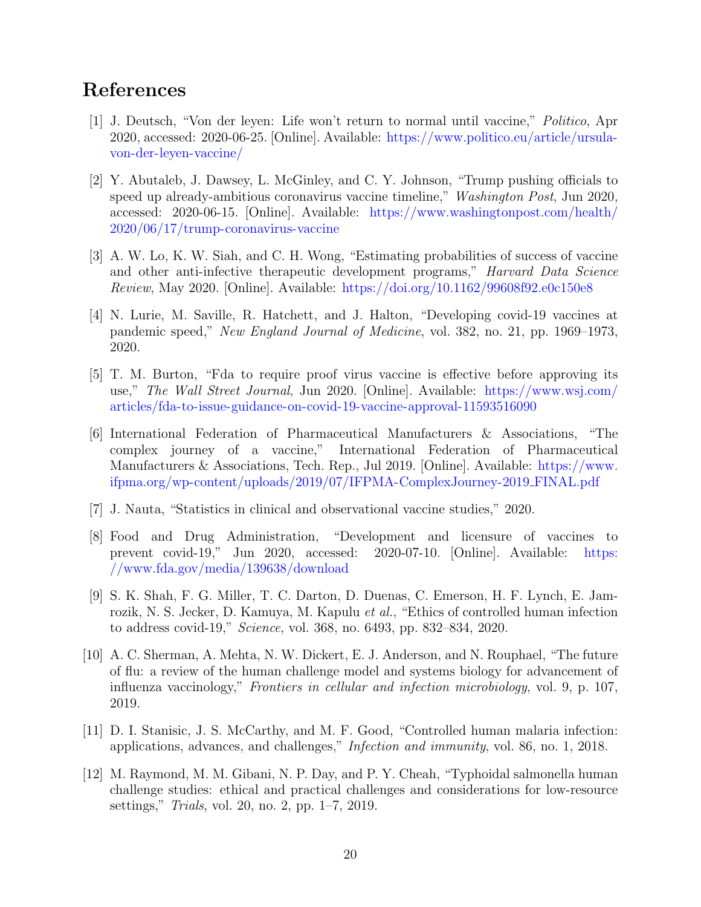# References

[1] J. Deutsch, “Von der leyen: Life won’t return to normal until vaccine,” *Politico*, Apr 2020, accessed: 2020-06-25. [Online]. Available: https://www.politico.eu/article/ursula-von-der-leyen-vaccine/

[2] Y. Abutaleb, J. Dawsey, L. McGinley, and C. Y. Johnson, “Trump pushing officials to speed up already-ambitious coronavirus vaccine timeline,” *Washington Post*, Jun 2020, accessed: 2020-06-15. [Online]. Available: https://www.washingtonpost.com/health/2020/06/17/trump-coronavirus-vaccine

[3] A. W. Lo, K. W. Siah, and C. H. Wong, “Estimating probabilities of success of vaccine and other anti-infective therapeutic development programs,” *Harvard Data Science Review*, May 2020. [Online]. Available: https://doi.org/10.1162/99608f92.e0c150e8

[4] N. Lurie, M. Saville, R. Hatchett, and J. Halton, “Developing covid-19 vaccines at pandemic speed,” *New England Journal of Medicine*, vol. 382, no. 21, pp. 1969–1973, 2020.

[5] T. M. Burton, “Fda to require proof virus vaccine is effective before approving its use,” *The Wall Street Journal*, Jun 2020. [Online]. Available: https://www.wsj.com/articles/fda-to-issue-guidance-on-covid-19-vaccine-approval-11593516090

[6] International Federation of Pharmaceutical Manufacturers & Associations, “The complex journey of a vaccine,” International Federation of Pharmaceutical Manufacturers & Associations, Tech. Rep., Jul 2019. [Online]. Available: https://www.ifpma.org/wp-content/uploads/2019/07/IFPMA-ComplexJourney-2019_FINAL.pdf

[7] J. Nauta, “Statistics in clinical and observational vaccine studies,” 2020.

[8] Food and Drug Administration, “Development and licensure of vaccines to prevent covid-19,” Jun 2020, accessed: 2020-07-10. [Online]. Available: https://www.fda.gov/media/139638/download

[9] S. K. Shah, F. G. Miller, T. C. Darton, D. Duenas, C. Emerson, H. F. Lynch, E. Jamrozik, N. S. Jecker, D. Kamuya, M. Kapulu *et al.*, “Ethics of controlled human infection to address covid-19,” *Science*, vol. 368, no. 6493, pp. 832–834, 2020.

[10] A. C. Sherman, A. Mehta, N. W. Dickert, E. J. Anderson, and N. Rouphael, “The future of flu: a review of the human challenge model and systems biology for advancement of influenza vaccinology,” *Frontiers in cellular and infection microbiology*, vol. 9, p. 107, 2019.

[11] D. I. Stanisic, J. S. McCarthy, and M. F. Good, “Controlled human malaria infection: applications, advances, and challenges,” *Infection and immunity*, vol. 86, no. 1, 2018.

[12] M. Raymond, M. M. Gibani, N. P. Day, and P. Y. Cheah, “Typhoidal salmonella human challenge studies: ethical and practical challenges and considerations for low-resource settings,” *Trials*, vol. 20, no. 2, pp. 1–7, 2019.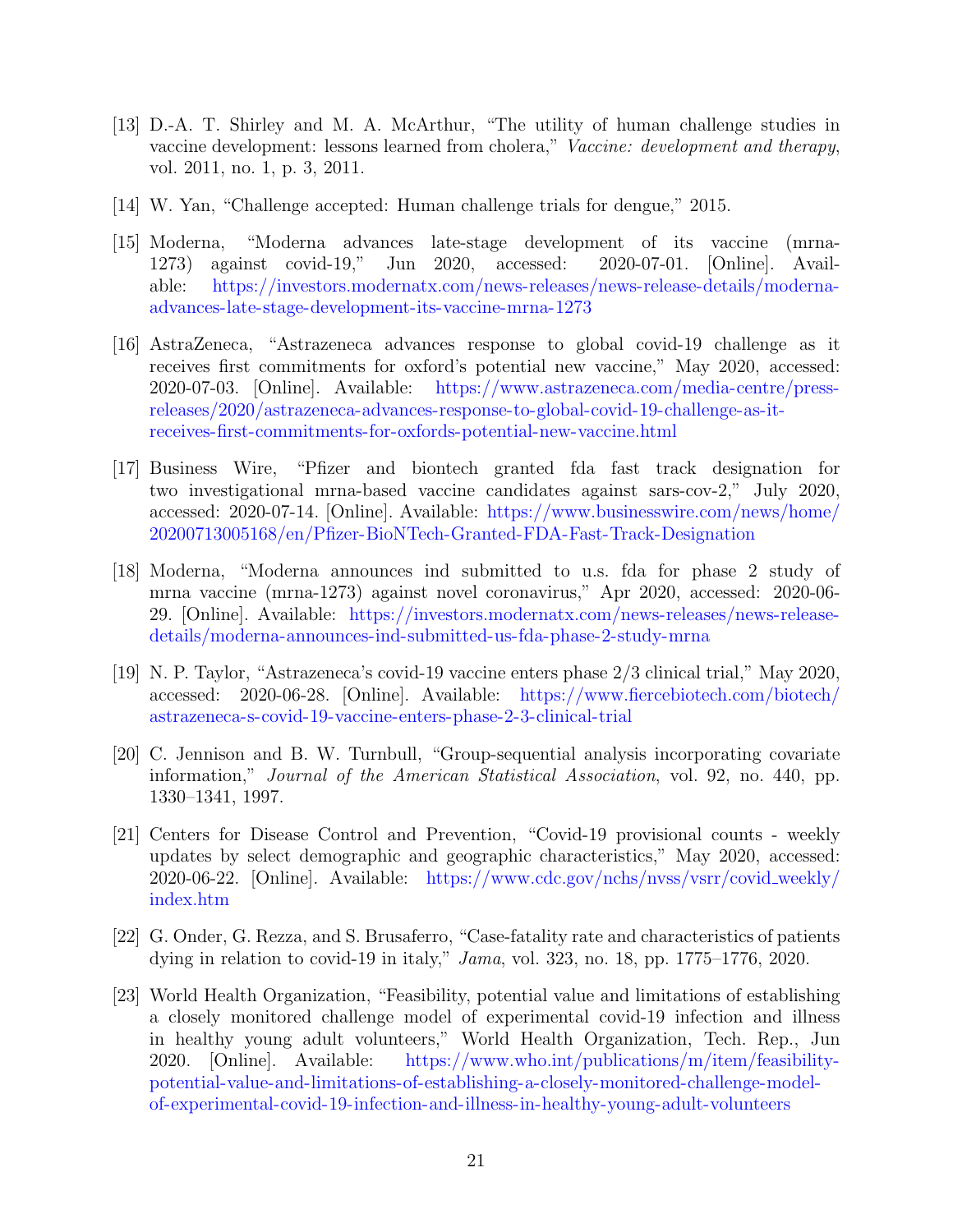[13] D.-A. T. Shirley and M. A. McArthur, "The utility of human challenge studies in vaccine development: lessons learned from cholera," *Vaccine: development and therapy*, vol. 2011, no. 1, p. 3, 2011.

[14] W. Yan, "Challenge accepted: Human challenge trials for dengue," 2015.

[15] Moderna, "Moderna advances late-stage development of its vaccine (mrna-1273) against covid-19," Jun 2020, accessed: 2020-07-01. [Online]. Available: https://investors.modernatx.com/news-releases/news-release-details/moderna-advances-late-stage-development-its-vaccine-mrna-1273

[16] AstraZeneca, "Astrazeneca advances response to global covid-19 challenge as it receives first commitments for oxford's potential new vaccine," May 2020, accessed: 2020-07-03. [Online]. Available: https://www.astrazeneca.com/media-centre/press-releases/2020/astrazeneca-advances-response-to-global-covid-19-challenge-as-it-receives-first-commitments-for-oxfords-potential-new-vaccine.html

[17] Business Wire, "Pfizer and biontech granted fda fast track designation for two investigational mrna-based vaccine candidates against sars-cov-2," July 2020, accessed: 2020-07-14. [Online]. Available: https://www.businesswire.com/news/home/20200713005168/en/Pfizer-BioNTech-Granted-FDA-Fast-Track-Designation

[18] Moderna, "Moderna announces ind submitted to u.s. fda for phase 2 study of mrna vaccine (mrna-1273) against novel coronavirus," Apr 2020, accessed: 2020-06-29. [Online]. Available: https://investors.modernatx.com/news-releases/news-release-details/moderna-announces-ind-submitted-us-fda-phase-2-study-mrna

[19] N. P. Taylor, "Astrazeneca's covid-19 vaccine enters phase 2/3 clinical trial," May 2020, accessed: 2020-06-28. [Online]. Available: https://www.fiercebiotech.com/biotech/astrazeneca-s-covid-19-vaccine-enters-phase-2-3-clinical-trial

[20] C. Jennison and B. W. Turnbull, "Group-sequential analysis incorporating covariate information," *Journal of the American Statistical Association*, vol. 92, no. 440, pp. 1330–1341, 1997.

[21] Centers for Disease Control and Prevention, "Covid-19 provisional counts - weekly updates by select demographic and geographic characteristics," May 2020, accessed: 2020-06-22. [Online]. Available: https://www.cdc.gov/nchs/nvss/vsrr/covid_weekly/index.htm

[22] G. Onder, G. Rezza, and S. Brusaferro, "Case-fatality rate and characteristics of patients dying in relation to covid-19 in italy," *Jama*, vol. 323, no. 18, pp. 1775–1776, 2020.

[23] World Health Organization, "Feasibility, potential value and limitations of establishing a closely monitored challenge model of experimental covid-19 infection and illness in healthy young adult volunteers," World Health Organization, Tech. Rep., Jun 2020. [Online]. Available: https://www.who.int/publications/m/item/feasibility-potential-value-and-limitations-of-establishing-a-closely-monitored-challenge-model-of-experimental-covid-19-infection-and-illness-in-healthy-young-adult-volunteers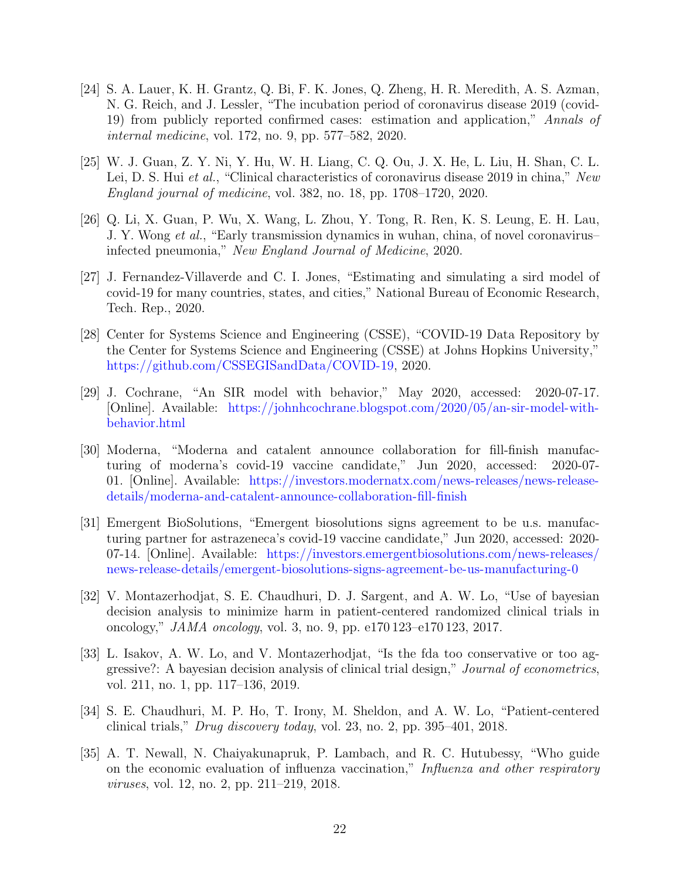[24] S. A. Lauer, K. H. Grantz, Q. Bi, F. K. Jones, Q. Zheng, H. R. Meredith, A. S. Azman, N. G. Reich, and J. Lessler, "The incubation period of coronavirus disease 2019 (covid-19) from publicly reported confirmed cases: estimation and application," *Annals of internal medicine*, vol. 172, no. 9, pp. 577–582, 2020.

[25] W. J. Guan, Z. Y. Ni, Y. Hu, W. H. Liang, C. Q. Ou, J. X. He, L. Liu, H. Shan, C. L. Lei, D. S. Hui *et al.*, "Clinical characteristics of coronavirus disease 2019 in china," *New England journal of medicine*, vol. 382, no. 18, pp. 1708–1720, 2020.

[26] Q. Li, X. Guan, P. Wu, X. Wang, L. Zhou, Y. Tong, R. Ren, K. S. Leung, E. H. Lau, J. Y. Wong *et al.*, "Early transmission dynamics in wuhan, china, of novel coronavirus–infected pneumonia," *New England Journal of Medicine*, 2020.

[27] J. Fernandez-Villaverde and C. I. Jones, "Estimating and simulating a sird model of covid-19 for many countries, states, and cities," National Bureau of Economic Research, Tech. Rep., 2020.

[28] Center for Systems Science and Engineering (CSSE), "COVID-19 Data Repository by the Center for Systems Science and Engineering (CSSE) at Johns Hopkins University," https://github.com/CSSEGISandData/COVID-19, 2020.

[29] J. Cochrane, "An SIR model with behavior," May 2020, accessed: 2020-07-17. [Online]. Available: https://johnhcochrane.blogspot.com/2020/05/an-sir-model-with-behavior.html

[30] Moderna, "Moderna and catalent announce collaboration for fill-finish manufacturing of moderna's covid-19 vaccine candidate," Jun 2020, accessed: 2020-07-01. [Online]. Available: https://investors.modernatx.com/news-releases/news-release-details/moderna-and-catalent-announce-collaboration-fill-finish

[31] Emergent BioSolutions, "Emergent biosolutions signs agreement to be u.s. manufacturing partner for astrazeneca's covid-19 vaccine candidate," Jun 2020, accessed: 2020-07-14. [Online]. Available: https://investors.emergentbiosolutions.com/news-releases/news-release-details/emergent-biosolutions-signs-agreement-be-us-manufacturing-0

[32] V. Montazerhodjat, S. E. Chaudhuri, D. J. Sargent, and A. W. Lo, "Use of bayesian decision analysis to minimize harm in patient-centered randomized clinical trials in oncology," *JAMA oncology*, vol. 3, no. 9, pp. e170 123–e170 123, 2017.

[33] L. Isakov, A. W. Lo, and V. Montazerhodjat, "Is the fda too conservative or too aggressive?: A bayesian decision analysis of clinical trial design," *Journal of econometrics*, vol. 211, no. 1, pp. 117–136, 2019.

[34] S. E. Chaudhuri, M. P. Ho, T. Irony, M. Sheldon, and A. W. Lo, "Patient-centered clinical trials," *Drug discovery today*, vol. 23, no. 2, pp. 395–401, 2018.

[35] A. T. Newall, N. Chaiyakunapruk, P. Lambach, and R. C. Hutubessy, "Who guide on the economic evaluation of influenza vaccination," *Influenza and other respiratory viruses*, vol. 12, no. 2, pp. 211–219, 2018.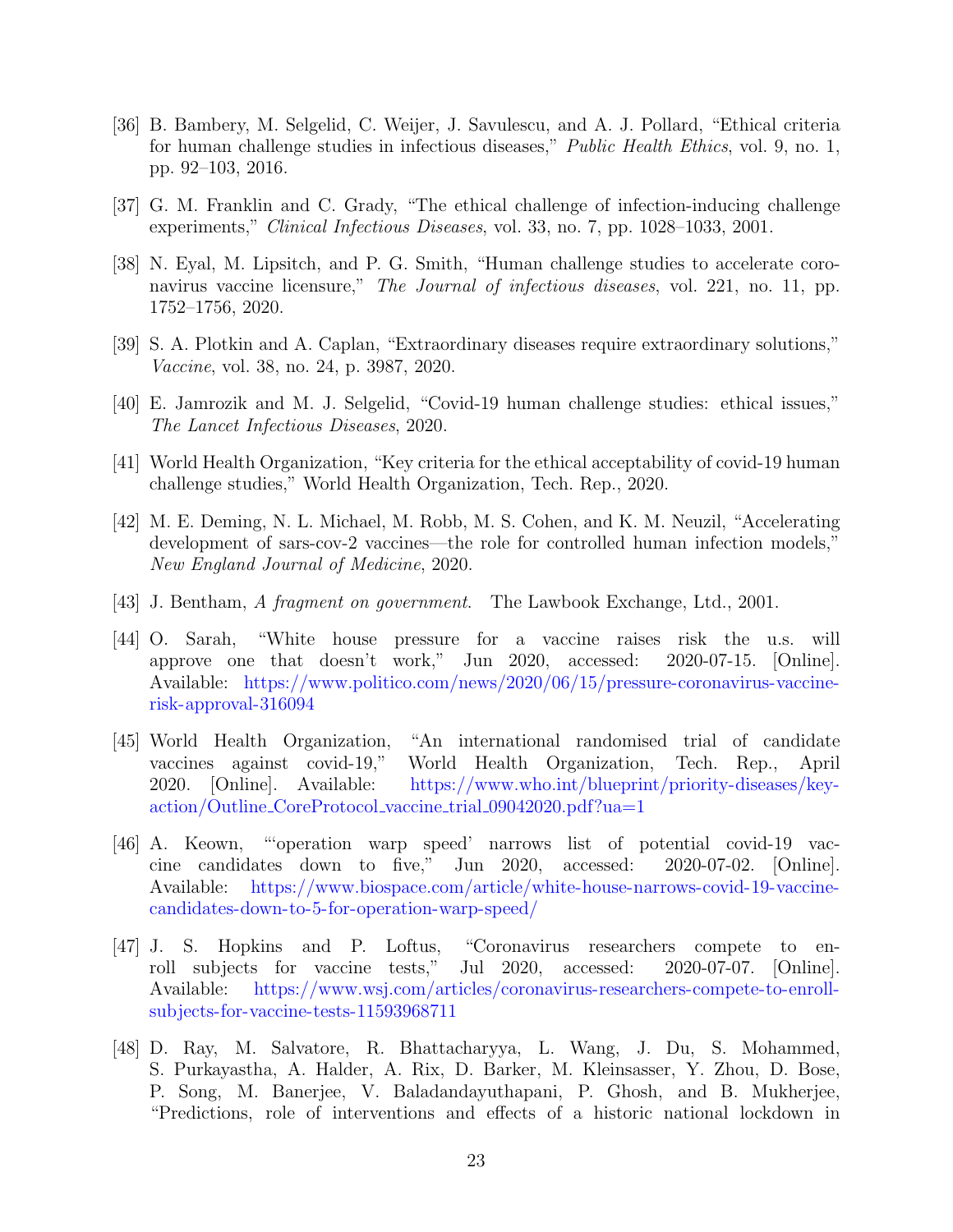- [36] B. Bambery, M. Selgelid, C. Weijer, J. Savulescu, and A. J. Pollard, "Ethical criteria for human challenge studies in infectious diseases," *Public Health Ethics*, vol. 9, no. 1, pp. 92–103, 2016.
- [37] G. M. Franklin and C. Grady, "The ethical challenge of infection-inducing challenge experiments," *Clinical Infectious Diseases*, vol. 33, no. 7, pp. 1028–1033, 2001.
- [38] N. Eyal, M. Lipsitch, and P. G. Smith, "Human challenge studies to accelerate coronavirus vaccine licensure," *The Journal of infectious diseases*, vol. 221, no. 11, pp. 1752–1756, 2020.
- [39] S. A. Plotkin and A. Caplan, "Extraordinary diseases require extraordinary solutions," *Vaccine*, vol. 38, no. 24, p. 3987, 2020.
- [40] E. Jamrozik and M. J. Selgelid, "Covid-19 human challenge studies: ethical issues," *The Lancet Infectious Diseases*, 2020.
- [41] World Health Organization, "Key criteria for the ethical acceptability of covid-19 human challenge studies," World Health Organization, Tech. Rep., 2020.
- [42] M. E. Deming, N. L. Michael, M. Robb, M. S. Cohen, and K. M. Neuzil, "Accelerating development of sars-cov-2 vaccines—the role for controlled human infection models," *New England Journal of Medicine*, 2020.
- [43] J. Bentham, *A fragment on government*. The Lawbook Exchange, Ltd., 2001.
- [44] O. Sarah, "White house pressure for a vaccine raises risk the u.s. will approve one that doesn't work," Jun 2020, accessed: 2020-07-15. [Online]. Available: https://www.politico.com/news/2020/06/15/pressure-coronavirus-vaccine-risk-approval-316094
- [45] World Health Organization, "An international randomised trial of candidate vaccines against covid-19," World Health Organization, Tech. Rep., April 2020. [Online]. Available: https://www.who.int/blueprint/priority-diseases/key-action/Outline_CoreProtocol_vaccine_trial_09042020.pdf?ua=1
- [46] A. Keown, "'operation warp speed' narrows list of potential covid-19 vaccine candidates down to five," Jun 2020, accessed: 2020-07-02. [Online]. Available: https://www.biospace.com/article/white-house-narrows-covid-19-vaccine-candidates-down-to-5-for-operation-warp-speed/
- [47] J. S. Hopkins and P. Loftus, "Coronavirus researchers compete to enroll subjects for vaccine tests," Jul 2020, accessed: 2020-07-07. [Online]. Available: https://www.wsj.com/articles/coronavirus-researchers-compete-to-enroll-subjects-for-vaccine-tests-11593968711
- [48] D. Ray, M. Salvatore, R. Bhattacharyya, L. Wang, J. Du, S. Mohammed, S. Purkayastha, A. Halder, A. Rix, D. Barker, M. Kleinsasser, Y. Zhou, D. Bose, P. Song, M. Banerjee, V. Baladandayuthapani, P. Ghosh, and B. Mukherjee, "Predictions, role of interventions and effects of a historic national lockdown in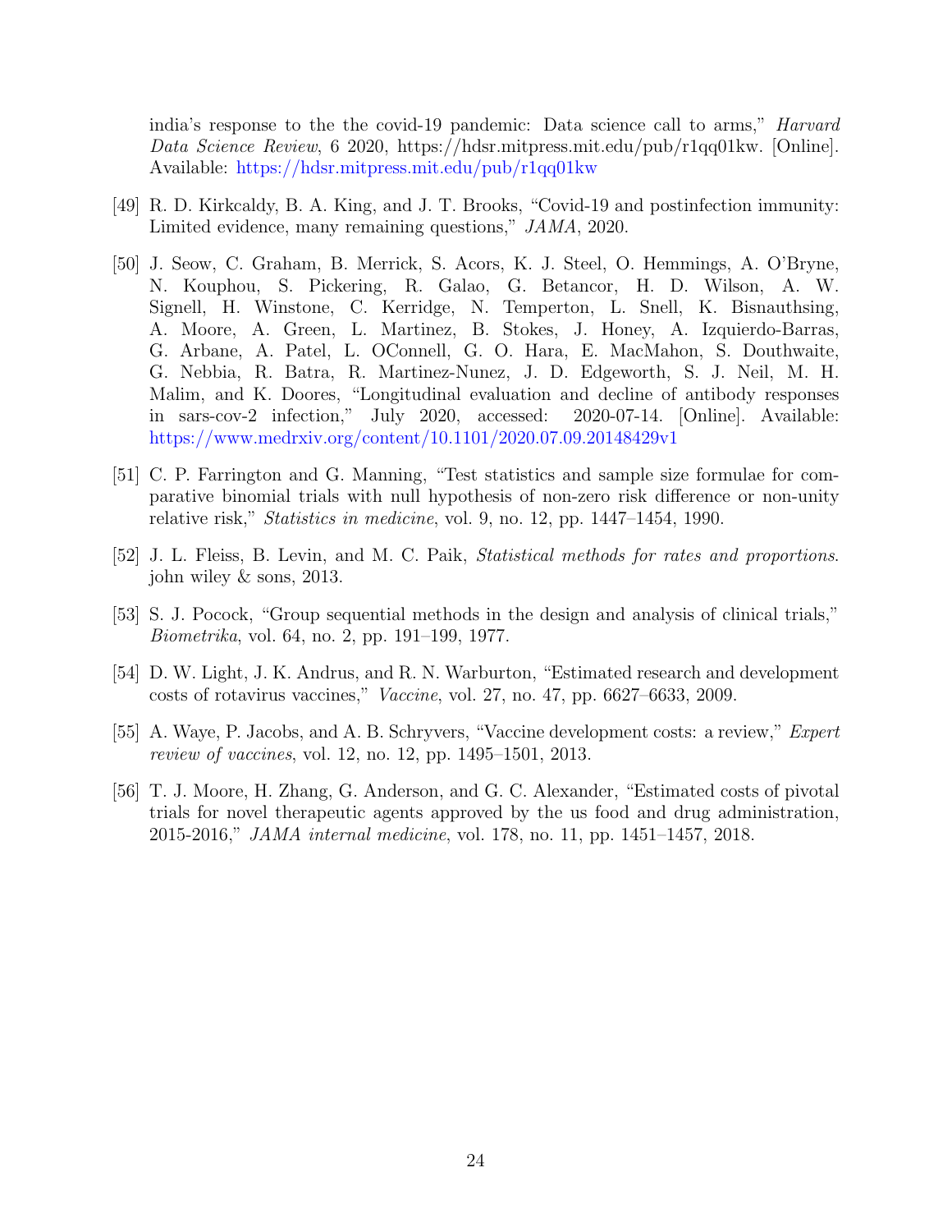india's response to the the covid-19 pandemic: Data science call to arms," *Harvard Data Science Review*, 6 2020, https://hdsr.mitpress.mit.edu/pub/r1qq01kw. [Online]. Available: https://hdsr.mitpress.mit.edu/pub/r1qq01kw

[49] R. D. Kirkcaldy, B. A. King, and J. T. Brooks, "Covid-19 and postinfection immunity: Limited evidence, many remaining questions," *JAMA*, 2020.

[50] J. Seow, C. Graham, B. Merrick, S. Acors, K. J. Steel, O. Hemmings, A. O'Bryne, N. Kouphou, S. Pickering, R. Galao, G. Betancor, H. D. Wilson, A. W. Signell, H. Winstone, C. Kerridge, N. Temperton, L. Snell, K. Bisnauthsing, A. Moore, A. Green, L. Martinez, B. Stokes, J. Honey, A. Izquierdo-Barras, G. Arbane, A. Patel, L. OConnell, G. O. Hara, E. MacMahon, S. Douthwaite, G. Nebbia, R. Batra, R. Martinez-Nunez, J. D. Edgeworth, S. J. Neil, M. H. Malim, and K. Doores, "Longitudinal evaluation and decline of antibody responses in sars-cov-2 infection," July 2020, accessed: 2020-07-14. [Online]. Available: https://www.medrxiv.org/content/10.1101/2020.07.09.20148429v1

[51] C. P. Farrington and G. Manning, "Test statistics and sample size formulae for comparative binomial trials with null hypothesis of non-zero risk difference or non-unity relative risk," *Statistics in medicine*, vol. 9, no. 12, pp. 1447–1454, 1990.

[52] J. L. Fleiss, B. Levin, and M. C. Paik, *Statistical methods for rates and proportions*. john wiley & sons, 2013.

[53] S. J. Pocock, "Group sequential methods in the design and analysis of clinical trials," *Biometrika*, vol. 64, no. 2, pp. 191–199, 1977.

[54] D. W. Light, J. K. Andrus, and R. N. Warburton, "Estimated research and development costs of rotavirus vaccines," *Vaccine*, vol. 27, no. 47, pp. 6627–6633, 2009.

[55] A. Waye, P. Jacobs, and A. B. Schryvers, "Vaccine development costs: a review," *Expert review of vaccines*, vol. 12, no. 12, pp. 1495–1501, 2013.

[56] T. J. Moore, H. Zhang, G. Anderson, and G. C. Alexander, "Estimated costs of pivotal trials for novel therapeutic agents approved by the us food and drug administration, 2015-2016," *JAMA internal medicine*, vol. 178, no. 11, pp. 1451–1457, 2018.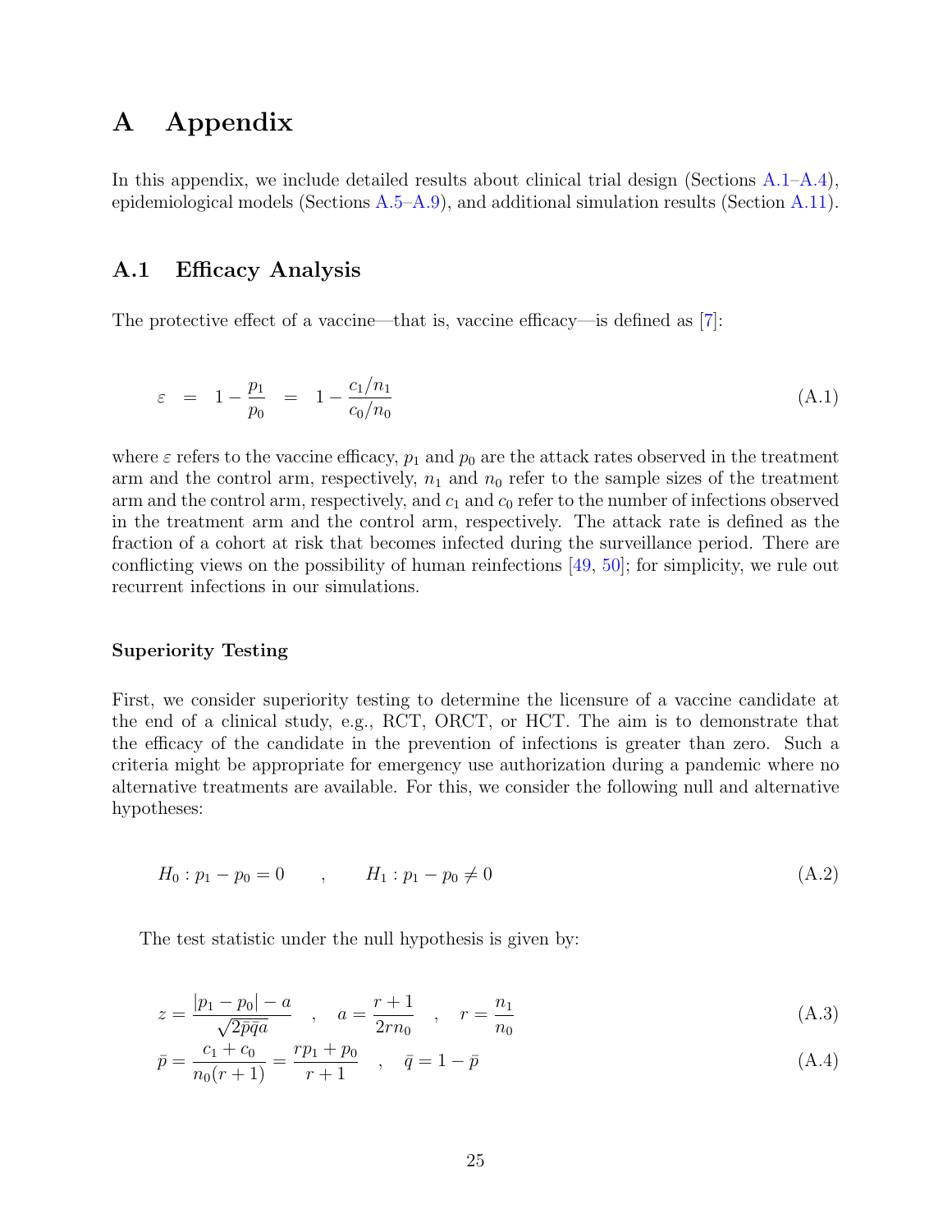# A Appendix

In this appendix, we include detailed results about clinical trial design (Sections A.1–A.4), epidemiological models (Sections A.5–A.9), and additional simulation results (Section A.11).

## A.1 Efficacy Analysis

The protective effect of a vaccine—that is, vaccine efficacy—is defined as [7]:

$$\varepsilon \;=\; 1 - \frac{p_1}{p_0} \;=\; 1 - \frac{c_1/n_1}{c_0/n_0} \tag{A.1}$$

where $\varepsilon$ refers to the vaccine efficacy, $p_1$ and $p_0$ are the attack rates observed in the treatment arm and the control arm, respectively, $n_1$ and $n_0$ refer to the sample sizes of the treatment arm and the control arm, respectively, and $c_1$ and $c_0$ refer to the number of infections observed in the treatment arm and the control arm, respectively. The attack rate is defined as the fraction of a cohort at risk that becomes infected during the surveillance period. There are conflicting views on the possibility of human reinfections [49, 50]; for simplicity, we rule out recurrent infections in our simulations.

### Superiority Testing

First, we consider superiority testing to determine the licensure of a vaccine candidate at the end of a clinical study, e.g., RCT, ORCT, or HCT. The aim is to demonstrate that the efficacy of the candidate in the prevention of infections is greater than zero. Such a criteria might be appropriate for emergency use authorization during a pandemic where no alternative treatments are available. For this, we consider the following null and alternative hypotheses:

$$H_0 : p_1 - p_0 = 0 \qquad , \qquad H_1 : p_1 - p_0 \neq 0 \tag{A.2}$$

The test statistic under the null hypothesis is given by:

$$z = \frac{|p_1 - p_0| - a}{\sqrt{2\bar{p}\bar{q}a}} \quad , \quad a = \frac{r+1}{2rn_0} \quad , \quad r = \frac{n_1}{n_0} \tag{A.3}$$

$$\bar{p} = \frac{c_1 + c_0}{n_0(r+1)} = \frac{rp_1 + p_0}{r+1} \quad , \quad \bar{q} = 1 - \bar{p} \tag{A.4}$$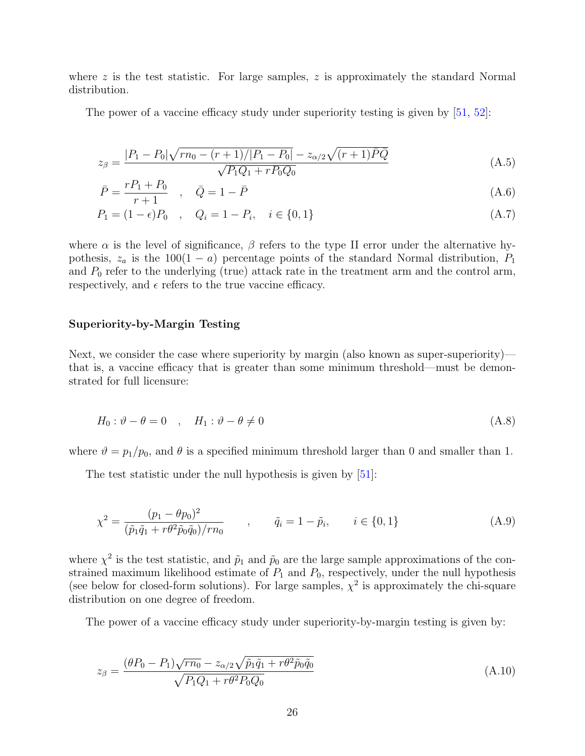where $z$ is the test statistic. For large samples, $z$ is approximately the standard Normal distribution.

The power of a vaccine efficacy study under superiority testing is given by [51, 52]:

$$z_\beta = \frac{|P_1 - P_0|\sqrt{rn_0 - (r+1)/|P_1 - P_0|} - z_{\alpha/2}\sqrt{(r+1)\bar{P}\bar{Q}}}{\sqrt{P_1 Q_1 + r P_0 Q_0}} \tag{A.5}$$

$$\bar{P} = \frac{rP_1 + P_0}{r+1} \quad , \quad \bar{Q} = 1 - \bar{P} \tag{A.6}$$

$$P_1 = (1-\epsilon)P_0 \quad , \quad Q_i = 1 - P_i, \quad i \in \{0, 1\} \tag{A.7}$$

where $\alpha$ is the level of significance, $\beta$ refers to the type II error under the alternative hypothesis, $z_a$ is the $100(1-a)$ percentage points of the standard Normal distribution, $P_1$ and $P_0$ refer to the underlying (true) attack rate in the treatment arm and the control arm, respectively, and $\epsilon$ refers to the true vaccine efficacy.

**Superiority-by-Margin Testing**

Next, we consider the case where superiority by margin (also known as super-superiority)—that is, a vaccine efficacy that is greater than some minimum threshold—must be demonstrated for full licensure:

$$H_0 : \vartheta - \theta = 0 \quad , \quad H_1 : \vartheta - \theta \neq 0 \tag{A.8}$$

where $\vartheta = p_1/p_0$, and $\theta$ is a specified minimum threshold larger than 0 and smaller than 1.

The test statistic under the null hypothesis is given by [51]:

$$\chi^2 = \frac{(p_1 - \theta p_0)^2}{(\tilde{p}_1\tilde{q}_1 + r\theta^2\tilde{p}_0\tilde{q}_0)/rn_0} \qquad , \qquad \tilde{q}_i = 1 - \tilde{p}_i, \qquad i \in \{0, 1\} \tag{A.9}$$

where $\chi^2$ is the test statistic, and $\tilde{p}_1$ and $\tilde{p}_0$ are the large sample approximations of the constrained maximum likelihood estimate of $P_1$ and $P_0$, respectively, under the null hypothesis (see below for closed-form solutions). For large samples, $\chi^2$ is approximately the chi-square distribution on one degree of freedom.

The power of a vaccine efficacy study under superiority-by-margin testing is given by:

$$z_\beta = \frac{(\theta P_0 - P_1)\sqrt{rn_0} - z_{\alpha/2}\sqrt{\tilde{p}_1\tilde{q}_1 + r\theta^2\tilde{p}_0\tilde{q}_0}}{\sqrt{P_1 Q_1 + r\theta^2 P_0 Q_0}} \tag{A.10}$$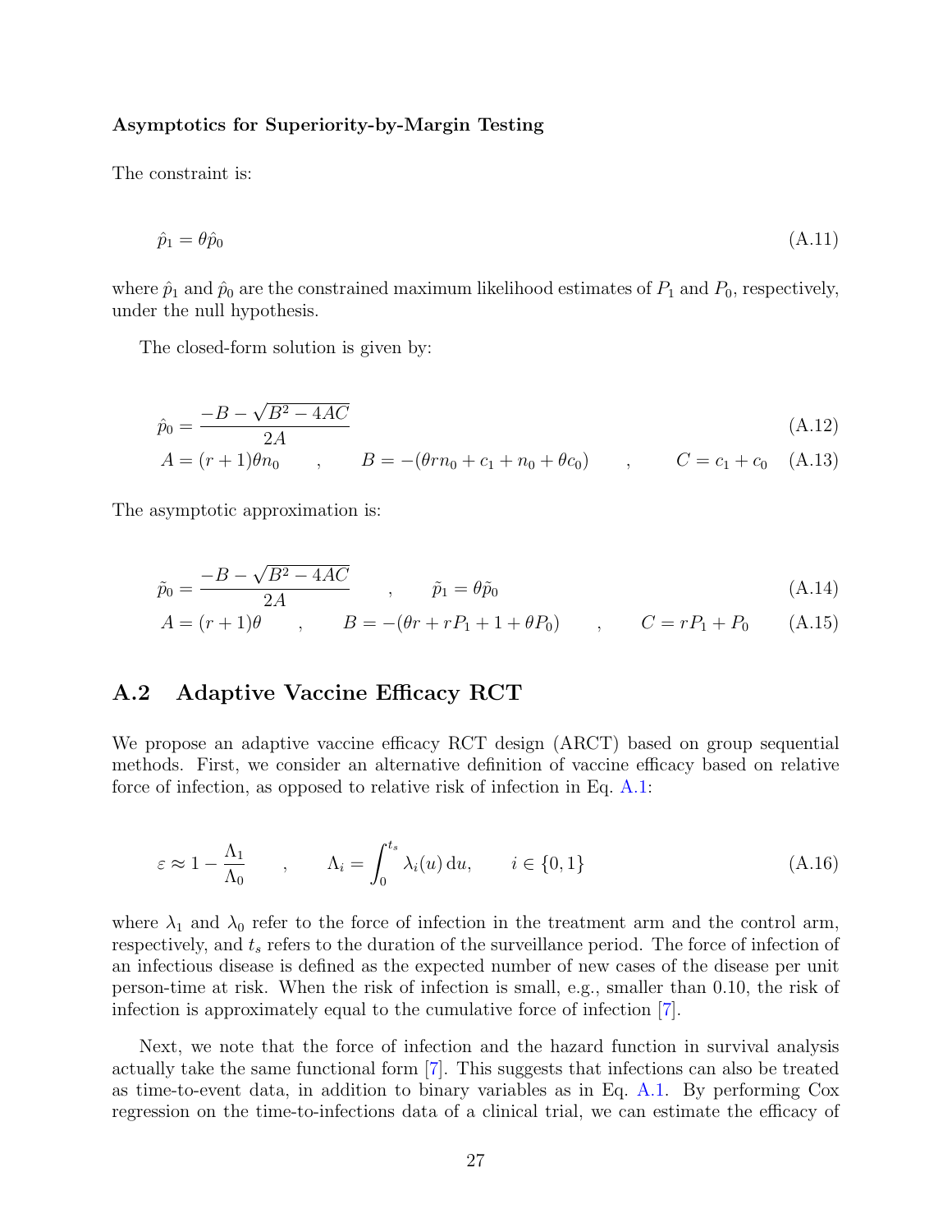**Asymptotics for Superiority-by-Margin Testing**

The constraint is:

$$\hat{p}_1 = \theta \hat{p}_0 \tag{A.11}$$

where $\hat{p}_1$ and $\hat{p}_0$ are the constrained maximum likelihood estimates of $P_1$ and $P_0$, respectively, under the null hypothesis.

The closed-form solution is given by:

$$\hat{p}_0 = \frac{-B - \sqrt{B^2 - 4AC}}{2A} \tag{A.12}$$

$$A = (r+1)\theta n_0 \qquad , \qquad B = -(\theta r n_0 + c_1 + n_0 + \theta c_0) \qquad , \qquad C = c_1 + c_0 \tag{A.13}$$

The asymptotic approximation is:

$$\tilde{p}_0 = \frac{-B - \sqrt{B^2 - 4AC}}{2A} \qquad , \qquad \tilde{p}_1 = \theta \tilde{p}_0 \tag{A.14}$$

$$A = (r+1)\theta \qquad , \qquad B = -(\theta r + r P_1 + 1 + \theta P_0) \qquad , \qquad C = r P_1 + P_0 \tag{A.15}$$

## A.2 Adaptive Vaccine Efficacy RCT

We propose an adaptive vaccine efficacy RCT design (ARCT) based on group sequential methods. First, we consider an alternative definition of vaccine efficacy based on relative force of infection, as opposed to relative risk of infection in Eq. A.1:

$$\varepsilon \approx 1 - \frac{\Lambda_1}{\Lambda_0} \qquad , \qquad \Lambda_i = \int_0^{t_s} \lambda_i(u)\,\mathrm{d}u, \qquad i \in \{0, 1\} \tag{A.16}$$

where $\lambda_1$ and $\lambda_0$ refer to the force of infection in the treatment arm and the control arm, respectively, and $t_s$ refers to the duration of the surveillance period. The force of infection of an infectious disease is defined as the expected number of new cases of the disease per unit person-time at risk. When the risk of infection is small, e.g., smaller than 0.10, the risk of infection is approximately equal to the cumulative force of infection [7].

Next, we note that the force of infection and the hazard function in survival analysis actually take the same functional form [7]. This suggests that infections can also be treated as time-to-event data, in addition to binary variables as in Eq. A.1. By performing Cox regression on the time-to-infections data of a clinical trial, we can estimate the efficacy of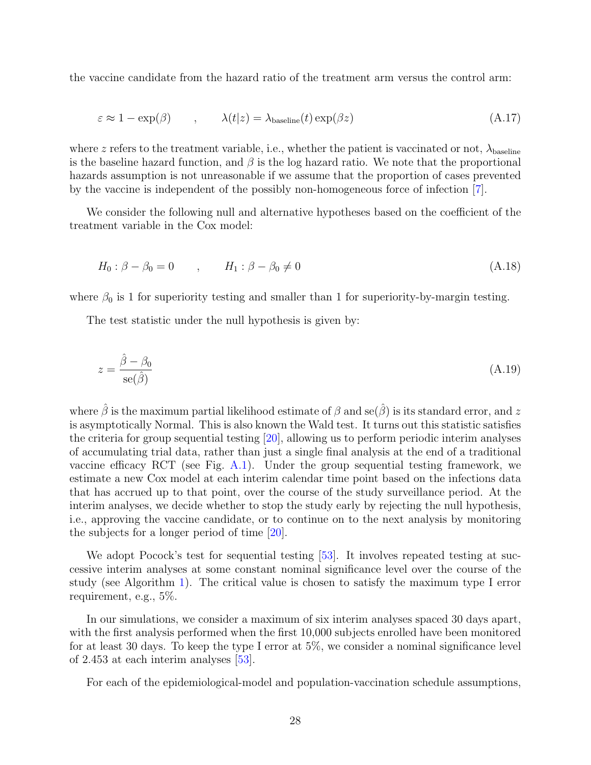the vaccine candidate from the hazard ratio of the treatment arm versus the control arm:

$$\varepsilon \approx 1 - \exp(\beta) \qquad , \qquad \lambda(t|z) = \lambda_{\text{baseline}}(t)\exp(\beta z) \tag{A.17}$$

where $z$ refers to the treatment variable, i.e., whether the patient is vaccinated or not, $\lambda_{\text{baseline}}$ is the baseline hazard function, and $\beta$ is the log hazard ratio. We note that the proportional hazards assumption is not unreasonable if we assume that the proportion of cases prevented by the vaccine is independent of the possibly non-homogeneous force of infection [7].

We consider the following null and alternative hypotheses based on the coefficient of the treatment variable in the Cox model:

$$H_0 : \beta - \beta_0 = 0 \qquad , \qquad H_1 : \beta - \beta_0 \neq 0 \tag{A.18}$$

where $\beta_0$ is 1 for superiority testing and smaller than 1 for superiority-by-margin testing.

The test statistic under the null hypothesis is given by:

$$z = \frac{\hat{\beta} - \beta_0}{\text{se}(\hat{\beta})} \tag{A.19}$$

where $\hat{\beta}$ is the maximum partial likelihood estimate of $\beta$ and $\text{se}(\hat{\beta})$ is its standard error, and $z$ is asymptotically Normal. This is also known the Wald test. It turns out this statistic satisfies the criteria for group sequential testing [20], allowing us to perform periodic interim analyses of accumulating trial data, rather than just a single final analysis at the end of a traditional vaccine efficacy RCT (see Fig. A.1). Under the group sequential testing framework, we estimate a new Cox model at each interim calendar time point based on the infections data that has accrued up to that point, over the course of the study surveillance period. At the interim analyses, we decide whether to stop the study early by rejecting the null hypothesis, i.e., approving the vaccine candidate, or to continue on to the next analysis by monitoring the subjects for a longer period of time [20].

We adopt Pocock's test for sequential testing [53]. It involves repeated testing at successive interim analyses at some constant nominal significance level over the course of the study (see Algorithm 1). The critical value is chosen to satisfy the maximum type I error requirement, e.g., 5%.

In our simulations, we consider a maximum of six interim analyses spaced 30 days apart, with the first analysis performed when the first 10,000 subjects enrolled have been monitored for at least 30 days. To keep the type I error at 5%, we consider a nominal significance level of 2.453 at each interim analyses [53].

For each of the epidemiological-model and population-vaccination schedule assumptions,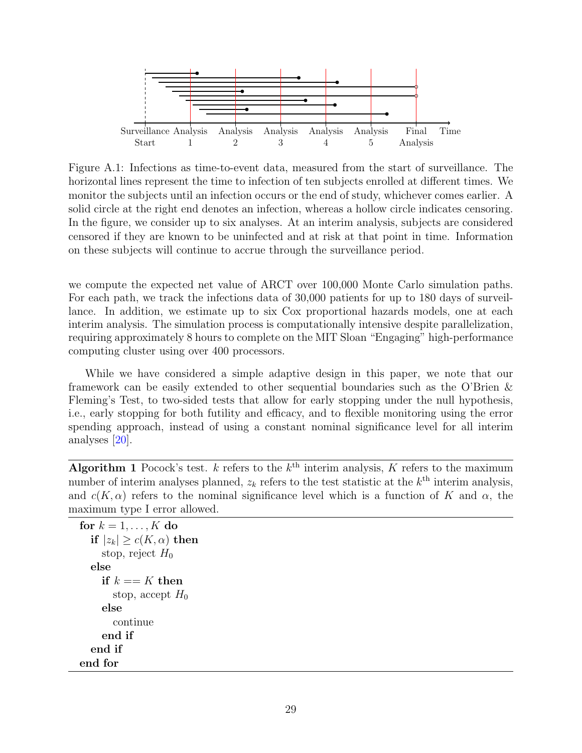Figure A.1: Infections as time-to-event data, measured from the start of surveillance. The horizontal lines represent the time to infection of ten subjects enrolled at different times. We monitor the subjects until an infection occurs or the end of study, whichever comes earlier. A solid circle at the right end denotes an infection, whereas a hollow circle indicates censoring. In the figure, we consider up to six analyses. At an interim analysis, subjects are considered censored if they are known to be uninfected and at risk at that point in time. Information on these subjects will continue to accrue through the surveillance period.

we compute the expected net value of ARCT over 100,000 Monte Carlo simulation paths. For each path, we track the infections data of 30,000 patients for up to 180 days of surveillance. In addition, we estimate up to six Cox proportional hazards models, one at each interim analysis. The simulation process is computationally intensive despite parallelization, requiring approximately 8 hours to complete on the MIT Sloan "Engaging" high-performance computing cluster using over 400 processors.

While we have considered a simple adaptive design in this paper, we note that our framework can be easily extended to other sequential boundaries such as the O'Brien & Fleming's Test, to two-sided tests that allow for early stopping under the null hypothesis, i.e., early stopping for both futility and efficacy, and to flexible monitoring using the error spending approach, instead of using a constant nominal significance level for all interim analyses [20].

**Algorithm 1** Pocock's test. $k$ refers to the $k^{\text{th}}$ interim analysis, $K$ refers to the maximum number of interim analyses planned, $z_k$ refers to the test statistic at the $k^{\text{th}}$ interim analysis, and $c(K, \alpha)$ refers to the nominal significance level which is a function of $K$ and $\alpha$, the maximum type I error allowed.

```
for k = 1, ..., K do
  if |z_k| ≥ c(K, α) then
    stop, reject H_0
  else
    if k == K then
      stop, accept H_0
    else
      continue
    end if
  end if
end for
```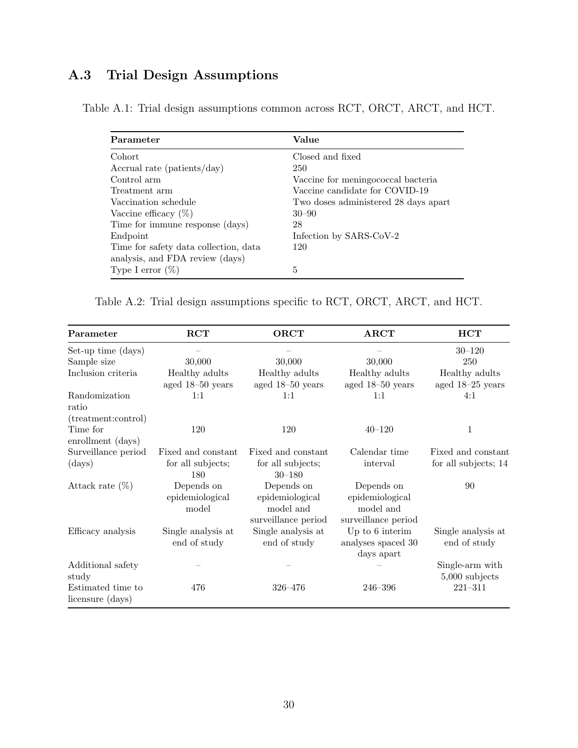## A.3 Trial Design Assumptions

Table A.1: Trial design assumptions common across RCT, ORCT, ARCT, and HCT.

| Parameter | Value |
|---|---|
| Cohort | Closed and fixed |
| Accrual rate (patients/day) | 250 |
| Control arm | Vaccine for meningococcal bacteria |
| Treatment arm | Vaccine candidate for COVID-19 |
| Vaccination schedule | Two doses administered 28 days apart |
| Vaccine efficacy (%) | 30–90 |
| Time for immune response (days) | 28 |
| Endpoint | Infection by SARS-CoV-2 |
| Time for safety data collection, data analysis, and FDA review (days) | 120 |
| Type I error (%) | 5 |

Table A.2: Trial design assumptions specific to RCT, ORCT, ARCT, and HCT.

| Parameter | RCT | ORCT | ARCT | HCT |
|---|---|---|---|---|
| Set-up time (days) | – | – | – | 30–120 |
| Sample size | 30,000 | 30,000 | 30,000 | 250 |
| Inclusion criteria | Healthy adults aged 18–50 years | Healthy adults aged 18–50 years | Healthy adults aged 18–50 years | Healthy adults aged 18–25 years |
| Randomization ratio (treatment:control) | 1:1 | 1:1 | 1:1 | 4:1 |
| Time for enrollment (days) | 120 | 120 | 40–120 | 1 |
| Surveillance period (days) | Fixed and constant for all subjects; 180 | Fixed and constant for all subjects; 30–180 | Calendar time interval | Fixed and constant for all subjects; 14 |
| Attack rate (%) | Depends on epidemiological model | Depends on epidemiological model and surveillance period | Depends on epidemiological model and surveillance period | 90 |
| Efficacy analysis | Single analysis at end of study | Single analysis at end of study | Up to 6 interim analyses spaced 30 days apart | Single analysis at end of study |
| Additional safety study | – | – | – | Single-arm with 5,000 subjects |
| Estimated time to licensure (days) | 476 | 326–476 | 246–396 | 221–311 |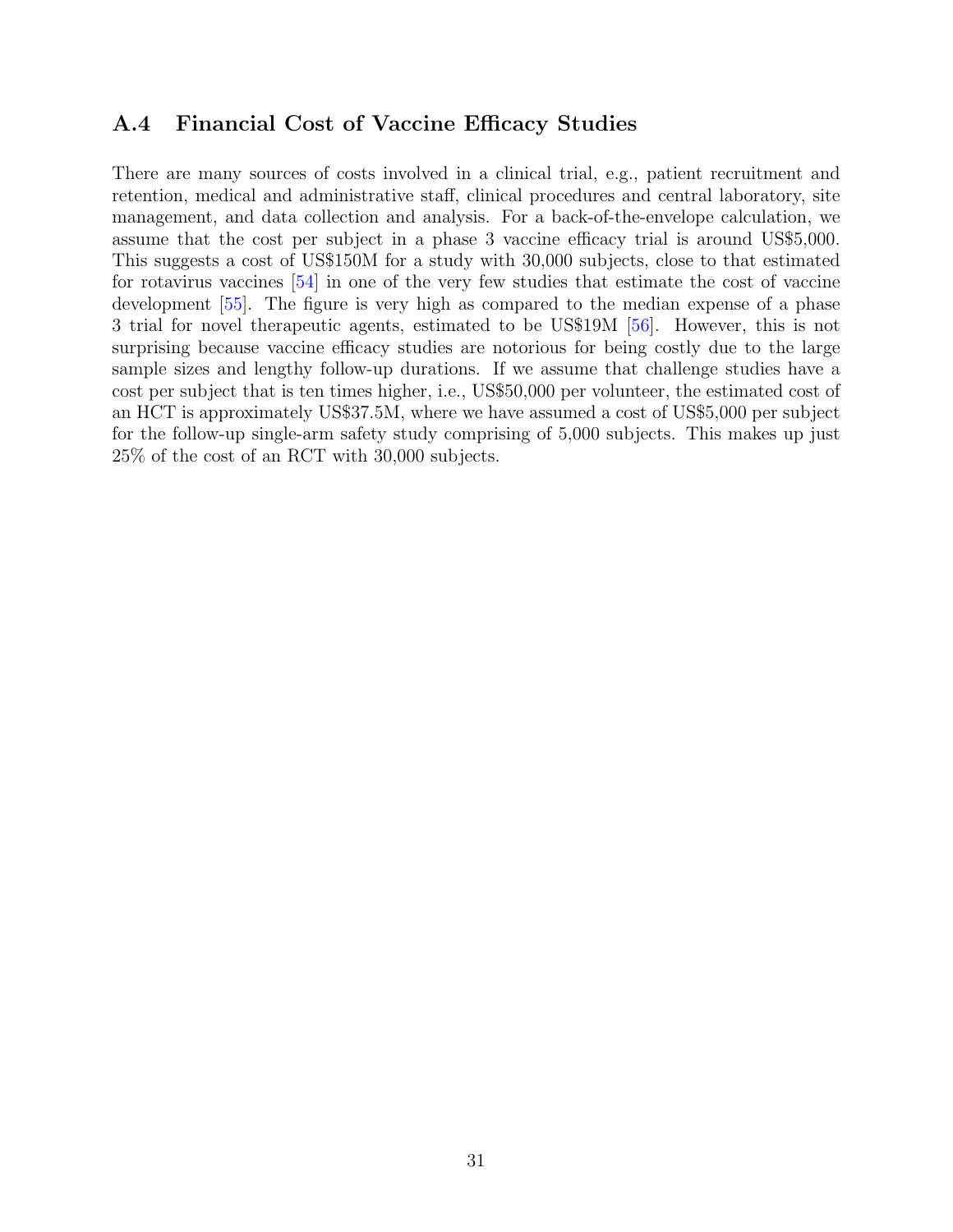### A.4 Financial Cost of Vaccine Efficacy Studies

There are many sources of costs involved in a clinical trial, e.g., patient recruitment and retention, medical and administrative staff, clinical procedures and central laboratory, site management, and data collection and analysis. For a back-of-the-envelope calculation, we assume that the cost per subject in a phase 3 vaccine efficacy trial is around US$5,000. This suggests a cost of US$150M for a study with 30,000 subjects, close to that estimated for rotavirus vaccines [54] in one of the very few studies that estimate the cost of vaccine development [55]. The figure is very high as compared to the median expense of a phase 3 trial for novel therapeutic agents, estimated to be US$19M [56]. However, this is not surprising because vaccine efficacy studies are notorious for being costly due to the large sample sizes and lengthy follow-up durations. If we assume that challenge studies have a cost per subject that is ten times higher, i.e., US$50,000 per volunteer, the estimated cost of an HCT is approximately US$37.5M, where we have assumed a cost of US$5,000 per subject for the follow-up single-arm safety study comprising of 5,000 subjects. This makes up just 25% of the cost of an RCT with 30,000 subjects.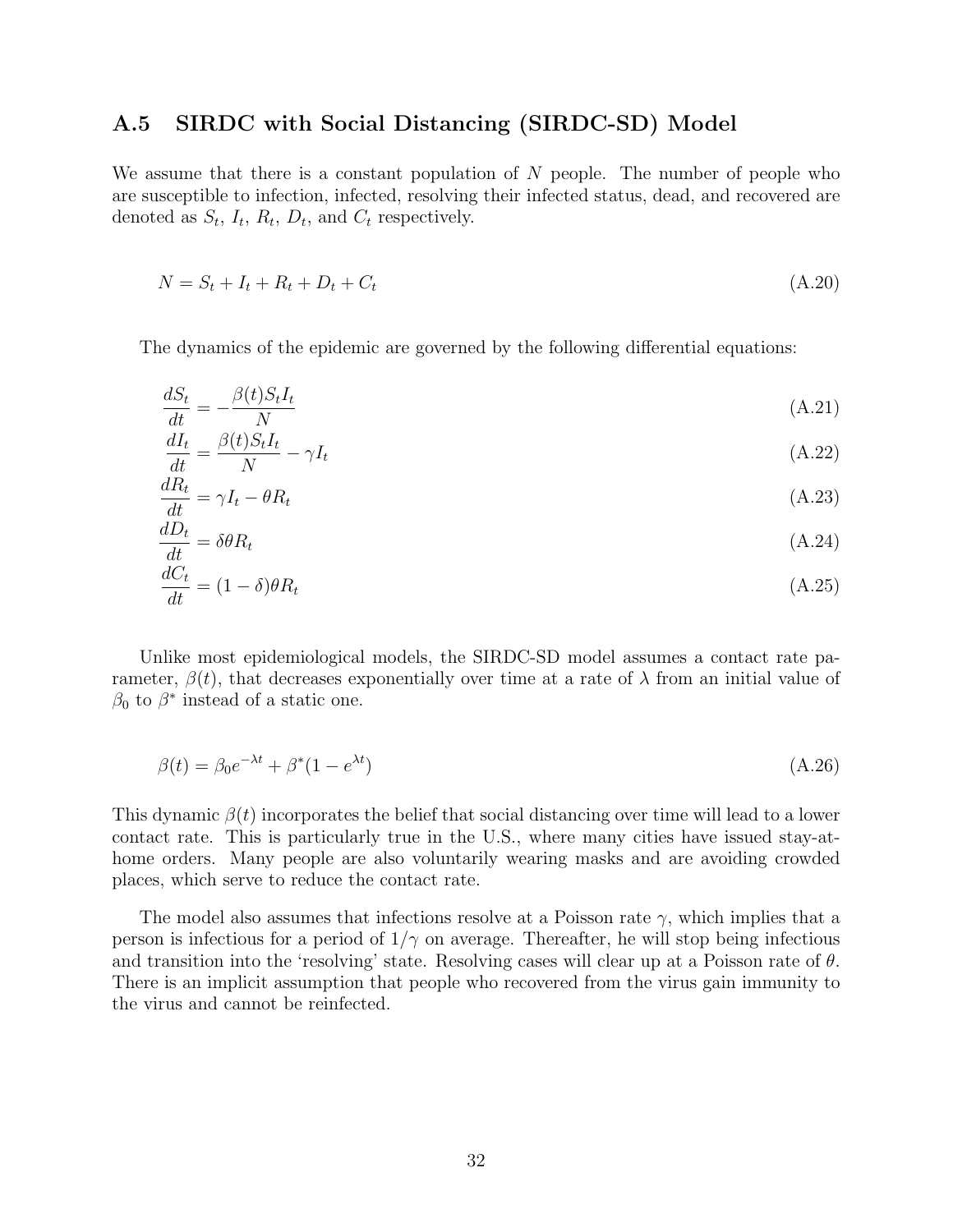## A.5 SIRDC with Social Distancing (SIRDC-SD) Model

We assume that there is a constant population of $N$ people. The number of people who are susceptible to infection, infected, resolving their infected status, dead, and recovered are denoted as $S_t$, $I_t$, $R_t$, $D_t$, and $C_t$ respectively.

$$N = S_t + I_t + R_t + D_t + C_t \tag{A.20}$$

The dynamics of the epidemic are governed by the following differential equations:

$$\frac{dS_t}{dt} = -\frac{\beta(t)S_tI_t}{N} \tag{A.21}$$

$$\frac{dI_t}{dt} = \frac{\beta(t)S_tI_t}{N} - \gamma I_t \tag{A.22}$$

$$\frac{dR_t}{dt} = \gamma I_t - \theta R_t \tag{A.23}$$

$$\frac{dD_t}{dt} = \delta\theta R_t \tag{A.24}$$

$$\frac{dC_t}{dt} = (1-\delta)\theta R_t \tag{A.25}$$

Unlike most epidemiological models, the SIRDC-SD model assumes a contact rate parameter, $\beta(t)$, that decreases exponentially over time at a rate of $\lambda$ from an initial value of $\beta_0$ to $\beta^*$ instead of a static one.

$$\beta(t) = \beta_0 e^{-\lambda t} + \beta^*(1 - e^{\lambda t}) \tag{A.26}$$

This dynamic $\beta(t)$ incorporates the belief that social distancing over time will lead to a lower contact rate. This is particularly true in the U.S., where many cities have issued stay-at-home orders. Many people are also voluntarily wearing masks and are avoiding crowded places, which serve to reduce the contact rate.

The model also assumes that infections resolve at a Poisson rate $\gamma$, which implies that a person is infectious for a period of $1/\gamma$ on average. Thereafter, he will stop being infectious and transition into the 'resolving' state. Resolving cases will clear up at a Poisson rate of $\theta$. There is an implicit assumption that people who recovered from the virus gain immunity to the virus and cannot be reinfected.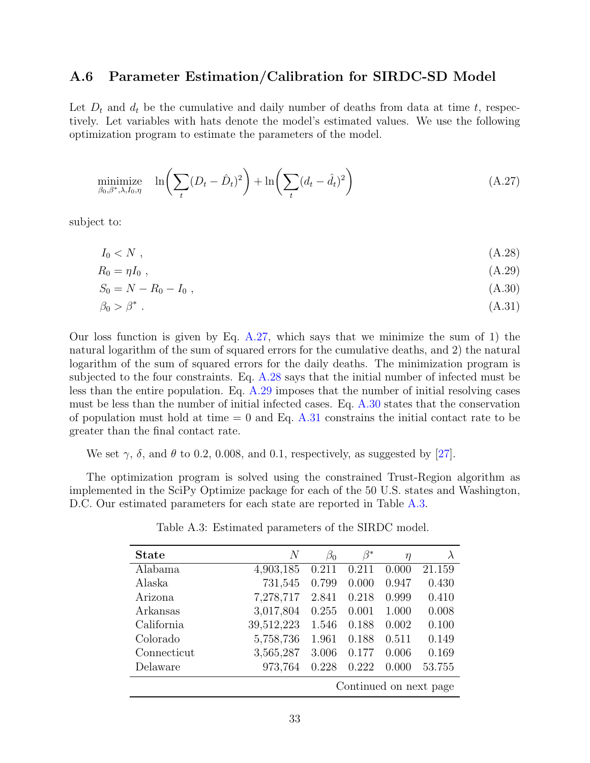## A.6 Parameter Estimation/Calibration for SIRDC-SD Model

Let $D_t$ and $d_t$ be the cumulative and daily number of deaths from data at time $t$, respectively. Let variables with hats denote the model's estimated values. We use the following optimization program to estimate the parameters of the model.

$$\underset{\beta_0,\beta^*,\lambda,I_0,\eta}{\text{minimize}} \quad \ln\left(\sum_t (D_t - \hat{D}_t)^2\right) + \ln\left(\sum_t (d_t - \hat{d}_t)^2\right) \tag{A.27}$$

subject to:

$$I_0 < N \ , \tag{A.28}$$

$$R_0 = \eta I_0 \ , \tag{A.29}$$

$$S_0 = N - R_0 - I_0 \ , \tag{A.30}$$

$$\beta_0 > \beta^* \ . \tag{A.31}$$

Our loss function is given by Eq. A.27, which says that we minimize the sum of 1) the natural logarithm of the sum of squared errors for the cumulative deaths, and 2) the natural logarithm of the sum of squared errors for the daily deaths. The minimization program is subjected to the four constraints. Eq. A.28 says that the initial number of infected must be less than the entire population. Eq. A.29 imposes that the number of initial resolving cases must be less than the number of initial infected cases. Eq. A.30 states that the conservation of population must hold at time = 0 and Eq. A.31 constrains the initial contact rate to be greater than the final contact rate.

We set $\gamma$, $\delta$, and $\theta$ to 0.2, 0.008, and 0.1, respectively, as suggested by [27].

The optimization program is solved using the constrained Trust-Region algorithm as implemented in the SciPy Optimize package for each of the 50 U.S. states and Washington, D.C. Our estimated parameters for each state are reported in Table A.3.

Table A.3: Estimated parameters of the SIRDC model.

| **State** | $N$ | $\beta_0$ | $\beta^*$ | $\eta$ | $\lambda$ |
|---|---:|---:|---:|---:|---:|
| Alabama | 4,903,185 | 0.211 | 0.211 | 0.000 | 21.159 |
| Alaska | 731,545 | 0.799 | 0.000 | 0.947 | 0.430 |
| Arizona | 7,278,717 | 2.841 | 0.218 | 0.999 | 0.410 |
| Arkansas | 3,017,804 | 0.255 | 0.001 | 1.000 | 0.008 |
| California | 39,512,223 | 1.546 | 0.188 | 0.002 | 0.100 |
| Colorado | 5,758,736 | 1.961 | 0.188 | 0.511 | 0.149 |
| Connecticut | 3,565,287 | 3.006 | 0.177 | 0.006 | 0.169 |
| Delaware | 973,764 | 0.228 | 0.222 | 0.000 | 53.755 |

Continued on next page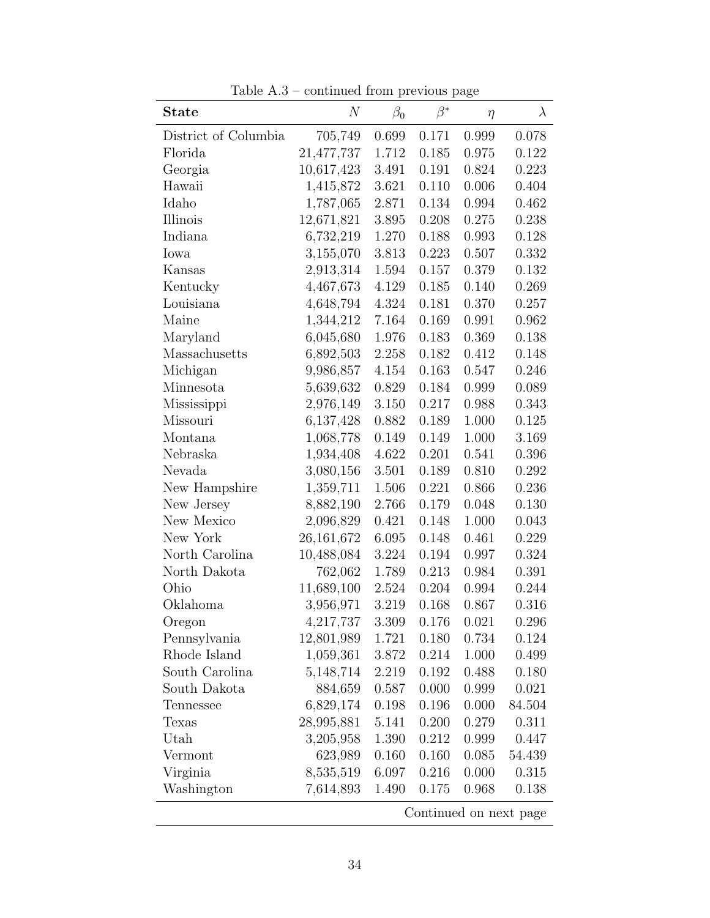Table A.3 – continued from previous page

| **State** | $N$ | $\beta_0$ | $\beta^*$ | $\eta$ | $\lambda$ |
|---|---|---|---|---|---|
| District of Columbia | 705,749 | 0.699 | 0.171 | 0.999 | 0.078 |
| Florida | 21,477,737 | 1.712 | 0.185 | 0.975 | 0.122 |
| Georgia | 10,617,423 | 3.491 | 0.191 | 0.824 | 0.223 |
| Hawaii | 1,415,872 | 3.621 | 0.110 | 0.006 | 0.404 |
| Idaho | 1,787,065 | 2.871 | 0.134 | 0.994 | 0.462 |
| Illinois | 12,671,821 | 3.895 | 0.208 | 0.275 | 0.238 |
| Indiana | 6,732,219 | 1.270 | 0.188 | 0.993 | 0.128 |
| Iowa | 3,155,070 | 3.813 | 0.223 | 0.507 | 0.332 |
| Kansas | 2,913,314 | 1.594 | 0.157 | 0.379 | 0.132 |
| Kentucky | 4,467,673 | 4.129 | 0.185 | 0.140 | 0.269 |
| Louisiana | 4,648,794 | 4.324 | 0.181 | 0.370 | 0.257 |
| Maine | 1,344,212 | 7.164 | 0.169 | 0.991 | 0.962 |
| Maryland | 6,045,680 | 1.976 | 0.183 | 0.369 | 0.138 |
| Massachusetts | 6,892,503 | 2.258 | 0.182 | 0.412 | 0.148 |
| Michigan | 9,986,857 | 4.154 | 0.163 | 0.547 | 0.246 |
| Minnesota | 5,639,632 | 0.829 | 0.184 | 0.999 | 0.089 |
| Mississippi | 2,976,149 | 3.150 | 0.217 | 0.988 | 0.343 |
| Missouri | 6,137,428 | 0.882 | 0.189 | 1.000 | 0.125 |
| Montana | 1,068,778 | 0.149 | 0.149 | 1.000 | 3.169 |
| Nebraska | 1,934,408 | 4.622 | 0.201 | 0.541 | 0.396 |
| Nevada | 3,080,156 | 3.501 | 0.189 | 0.810 | 0.292 |
| New Hampshire | 1,359,711 | 1.506 | 0.221 | 0.866 | 0.236 |
| New Jersey | 8,882,190 | 2.766 | 0.179 | 0.048 | 0.130 |
| New Mexico | 2,096,829 | 0.421 | 0.148 | 1.000 | 0.043 |
| New York | 26,161,672 | 6.095 | 0.148 | 0.461 | 0.229 |
| North Carolina | 10,488,084 | 3.224 | 0.194 | 0.997 | 0.324 |
| North Dakota | 762,062 | 1.789 | 0.213 | 0.984 | 0.391 |
| Ohio | 11,689,100 | 2.524 | 0.204 | 0.994 | 0.244 |
| Oklahoma | 3,956,971 | 3.219 | 0.168 | 0.867 | 0.316 |
| Oregon | 4,217,737 | 3.309 | 0.176 | 0.021 | 0.296 |
| Pennsylvania | 12,801,989 | 1.721 | 0.180 | 0.734 | 0.124 |
| Rhode Island | 1,059,361 | 3.872 | 0.214 | 1.000 | 0.499 |
| South Carolina | 5,148,714 | 2.219 | 0.192 | 0.488 | 0.180 |
| South Dakota | 884,659 | 0.587 | 0.000 | 0.999 | 0.021 |
| Tennessee | 6,829,174 | 0.198 | 0.196 | 0.000 | 84.504 |
| Texas | 28,995,881 | 5.141 | 0.200 | 0.279 | 0.311 |
| Utah | 3,205,958 | 1.390 | 0.212 | 0.999 | 0.447 |
| Vermont | 623,989 | 0.160 | 0.160 | 0.085 | 54.439 |
| Virginia | 8,535,519 | 6.097 | 0.216 | 0.000 | 0.315 |
| Washington | 7,614,893 | 1.490 | 0.175 | 0.968 | 0.138 |

Continued on next page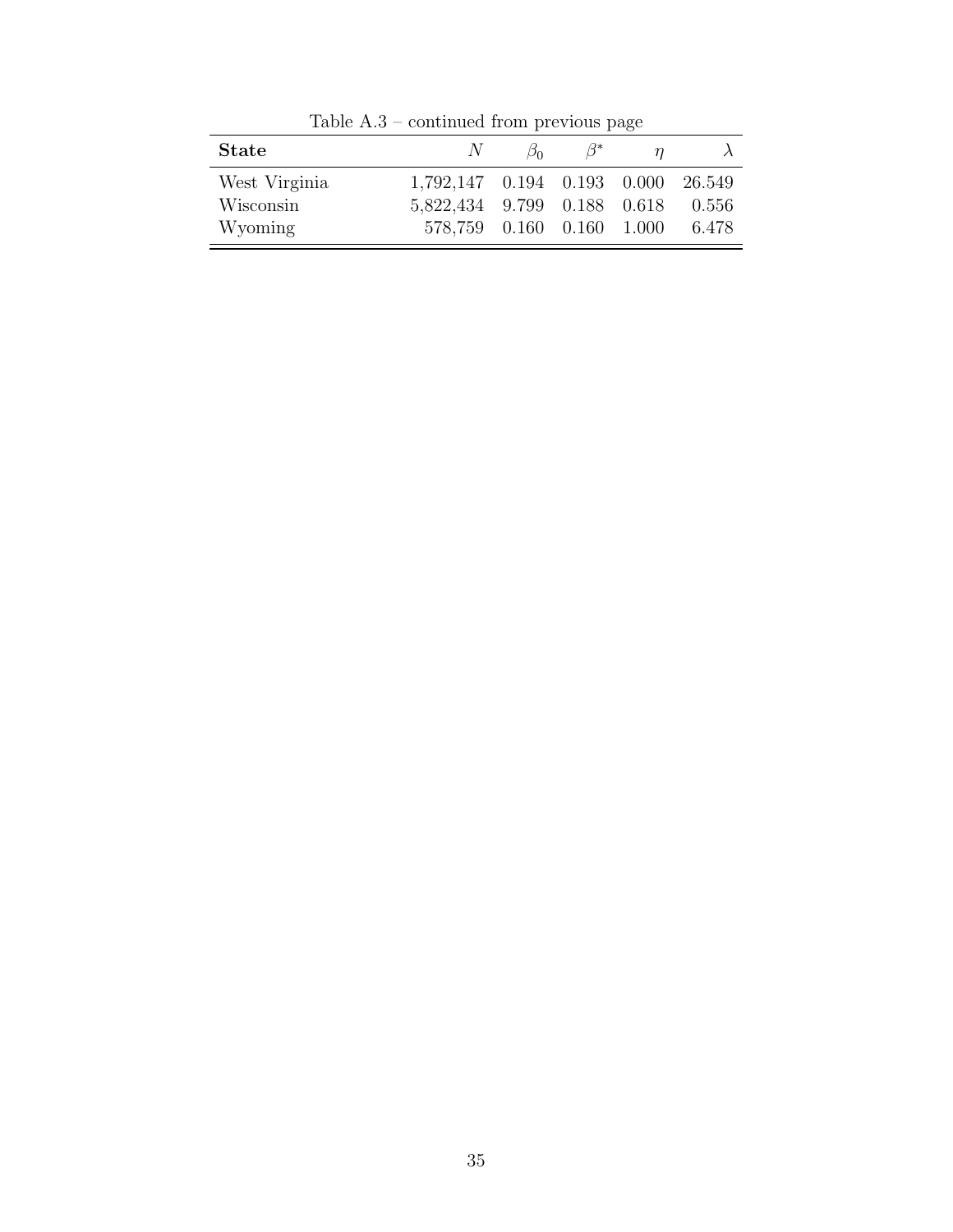Table A.3 – continued from previous page

| **State** | $N$ | $\beta_0$ | $\beta^*$ | $\eta$ | $\lambda$ |
|---|---|---|---|---|---|
| West Virginia | 1,792,147 | 0.194 | 0.193 | 0.000 | 26.549 |
| Wisconsin | 5,822,434 | 9.799 | 0.188 | 0.618 | 0.556 |
| Wyoming | 578,759 | 0.160 | 0.160 | 1.000 | 6.478 |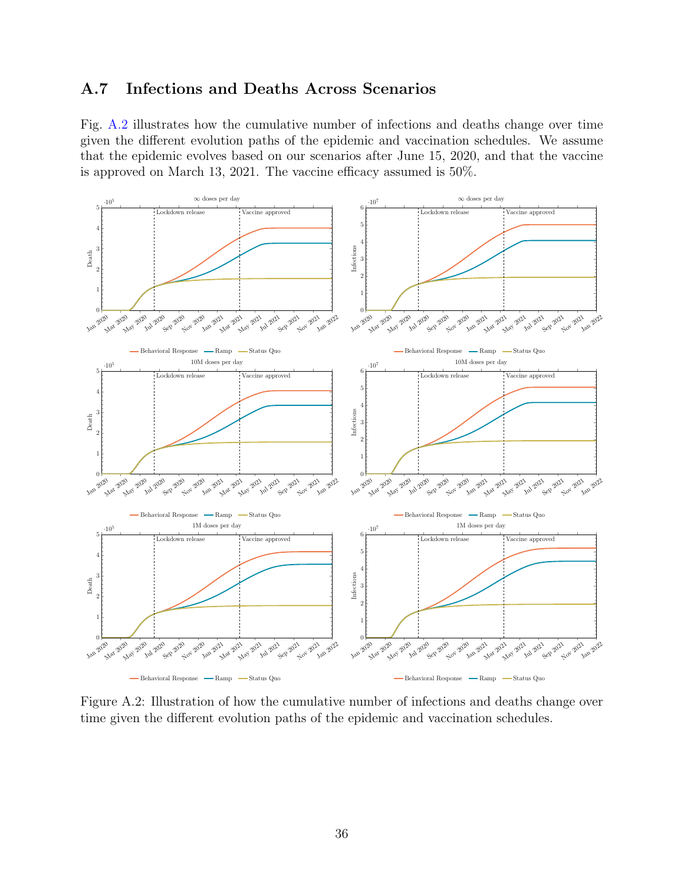## A.7 Infections and Deaths Across Scenarios

Fig. A.2 illustrates how the cumulative number of infections and deaths change over time given the different evolution paths of the epidemic and vaccination schedules. We assume that the epidemic evolves based on our scenarios after June 15, 2020, and that the vaccine is approved on March 13, 2021. The vaccine efficacy assumed is 50%.

Figure A.2: Illustration of how the cumulative number of infections and deaths change over time given the different evolution paths of the epidemic and vaccination schedules.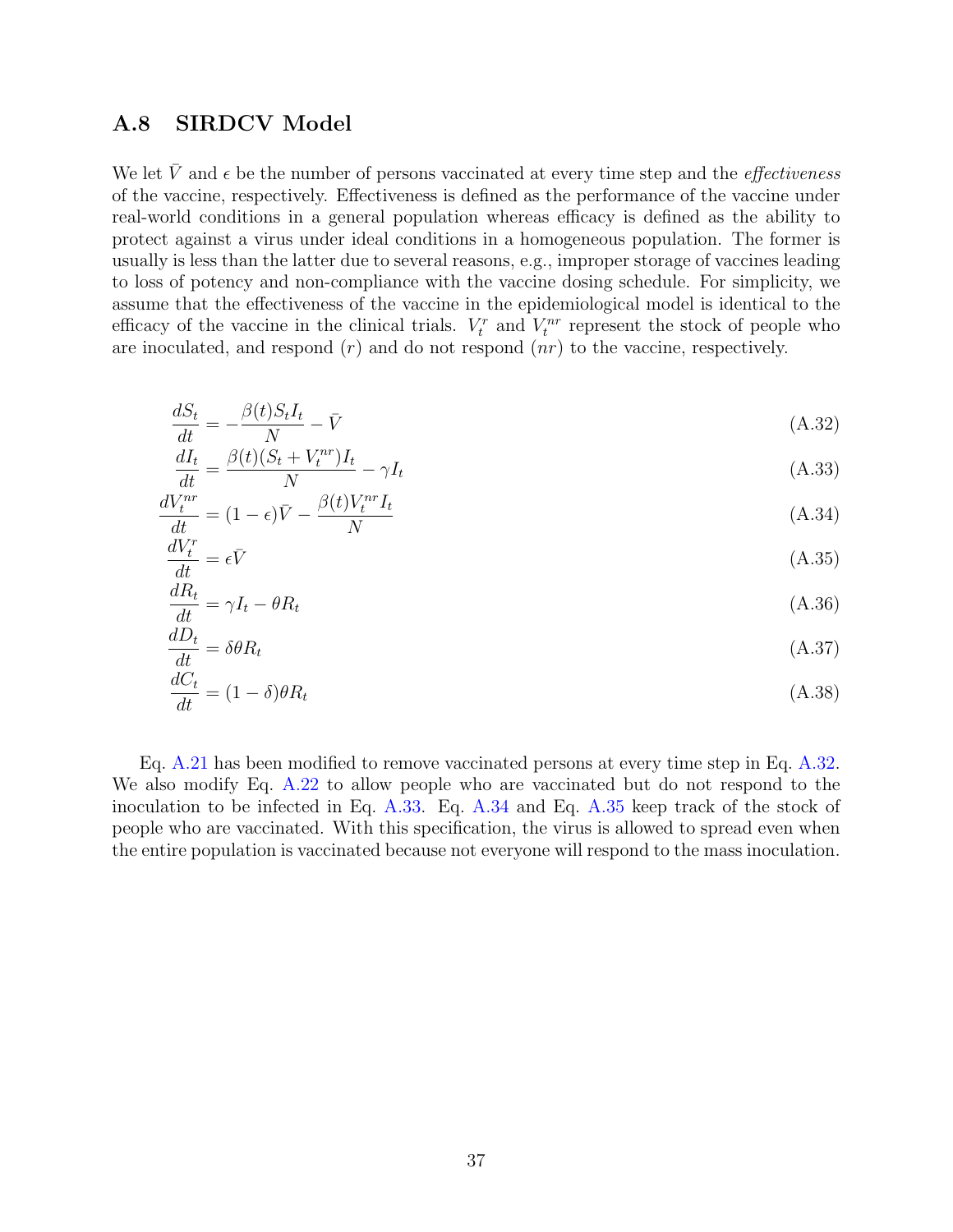### A.8 SIRDCV Model

We let $\bar{V}$ and $\epsilon$ be the number of persons vaccinated at every time step and the *effectiveness* of the vaccine, respectively. Effectiveness is defined as the performance of the vaccine under real-world conditions in a general population whereas efficacy is defined as the ability to protect against a virus under ideal conditions in a homogeneous population. The former is usually is less than the latter due to several reasons, e.g., improper storage of vaccines leading to loss of potency and non-compliance with the vaccine dosing schedule. For simplicity, we assume that the effectiveness of the vaccine in the epidemiological model is identical to the efficacy of the vaccine in the clinical trials. $V_t^r$ and $V_t^{nr}$ represent the stock of people who are inoculated, and respond ($r$) and do not respond ($nr$) to the vaccine, respectively.

$$\frac{dS_t}{dt} = -\frac{\beta(t)S_tI_t}{N} - \bar{V} \tag{A.32}$$

$$\frac{dI_t}{dt} = \frac{\beta(t)(S_t + V_t^{nr})I_t}{N} - \gamma I_t \tag{A.33}$$

$$\frac{dV_t^{nr}}{dt} = (1-\epsilon)\bar{V} - \frac{\beta(t)V_t^{nr}I_t}{N} \tag{A.34}$$

$$\frac{dV_t^r}{dt} = \epsilon\bar{V} \tag{A.35}$$

$$\frac{dR_t}{dt} = \gamma I_t - \theta R_t \tag{A.36}$$

$$\frac{dD_t}{dt} = \delta\theta R_t \tag{A.37}$$

$$\frac{dC_t}{dt} = (1-\delta)\theta R_t \tag{A.38}$$

Eq. A.21 has been modified to remove vaccinated persons at every time step in Eq. A.32. We also modify Eq. A.22 to allow people who are vaccinated but do not respond to the inoculation to be infected in Eq. A.33. Eq. A.34 and Eq. A.35 keep track of the stock of people who are vaccinated. With this specification, the virus is allowed to spread even when the entire population is vaccinated because not everyone will respond to the mass inoculation.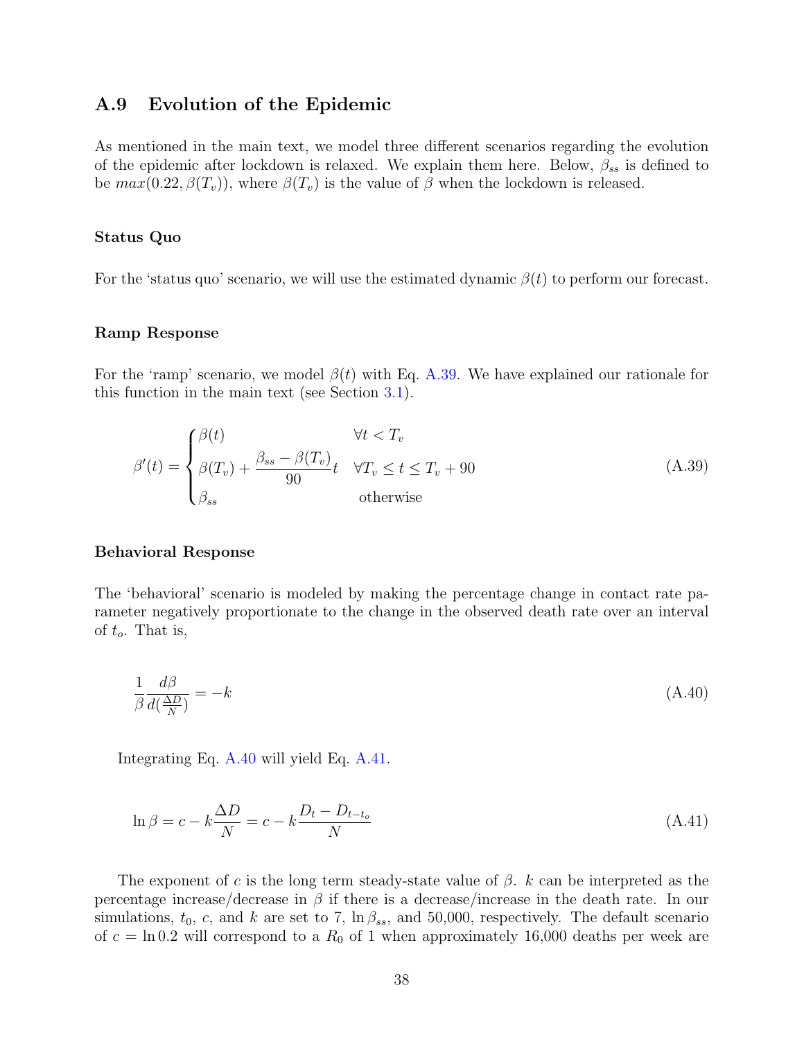## A.9 Evolution of the Epidemic

As mentioned in the main text, we model three different scenarios regarding the evolution of the epidemic after lockdown is relaxed. We explain them here. Below, $\beta_{ss}$ is defined to be $max(0.22, \beta(T_v))$, where $\beta(T_v)$ is the value of $\beta$ when the lockdown is released.

### Status Quo

For the 'status quo' scenario, we will use the estimated dynamic $\beta(t)$ to perform our forecast.

### Ramp Response

For the 'ramp' scenario, we model $\beta(t)$ with Eq. A.39. We have explained our rationale for this function in the main text (see Section 3.1).

$$\beta'(t) = \begin{cases} \beta(t) & \forall t < T_v \\ \beta(T_v) + \dfrac{\beta_{ss} - \beta(T_v)}{90} t & \forall T_v \leq t \leq T_v + 90 \\ \beta_{ss} & \text{otherwise} \end{cases} \tag{A.39}$$

### Behavioral Response

The 'behavioral' scenario is modeled by making the percentage change in contact rate parameter negatively proportionate to the change in the observed death rate over an interval of $t_o$. That is,

$$\frac{1}{\beta} \frac{d\beta}{d(\frac{\Delta D}{N})} = -k \tag{A.40}$$

Integrating Eq. A.40 will yield Eq. A.41.

$$\ln \beta = c - k\frac{\Delta D}{N} = c - k\frac{D_t - D_{t-t_o}}{N} \tag{A.41}$$

The exponent of $c$ is the long term steady-state value of $\beta$. $k$ can be interpreted as the percentage increase/decrease in $\beta$ if there is a decrease/increase in the death rate. In our simulations, $t_0$, $c$, and $k$ are set to 7, $\ln \beta_{ss}$, and 50,000, respectively. The default scenario of $c = \ln 0.2$ will correspond to a $R_0$ of 1 when approximately 16,000 deaths per week are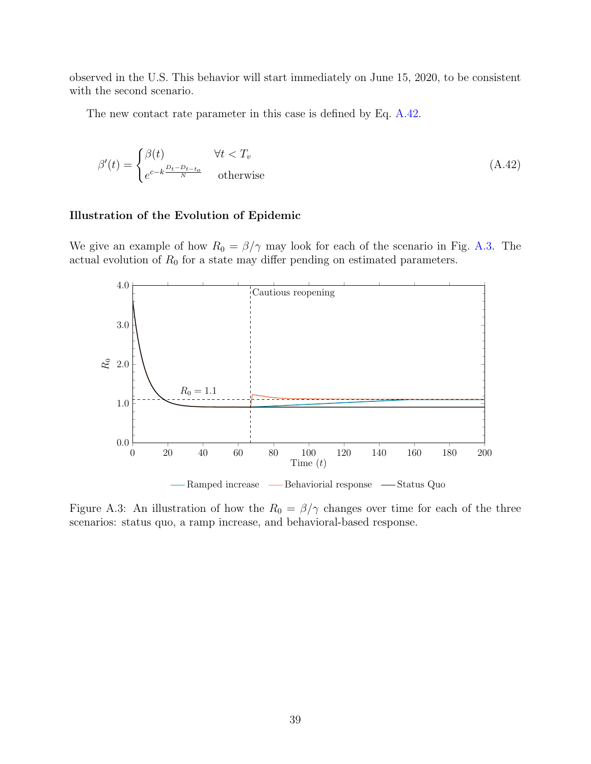observed in the U.S. This behavior will start immediately on June 15, 2020, to be consistent with the second scenario.

The new contact rate parameter in this case is defined by Eq. A.42.

$$\beta'(t) = \begin{cases} \beta(t) & \forall t < T_v \\ e^{c - k\frac{D_t - D_{t-t_o}}{N}} & \text{otherwise} \end{cases} \tag{A.42}$$

### Illustration of the Evolution of Epidemic

We give an example of how $R_0 = \beta/\gamma$ may look for each of the scenario in Fig. A.3. The actual evolution of $R_0$ for a state may differ pending on estimated parameters.

Figure A.3: An illustration of how the $R_0 = \beta/\gamma$ changes over time for each of the three scenarios: status quo, a ramp increase, and behavioral-based response.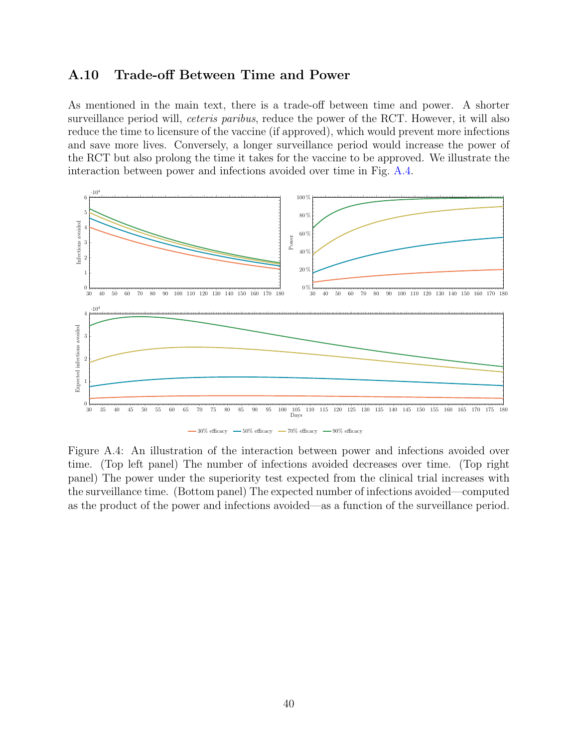## A.10 Trade-off Between Time and Power

As mentioned in the main text, there is a trade-off between time and power. A shorter surveillance period will, *ceteris paribus*, reduce the power of the RCT. However, it will also reduce the time to licensure of the vaccine (if approved), which would prevent more infections and save more lives. Conversely, a longer surveillance period would increase the power of the RCT but also prolong the time it takes for the vaccine to be approved. We illustrate the interaction between power and infections avoided over time in Fig. A.4.

Figure A.4: An illustration of the interaction between power and infections avoided over time. (Top left panel) The number of infections avoided decreases over time. (Top right panel) The power under the superiority test expected from the clinical trial increases with the surveillance time. (Bottom panel) The expected number of infections avoided—computed as the product of the power and infections avoided—as a function of the surveillance period.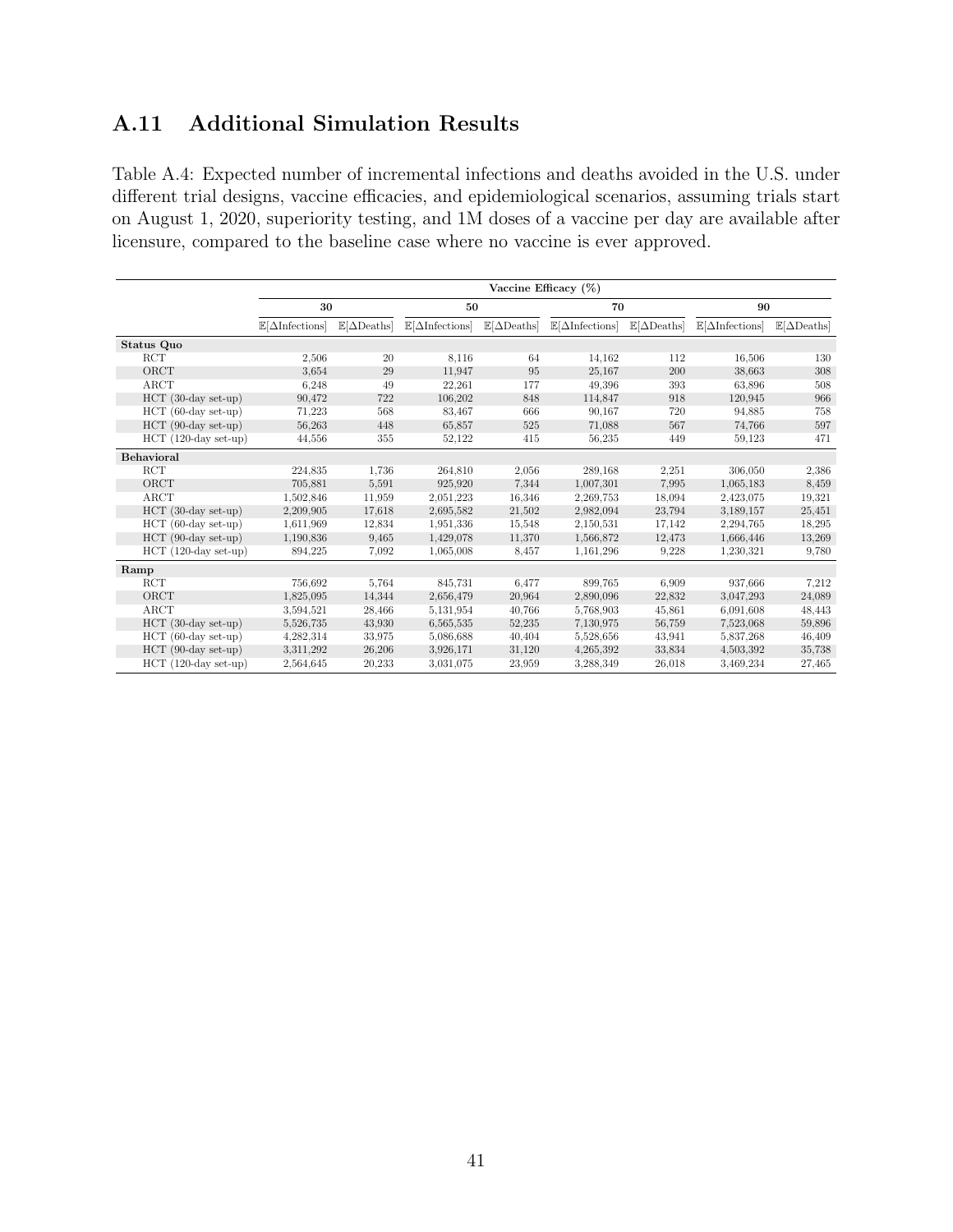## A.11 Additional Simulation Results

Table A.4: Expected number of incremental infections and deaths avoided in the U.S. under different trial designs, vaccine efficacies, and epidemiological scenarios, assuming trials start on August 1, 2020, superiority testing, and 1M doses of a vaccine per day are available after licensure, compared to the baseline case where no vaccine is ever approved.

| | Vaccine Efficacy (%) | | | | | | | |
|---|---|---|---|---|---|---|---|---|
| | 30 | | 50 | | 70 | | 90 | |
| | $\mathbb{E}[\Delta\text{Infections}]$ | $\mathbb{E}[\Delta\text{Deaths}]$ | $\mathbb{E}[\Delta\text{Infections}]$ | $\mathbb{E}[\Delta\text{Deaths}]$ | $\mathbb{E}[\Delta\text{Infections}]$ | $\mathbb{E}[\Delta\text{Deaths}]$ | $\mathbb{E}[\Delta\text{Infections}]$ | $\mathbb{E}[\Delta\text{Deaths}]$ |
| **Status Quo** | | | | | | | | |
| RCT | 2,506 | 20 | 8,116 | 64 | 14,162 | 112 | 16,506 | 130 |
| ORCT | 3,654 | 29 | 11,947 | 95 | 25,167 | 200 | 38,663 | 308 |
| ARCT | 6,248 | 49 | 22,261 | 177 | 49,396 | 393 | 63,896 | 508 |
| HCT (30-day set-up) | 90,472 | 722 | 106,202 | 848 | 114,847 | 918 | 120,945 | 966 |
| HCT (60-day set-up) | 71,223 | 568 | 83,467 | 666 | 90,167 | 720 | 94,885 | 758 |
| HCT (90-day set-up) | 56,263 | 448 | 65,857 | 525 | 71,088 | 567 | 74,766 | 597 |
| HCT (120-day set-up) | 44,556 | 355 | 52,122 | 415 | 56,235 | 449 | 59,123 | 471 |
| **Behavioral** | | | | | | | | |
| RCT | 224,835 | 1,736 | 264,810 | 2,056 | 289,168 | 2,251 | 306,050 | 2,386 |
| ORCT | 705,881 | 5,591 | 925,920 | 7,344 | 1,007,301 | 7,995 | 1,065,183 | 8,459 |
| ARCT | 1,502,846 | 11,959 | 2,051,223 | 16,346 | 2,269,753 | 18,094 | 2,423,075 | 19,321 |
| HCT (30-day set-up) | 2,209,905 | 17,618 | 2,695,582 | 21,502 | 2,982,094 | 23,794 | 3,189,157 | 25,451 |
| HCT (60-day set-up) | 1,611,969 | 12,834 | 1,951,336 | 15,548 | 2,150,531 | 17,142 | 2,294,765 | 18,295 |
| HCT (90-day set-up) | 1,190,836 | 9,465 | 1,429,078 | 11,370 | 1,566,872 | 12,473 | 1,666,446 | 13,269 |
| HCT (120-day set-up) | 894,225 | 7,092 | 1,065,008 | 8,457 | 1,161,296 | 9,228 | 1,230,321 | 9,780 |
| **Ramp** | | | | | | | | |
| RCT | 756,692 | 5,764 | 845,731 | 6,477 | 899,765 | 6,909 | 937,666 | 7,212 |
| ORCT | 1,825,095 | 14,344 | 2,656,479 | 20,964 | 2,890,096 | 22,832 | 3,047,293 | 24,089 |
| ARCT | 3,594,521 | 28,466 | 5,131,954 | 40,766 | 5,768,903 | 45,861 | 6,091,608 | 48,443 |
| HCT (30-day set-up) | 5,526,735 | 43,930 | 6,565,535 | 52,235 | 7,130,975 | 56,759 | 7,523,068 | 59,896 |
| HCT (60-day set-up) | 4,282,314 | 33,975 | 5,086,688 | 40,404 | 5,528,656 | 43,941 | 5,837,268 | 46,409 |
| HCT (90-day set-up) | 3,311,292 | 26,206 | 3,926,171 | 31,120 | 4,265,392 | 33,834 | 4,503,392 | 35,738 |
| HCT (120-day set-up) | 2,564,645 | 20,233 | 3,031,075 | 23,959 | 3,288,349 | 26,018 | 3,469,234 | 27,465 |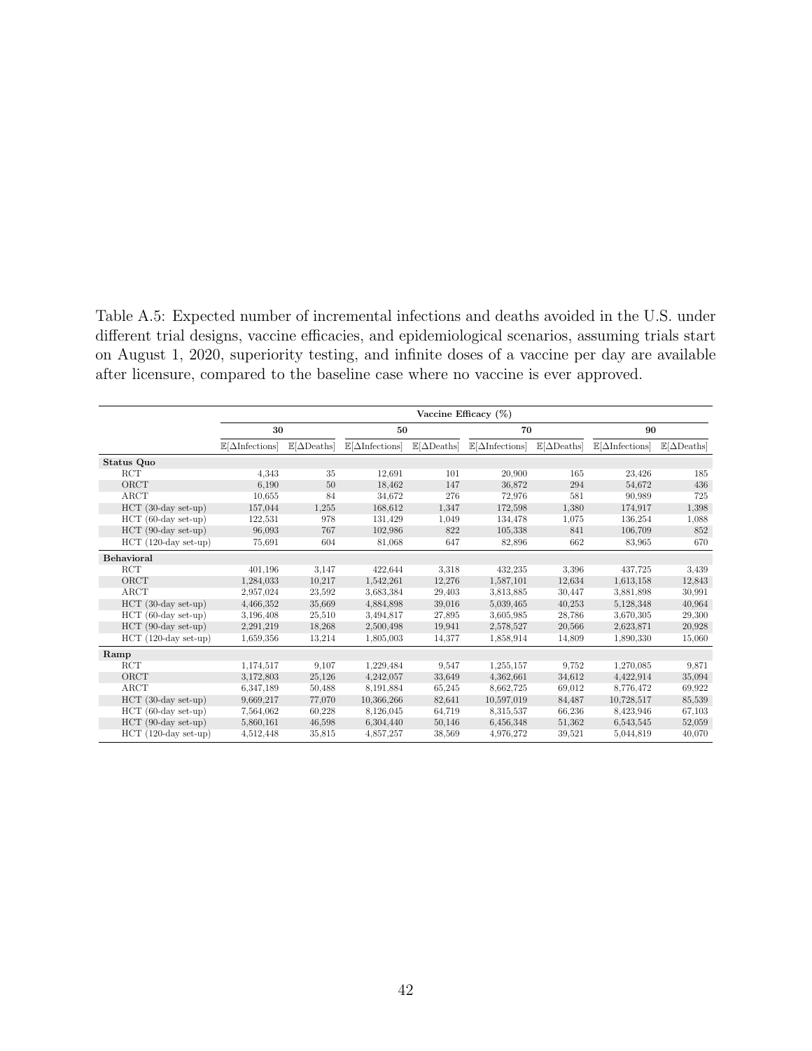Table A.5: Expected number of incremental infections and deaths avoided in the U.S. under different trial designs, vaccine efficacies, and epidemiological scenarios, assuming trials start on August 1, 2020, superiority testing, and infinite doses of a vaccine per day are available after licensure, compared to the baseline case where no vaccine is ever approved.

| | Vaccine Efficacy (%) | | | | | | | |
|---|---|---|---|---|---|---|---|---|
| | 30 | | 50 | | 70 | | 90 | |
| | $\mathbb{E}[\Delta\text{Infections}]$ | $\mathbb{E}[\Delta\text{Deaths}]$ | $\mathbb{E}[\Delta\text{Infections}]$ | $\mathbb{E}[\Delta\text{Deaths}]$ | $\mathbb{E}[\Delta\text{Infections}]$ | $\mathbb{E}[\Delta\text{Deaths}]$ | $\mathbb{E}[\Delta\text{Infections}]$ | $\mathbb{E}[\Delta\text{Deaths}]$ |
| **Status Quo** | | | | | | | | |
| RCT | 4,343 | 35 | 12,691 | 101 | 20,900 | 165 | 23,426 | 185 |
| ORCT | 6,190 | 50 | 18,462 | 147 | 36,872 | 294 | 54,672 | 436 |
| ARCT | 10,655 | 84 | 34,672 | 276 | 72,976 | 581 | 90,989 | 725 |
| HCT (30-day set-up) | 157,044 | 1,255 | 168,612 | 1,347 | 172,598 | 1,380 | 174,917 | 1,398 |
| HCT (60-day set-up) | 122,531 | 978 | 131,429 | 1,049 | 134,478 | 1,075 | 136,254 | 1,088 |
| HCT (90-day set-up) | 96,093 | 767 | 102,986 | 822 | 105,338 | 841 | 106,709 | 852 |
| HCT (120-day set-up) | 75,691 | 604 | 81,068 | 647 | 82,896 | 662 | 83,965 | 670 |
| **Behavioral** | | | | | | | | |
| RCT | 401,196 | 3,147 | 422,644 | 3,318 | 432,235 | 3,396 | 437,725 | 3,439 |
| ORCT | 1,284,033 | 10,217 | 1,542,261 | 12,276 | 1,587,101 | 12,634 | 1,613,158 | 12,843 |
| ARCT | 2,957,024 | 23,592 | 3,683,384 | 29,403 | 3,813,885 | 30,447 | 3,881,898 | 30,991 |
| HCT (30-day set-up) | 4,466,352 | 35,669 | 4,884,898 | 39,016 | 5,039,465 | 40,253 | 5,128,348 | 40,964 |
| HCT (60-day set-up) | 3,196,408 | 25,510 | 3,494,817 | 27,895 | 3,605,985 | 28,786 | 3,670,305 | 29,300 |
| HCT (90-day set-up) | 2,291,219 | 18,268 | 2,500,498 | 19,941 | 2,578,527 | 20,566 | 2,623,871 | 20,928 |
| HCT (120-day set-up) | 1,659,356 | 13,214 | 1,805,003 | 14,377 | 1,858,914 | 14,809 | 1,890,330 | 15,060 |
| **Ramp** | | | | | | | | |
| RCT | 1,174,517 | 9,107 | 1,229,484 | 9,547 | 1,255,157 | 9,752 | 1,270,085 | 9,871 |
| ORCT | 3,172,803 | 25,126 | 4,242,057 | 33,649 | 4,362,661 | 34,612 | 4,422,914 | 35,094 |
| ARCT | 6,347,189 | 50,488 | 8,191,884 | 65,245 | 8,662,725 | 69,012 | 8,776,472 | 69,922 |
| HCT (30-day set-up) | 9,669,217 | 77,070 | 10,366,266 | 82,641 | 10,597,019 | 84,487 | 10,728,517 | 85,539 |
| HCT (60-day set-up) | 7,564,062 | 60,228 | 8,126,045 | 64,719 | 8,315,537 | 66,236 | 8,423,946 | 67,103 |
| HCT (90-day set-up) | 5,860,161 | 46,598 | 6,304,440 | 50,146 | 6,456,348 | 51,362 | 6,543,545 | 52,059 |
| HCT (120-day set-up) | 4,512,448 | 35,815 | 4,857,257 | 38,569 | 4,976,272 | 39,521 | 5,044,819 | 40,070 |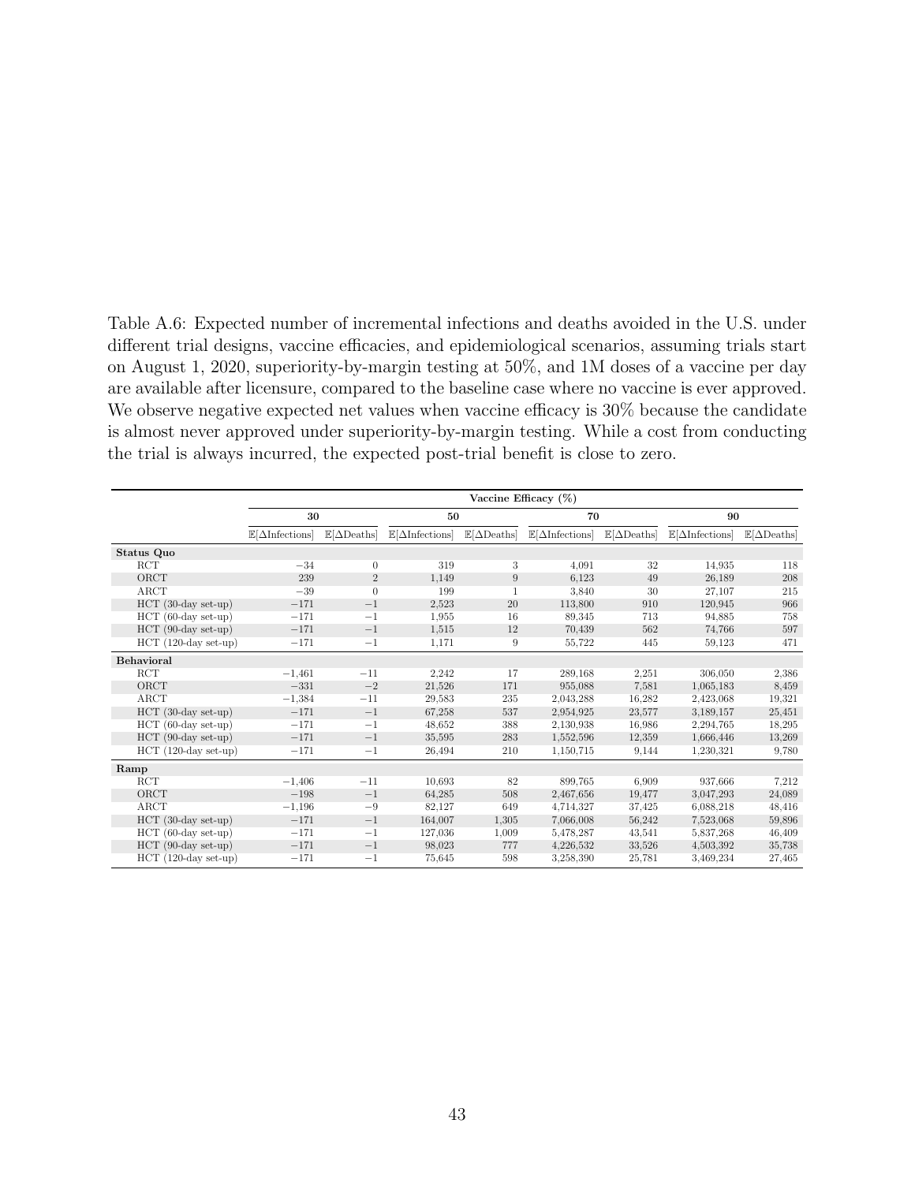Table A.6: Expected number of incremental infections and deaths avoided in the U.S. under different trial designs, vaccine efficacies, and epidemiological scenarios, assuming trials start on August 1, 2020, superiority-by-margin testing at 50%, and 1M doses of a vaccine per day are available after licensure, compared to the baseline case where no vaccine is ever approved. We observe negative expected net values when vaccine efficacy is 30% because the candidate is almost never approved under superiority-by-margin testing. While a cost from conducting the trial is always incurred, the expected post-trial benefit is close to zero.

| | Vaccine Efficacy (%) | | | | | | | |
|---|---|---|---|---|---|---|---|---|
| | 30 | | 50 | | 70 | | 90 | |
| | $\mathbb{E}[\Delta\text{Infections}]$ | $\mathbb{E}[\Delta\text{Deaths}]$ | $\mathbb{E}[\Delta\text{Infections}]$ | $\mathbb{E}[\Delta\text{Deaths}]$ | $\mathbb{E}[\Delta\text{Infections}]$ | $\mathbb{E}[\Delta\text{Deaths}]$ | $\mathbb{E}[\Delta\text{Infections}]$ | $\mathbb{E}[\Delta\text{Deaths}]$ |
| **Status Quo** | | | | | | | | |
| RCT | −34 | 0 | 319 | 3 | 4,091 | 32 | 14,935 | 118 |
| ORCT | 239 | 2 | 1,149 | 9 | 6,123 | 49 | 26,189 | 208 |
| ARCT | −39 | 0 | 199 | 1 | 3,840 | 30 | 27,107 | 215 |
| HCT (30-day set-up) | −171 | −1 | 2,523 | 20 | 113,800 | 910 | 120,945 | 966 |
| HCT (60-day set-up) | −171 | −1 | 1,955 | 16 | 89,345 | 713 | 94,885 | 758 |
| HCT (90-day set-up) | −171 | −1 | 1,515 | 12 | 70,439 | 562 | 74,766 | 597 |
| HCT (120-day set-up) | −171 | −1 | 1,171 | 9 | 55,722 | 445 | 59,123 | 471 |
| **Behavioral** | | | | | | | | |
| RCT | −1,461 | −11 | 2,242 | 17 | 289,168 | 2,251 | 306,050 | 2,386 |
| ORCT | −331 | −2 | 21,526 | 171 | 955,088 | 7,581 | 1,065,183 | 8,459 |
| ARCT | −1,384 | −11 | 29,583 | 235 | 2,043,288 | 16,282 | 2,423,068 | 19,321 |
| HCT (30-day set-up) | −171 | −1 | 67,258 | 537 | 2,954,925 | 23,577 | 3,189,157 | 25,451 |
| HCT (60-day set-up) | −171 | −1 | 48,652 | 388 | 2,130,938 | 16,986 | 2,294,765 | 18,295 |
| HCT (90-day set-up) | −171 | −1 | 35,595 | 283 | 1,552,596 | 12,359 | 1,666,446 | 13,269 |
| HCT (120-day set-up) | −171 | −1 | 26,494 | 210 | 1,150,715 | 9,144 | 1,230,321 | 9,780 |
| **Ramp** | | | | | | | | |
| RCT | −1,406 | −11 | 10,693 | 82 | 899,765 | 6,909 | 937,666 | 7,212 |
| ORCT | −198 | −1 | 64,285 | 508 | 2,467,656 | 19,477 | 3,047,293 | 24,089 |
| ARCT | −1,196 | −9 | 82,127 | 649 | 4,714,327 | 37,425 | 6,088,218 | 48,416 |
| HCT (30-day set-up) | −171 | −1 | 164,007 | 1,305 | 7,066,008 | 56,242 | 7,523,068 | 59,896 |
| HCT (60-day set-up) | −171 | −1 | 127,036 | 1,009 | 5,478,287 | 43,541 | 5,837,268 | 46,409 |
| HCT (90-day set-up) | −171 | −1 | 98,023 | 777 | 4,226,532 | 33,526 | 4,503,392 | 35,738 |
| HCT (120-day set-up) | −171 | −1 | 75,645 | 598 | 3,258,390 | 25,781 | 3,469,234 | 27,465 |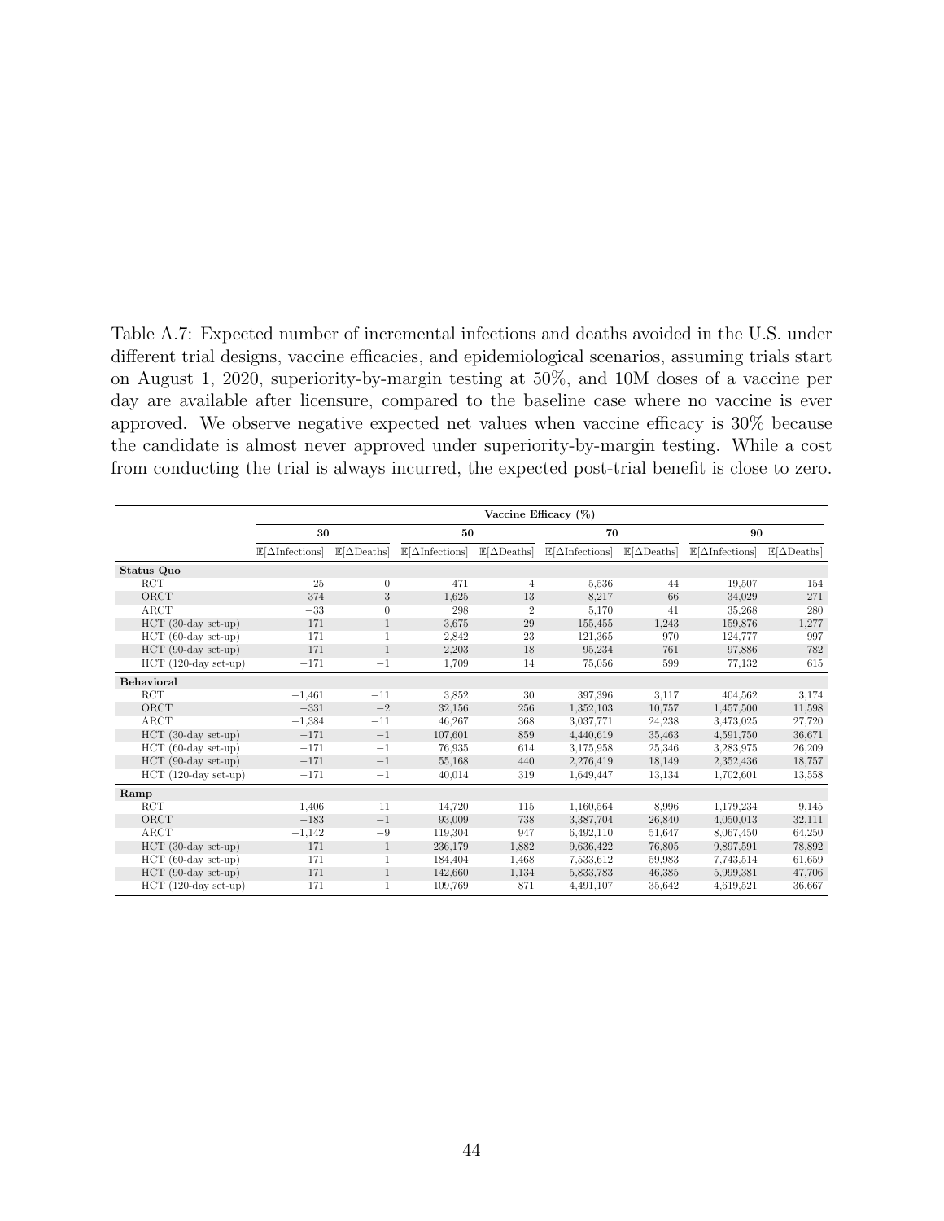Table A.7: Expected number of incremental infections and deaths avoided in the U.S. under different trial designs, vaccine efficacies, and epidemiological scenarios, assuming trials start on August 1, 2020, superiority-by-margin testing at 50%, and 10M doses of a vaccine per day are available after licensure, compared to the baseline case where no vaccine is ever approved. We observe negative expected net values when vaccine efficacy is 30% because the candidate is almost never approved under superiority-by-margin testing. While a cost from conducting the trial is always incurred, the expected post-trial benefit is close to zero.

| | Vaccine Efficacy (%) | | | | | | | |
|---|---|---|---|---|---|---|---|---|
| | 30 | | 50 | | 70 | | 90 | |
| | $\mathbb{E}[\Delta\text{Infections}]$ | $\mathbb{E}[\Delta\text{Deaths}]$ | $\mathbb{E}[\Delta\text{Infections}]$ | $\mathbb{E}[\Delta\text{Deaths}]$ | $\mathbb{E}[\Delta\text{Infections}]$ | $\mathbb{E}[\Delta\text{Deaths}]$ | $\mathbb{E}[\Delta\text{Infections}]$ | $\mathbb{E}[\Delta\text{Deaths}]$ |
| **Status Quo** | | | | | | | | |
| RCT | −25 | 0 | 471 | 4 | 5,536 | 44 | 19,507 | 154 |
| ORCT | 374 | 3 | 1,625 | 13 | 8,217 | 66 | 34,029 | 271 |
| ARCT | −33 | 0 | 298 | 2 | 5,170 | 41 | 35,268 | 280 |
| HCT (30-day set-up) | −171 | −1 | 3,675 | 29 | 155,455 | 1,243 | 159,876 | 1,277 |
| HCT (60-day set-up) | −171 | −1 | 2,842 | 23 | 121,365 | 970 | 124,777 | 997 |
| HCT (90-day set-up) | −171 | −1 | 2,203 | 18 | 95,234 | 761 | 97,886 | 782 |
| HCT (120-day set-up) | −171 | −1 | 1,709 | 14 | 75,056 | 599 | 77,132 | 615 |
| **Behavioral** | | | | | | | | |
| RCT | −1,461 | −11 | 3,852 | 30 | 397,396 | 3,117 | 404,562 | 3,174 |
| ORCT | −331 | −2 | 32,156 | 256 | 1,352,103 | 10,757 | 1,457,500 | 11,598 |
| ARCT | −1,384 | −11 | 46,267 | 368 | 3,037,771 | 24,238 | 3,473,025 | 27,720 |
| HCT (30-day set-up) | −171 | −1 | 107,601 | 859 | 4,440,619 | 35,463 | 4,591,750 | 36,671 |
| HCT (60-day set-up) | −171 | −1 | 76,935 | 614 | 3,175,958 | 25,346 | 3,283,975 | 26,209 |
| HCT (90-day set-up) | −171 | −1 | 55,168 | 440 | 2,276,419 | 18,149 | 2,352,436 | 18,757 |
| HCT (120-day set-up) | −171 | −1 | 40,014 | 319 | 1,649,447 | 13,134 | 1,702,601 | 13,558 |
| **Ramp** | | | | | | | | |
| RCT | −1,406 | −11 | 14,720 | 115 | 1,160,564 | 8,996 | 1,179,234 | 9,145 |
| ORCT | −183 | −1 | 93,009 | 738 | 3,387,704 | 26,840 | 4,050,013 | 32,111 |
| ARCT | −1,142 | −9 | 119,304 | 947 | 6,492,110 | 51,647 | 8,067,450 | 64,250 |
| HCT (30-day set-up) | −171 | −1 | 236,179 | 1,882 | 9,636,422 | 76,805 | 9,897,591 | 78,892 |
| HCT (60-day set-up) | −171 | −1 | 184,404 | 1,468 | 7,533,612 | 59,983 | 7,743,514 | 61,659 |
| HCT (90-day set-up) | −171 | −1 | 142,660 | 1,134 | 5,833,783 | 46,385 | 5,999,381 | 47,706 |
| HCT (120-day set-up) | −171 | −1 | 109,769 | 871 | 4,491,107 | 35,642 | 4,619,521 | 36,667 |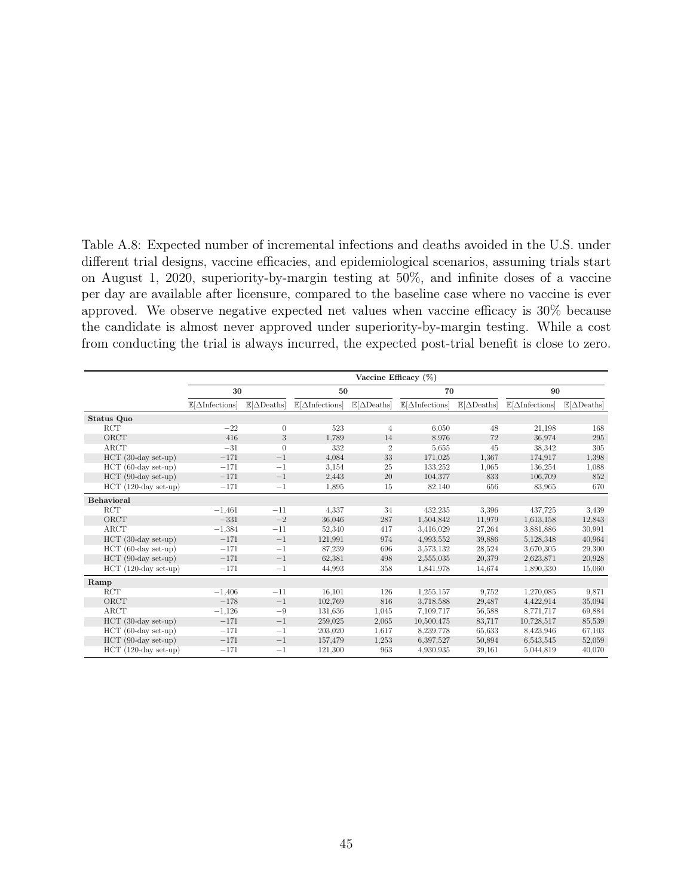Table A.8: Expected number of incremental infections and deaths avoided in the U.S. under different trial designs, vaccine efficacies, and epidemiological scenarios, assuming trials start on August 1, 2020, superiority-by-margin testing at 50%, and infinite doses of a vaccine per day are available after licensure, compared to the baseline case where no vaccine is ever approved. We observe negative expected net values when vaccine efficacy is 30% because the candidate is almost never approved under superiority-by-margin testing. While a cost from conducting the trial is always incurred, the expected post-trial benefit is close to zero.

| | **Vaccine Efficacy (%)** | | | | | | | |
|---|---|---|---|---|---|---|---|---|
| | **30** | | **50** | | **70** | | **90** | |
| | $\mathbb{E}[\Delta\text{Infections}]$ | $\mathbb{E}[\Delta\text{Deaths}]$ | $\mathbb{E}[\Delta\text{Infections}]$ | $\mathbb{E}[\Delta\text{Deaths}]$ | $\mathbb{E}[\Delta\text{Infections}]$ | $\mathbb{E}[\Delta\text{Deaths}]$ | $\mathbb{E}[\Delta\text{Infections}]$ | $\mathbb{E}[\Delta\text{Deaths}]$ |
| **Status Quo** | | | | | | | | |
| RCT | −22 | 0 | 523 | 4 | 6,050 | 48 | 21,198 | 168 |
| ORCT | 416 | 3 | 1,789 | 14 | 8,976 | 72 | 36,974 | 295 |
| ARCT | −31 | 0 | 332 | 2 | 5,655 | 45 | 38,342 | 305 |
| HCT (30-day set-up) | −171 | −1 | 4,084 | 33 | 171,025 | 1,367 | 174,917 | 1,398 |
| HCT (60-day set-up) | −171 | −1 | 3,154 | 25 | 133,252 | 1,065 | 136,254 | 1,088 |
| HCT (90-day set-up) | −171 | −1 | 2,443 | 20 | 104,377 | 833 | 106,709 | 852 |
| HCT (120-day set-up) | −171 | −1 | 1,895 | 15 | 82,140 | 656 | 83,965 | 670 |
| **Behavioral** | | | | | | | | |
| RCT | −1,461 | −11 | 4,337 | 34 | 432,235 | 3,396 | 437,725 | 3,439 |
| ORCT | −331 | −2 | 36,046 | 287 | 1,504,842 | 11,979 | 1,613,158 | 12,843 |
| ARCT | −1,384 | −11 | 52,340 | 417 | 3,416,029 | 27,264 | 3,881,886 | 30,991 |
| HCT (30-day set-up) | −171 | −1 | 121,991 | 974 | 4,993,552 | 39,886 | 5,128,348 | 40,964 |
| HCT (60-day set-up) | −171 | −1 | 87,239 | 696 | 3,573,132 | 28,524 | 3,670,305 | 29,300 |
| HCT (90-day set-up) | −171 | −1 | 62,381 | 498 | 2,555,035 | 20,379 | 2,623,871 | 20,928 |
| HCT (120-day set-up) | −171 | −1 | 44,993 | 358 | 1,841,978 | 14,674 | 1,890,330 | 15,060 |
| **Ramp** | | | | | | | | |
| RCT | −1,406 | −11 | 16,101 | 126 | 1,255,157 | 9,752 | 1,270,085 | 9,871 |
| ORCT | −178 | −1 | 102,769 | 816 | 3,718,588 | 29,487 | 4,422,914 | 35,094 |
| ARCT | −1,126 | −9 | 131,636 | 1,045 | 7,109,717 | 56,588 | 8,771,717 | 69,884 |
| HCT (30-day set-up) | −171 | −1 | 259,025 | 2,065 | 10,500,475 | 83,717 | 10,728,517 | 85,539 |
| HCT (60-day set-up) | −171 | −1 | 203,020 | 1,617 | 8,239,778 | 65,633 | 8,423,946 | 67,103 |
| HCT (90-day set-up) | −171 | −1 | 157,479 | 1,253 | 6,397,527 | 50,894 | 6,543,545 | 52,059 |
| HCT (120-day set-up) | −171 | −1 | 121,300 | 963 | 4,930,935 | 39,161 | 5,044,819 | 40,070 |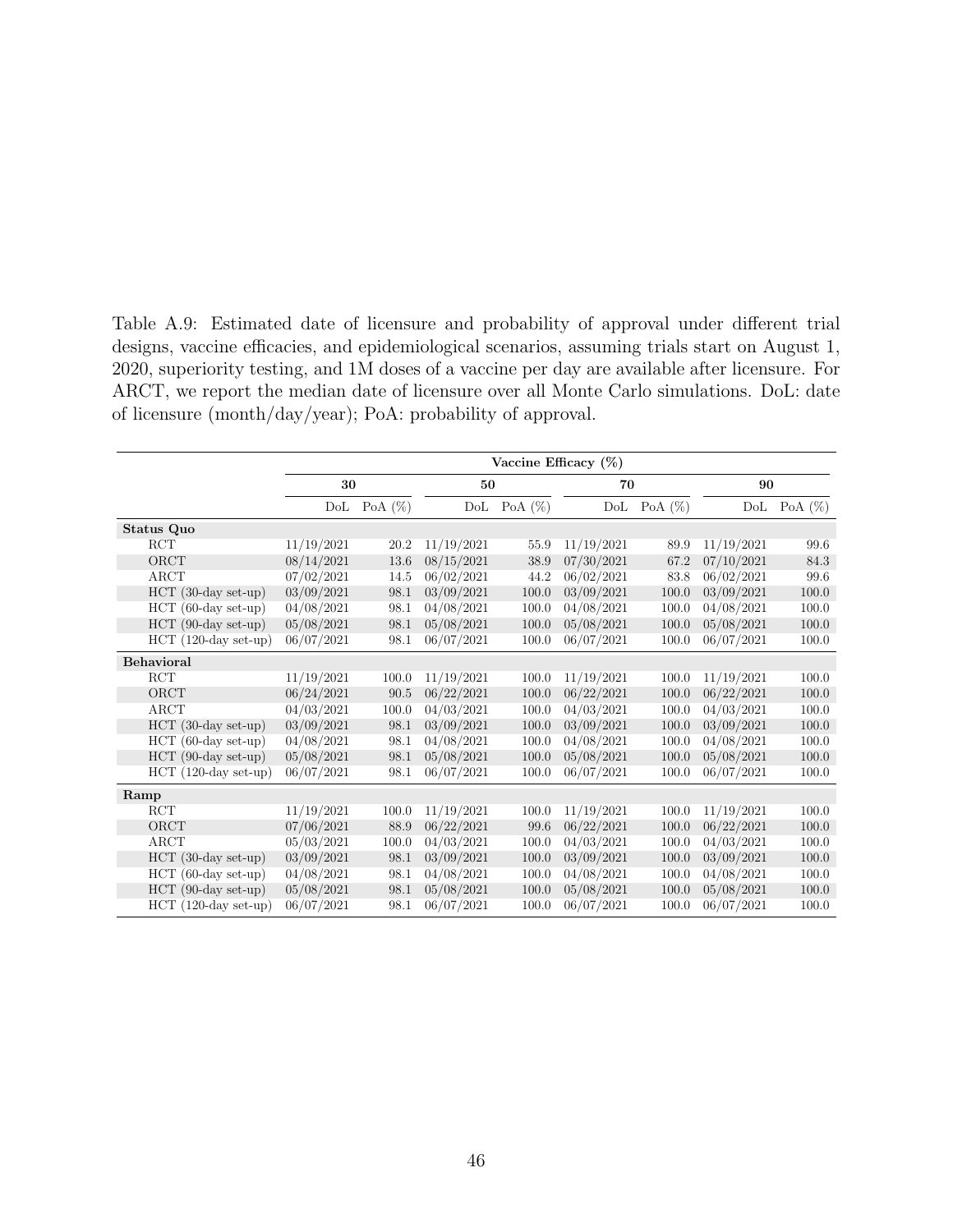Table A.9: Estimated date of licensure and probability of approval under different trial designs, vaccine efficacies, and epidemiological scenarios, assuming trials start on August 1, 2020, superiority testing, and 1M doses of a vaccine per day are available after licensure. For ARCT, we report the median date of licensure over all Monte Carlo simulations. DoL: date of licensure (month/day/year); PoA: probability of approval.

| | Vaccine Efficacy (%) | | | | | | | |
|---|---|---|---|---|---|---|---|---|
| | 30 | | 50 | | 70 | | 90 | |
| | DoL | PoA (%) | DoL | PoA (%) | DoL | PoA (%) | DoL | PoA (%) |
| **Status Quo** | | | | | | | | |
| RCT | 11/19/2021 | 20.2 | 11/19/2021 | 55.9 | 11/19/2021 | 89.9 | 11/19/2021 | 99.6 |
| ORCT | 08/14/2021 | 13.6 | 08/15/2021 | 38.9 | 07/30/2021 | 67.2 | 07/10/2021 | 84.3 |
| ARCT | 07/02/2021 | 14.5 | 06/02/2021 | 44.2 | 06/02/2021 | 83.8 | 06/02/2021 | 99.6 |
| HCT (30-day set-up) | 03/09/2021 | 98.1 | 03/09/2021 | 100.0 | 03/09/2021 | 100.0 | 03/09/2021 | 100.0 |
| HCT (60-day set-up) | 04/08/2021 | 98.1 | 04/08/2021 | 100.0 | 04/08/2021 | 100.0 | 04/08/2021 | 100.0 |
| HCT (90-day set-up) | 05/08/2021 | 98.1 | 05/08/2021 | 100.0 | 05/08/2021 | 100.0 | 05/08/2021 | 100.0 |
| HCT (120-day set-up) | 06/07/2021 | 98.1 | 06/07/2021 | 100.0 | 06/07/2021 | 100.0 | 06/07/2021 | 100.0 |
| **Behavioral** | | | | | | | | |
| RCT | 11/19/2021 | 100.0 | 11/19/2021 | 100.0 | 11/19/2021 | 100.0 | 11/19/2021 | 100.0 |
| ORCT | 06/24/2021 | 90.5 | 06/22/2021 | 100.0 | 06/22/2021 | 100.0 | 06/22/2021 | 100.0 |
| ARCT | 04/03/2021 | 100.0 | 04/03/2021 | 100.0 | 04/03/2021 | 100.0 | 04/03/2021 | 100.0 |
| HCT (30-day set-up) | 03/09/2021 | 98.1 | 03/09/2021 | 100.0 | 03/09/2021 | 100.0 | 03/09/2021 | 100.0 |
| HCT (60-day set-up) | 04/08/2021 | 98.1 | 04/08/2021 | 100.0 | 04/08/2021 | 100.0 | 04/08/2021 | 100.0 |
| HCT (90-day set-up) | 05/08/2021 | 98.1 | 05/08/2021 | 100.0 | 05/08/2021 | 100.0 | 05/08/2021 | 100.0 |
| HCT (120-day set-up) | 06/07/2021 | 98.1 | 06/07/2021 | 100.0 | 06/07/2021 | 100.0 | 06/07/2021 | 100.0 |
| **Ramp** | | | | | | | | |
| RCT | 11/19/2021 | 100.0 | 11/19/2021 | 100.0 | 11/19/2021 | 100.0 | 11/19/2021 | 100.0 |
| ORCT | 07/06/2021 | 88.9 | 06/22/2021 | 99.6 | 06/22/2021 | 100.0 | 06/22/2021 | 100.0 |
| ARCT | 05/03/2021 | 100.0 | 04/03/2021 | 100.0 | 04/03/2021 | 100.0 | 04/03/2021 | 100.0 |
| HCT (30-day set-up) | 03/09/2021 | 98.1 | 03/09/2021 | 100.0 | 03/09/2021 | 100.0 | 03/09/2021 | 100.0 |
| HCT (60-day set-up) | 04/08/2021 | 98.1 | 04/08/2021 | 100.0 | 04/08/2021 | 100.0 | 04/08/2021 | 100.0 |
| HCT (90-day set-up) | 05/08/2021 | 98.1 | 05/08/2021 | 100.0 | 05/08/2021 | 100.0 | 05/08/2021 | 100.0 |
| HCT (120-day set-up) | 06/07/2021 | 98.1 | 06/07/2021 | 100.0 | 06/07/2021 | 100.0 | 06/07/2021 | 100.0 |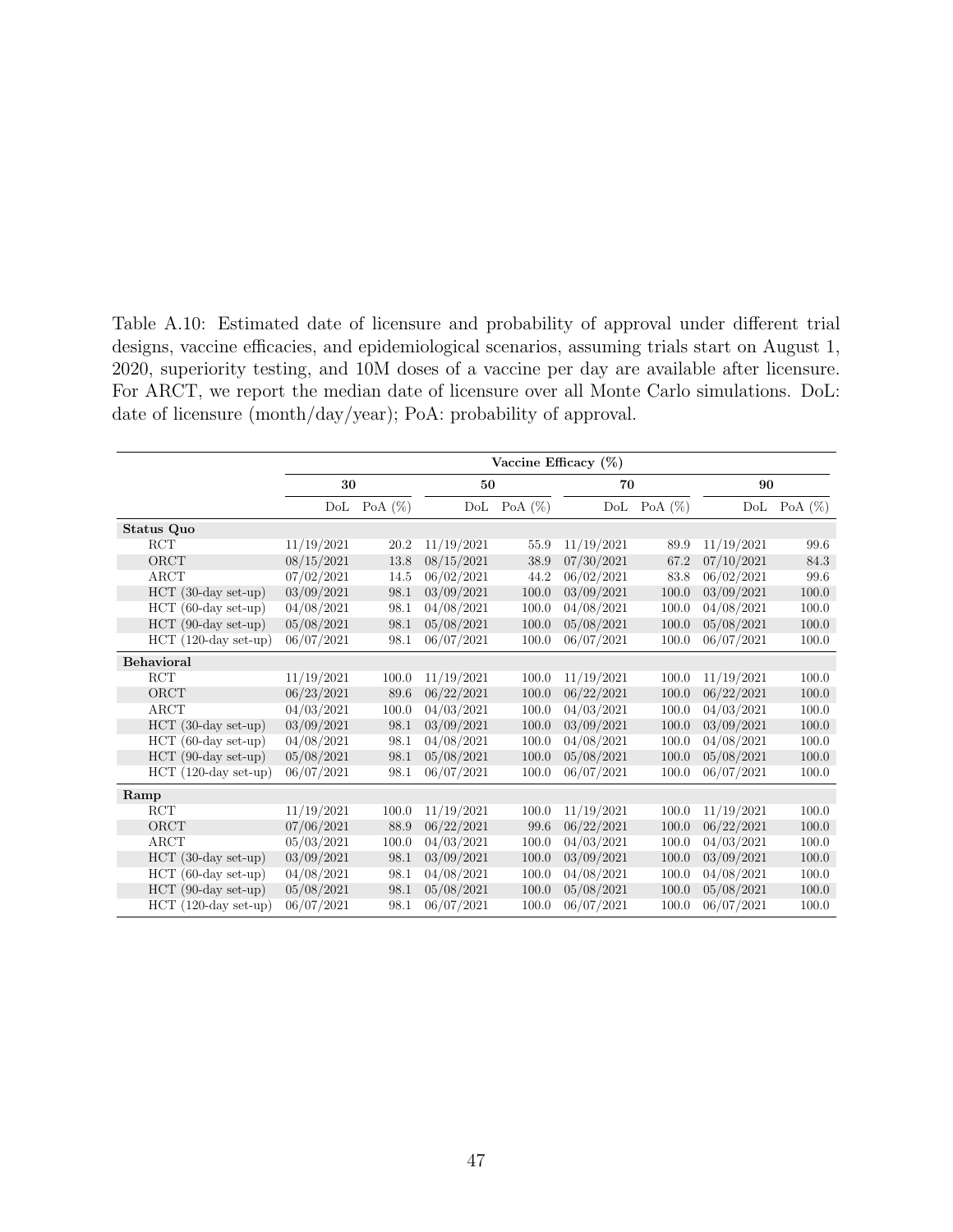Table A.10: Estimated date of licensure and probability of approval under different trial designs, vaccine efficacies, and epidemiological scenarios, assuming trials start on August 1, 2020, superiority testing, and 10M doses of a vaccine per day are available after licensure. For ARCT, we report the median date of licensure over all Monte Carlo simulations. DoL: date of licensure (month/day/year); PoA: probability of approval.

| | Vaccine Efficacy (%) | | | | | | | |
|---|---|---|---|---|---|---|---|---|
| | 30 | | 50 | | 70 | | 90 | |
| | DoL | PoA (%) | DoL | PoA (%) | DoL | PoA (%) | DoL | PoA (%) |
| **Status Quo** | | | | | | | | |
| RCT | 11/19/2021 | 20.2 | 11/19/2021 | 55.9 | 11/19/2021 | 89.9 | 11/19/2021 | 99.6 |
| ORCT | 08/15/2021 | 13.8 | 08/15/2021 | 38.9 | 07/30/2021 | 67.2 | 07/10/2021 | 84.3 |
| ARCT | 07/02/2021 | 14.5 | 06/02/2021 | 44.2 | 06/02/2021 | 83.8 | 06/02/2021 | 99.6 |
| HCT (30-day set-up) | 03/09/2021 | 98.1 | 03/09/2021 | 100.0 | 03/09/2021 | 100.0 | 03/09/2021 | 100.0 |
| HCT (60-day set-up) | 04/08/2021 | 98.1 | 04/08/2021 | 100.0 | 04/08/2021 | 100.0 | 04/08/2021 | 100.0 |
| HCT (90-day set-up) | 05/08/2021 | 98.1 | 05/08/2021 | 100.0 | 05/08/2021 | 100.0 | 05/08/2021 | 100.0 |
| HCT (120-day set-up) | 06/07/2021 | 98.1 | 06/07/2021 | 100.0 | 06/07/2021 | 100.0 | 06/07/2021 | 100.0 |
| **Behavioral** | | | | | | | | |
| RCT | 11/19/2021 | 100.0 | 11/19/2021 | 100.0 | 11/19/2021 | 100.0 | 11/19/2021 | 100.0 |
| ORCT | 06/23/2021 | 89.6 | 06/22/2021 | 100.0 | 06/22/2021 | 100.0 | 06/22/2021 | 100.0 |
| ARCT | 04/03/2021 | 100.0 | 04/03/2021 | 100.0 | 04/03/2021 | 100.0 | 04/03/2021 | 100.0 |
| HCT (30-day set-up) | 03/09/2021 | 98.1 | 03/09/2021 | 100.0 | 03/09/2021 | 100.0 | 03/09/2021 | 100.0 |
| HCT (60-day set-up) | 04/08/2021 | 98.1 | 04/08/2021 | 100.0 | 04/08/2021 | 100.0 | 04/08/2021 | 100.0 |
| HCT (90-day set-up) | 05/08/2021 | 98.1 | 05/08/2021 | 100.0 | 05/08/2021 | 100.0 | 05/08/2021 | 100.0 |
| HCT (120-day set-up) | 06/07/2021 | 98.1 | 06/07/2021 | 100.0 | 06/07/2021 | 100.0 | 06/07/2021 | 100.0 |
| **Ramp** | | | | | | | | |
| RCT | 11/19/2021 | 100.0 | 11/19/2021 | 100.0 | 11/19/2021 | 100.0 | 11/19/2021 | 100.0 |
| ORCT | 07/06/2021 | 88.9 | 06/22/2021 | 99.6 | 06/22/2021 | 100.0 | 06/22/2021 | 100.0 |
| ARCT | 05/03/2021 | 100.0 | 04/03/2021 | 100.0 | 04/03/2021 | 100.0 | 04/03/2021 | 100.0 |
| HCT (30-day set-up) | 03/09/2021 | 98.1 | 03/09/2021 | 100.0 | 03/09/2021 | 100.0 | 03/09/2021 | 100.0 |
| HCT (60-day set-up) | 04/08/2021 | 98.1 | 04/08/2021 | 100.0 | 04/08/2021 | 100.0 | 04/08/2021 | 100.0 |
| HCT (90-day set-up) | 05/08/2021 | 98.1 | 05/08/2021 | 100.0 | 05/08/2021 | 100.0 | 05/08/2021 | 100.0 |
| HCT (120-day set-up) | 06/07/2021 | 98.1 | 06/07/2021 | 100.0 | 06/07/2021 | 100.0 | 06/07/2021 | 100.0 |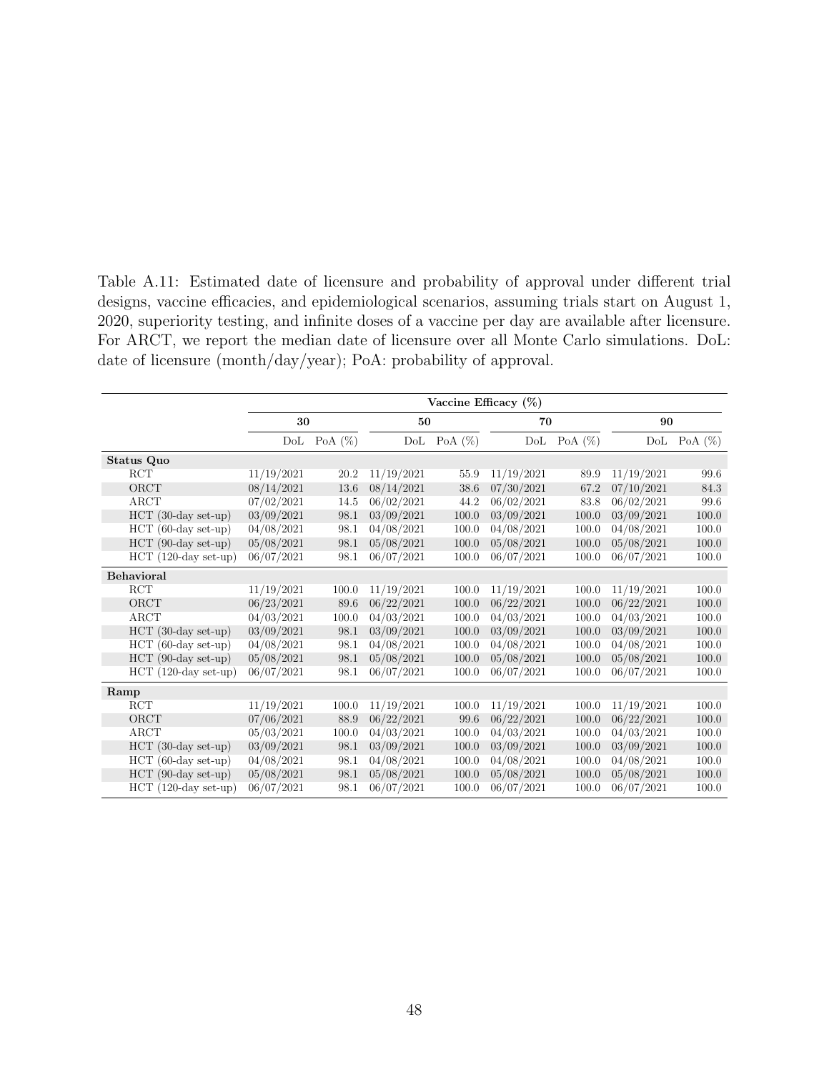Table A.11: Estimated date of licensure and probability of approval under different trial designs, vaccine efficacies, and epidemiological scenarios, assuming trials start on August 1, 2020, superiority testing, and infinite doses of a vaccine per day are available after licensure. For ARCT, we report the median date of licensure over all Monte Carlo simulations. DoL: date of licensure (month/day/year); PoA: probability of approval.

| | Vaccine Efficacy (%) | | | | | | | |
|---|---|---|---|---|---|---|---|---|
| | 30 | | 50 | | 70 | | 90 | |
| | DoL | PoA (%) | DoL | PoA (%) | DoL | PoA (%) | DoL | PoA (%) |
| **Status Quo** | | | | | | | | |
| RCT | 11/19/2021 | 20.2 | 11/19/2021 | 55.9 | 11/19/2021 | 89.9 | 11/19/2021 | 99.6 |
| ORCT | 08/14/2021 | 13.6 | 08/14/2021 | 38.6 | 07/30/2021 | 67.2 | 07/10/2021 | 84.3 |
| ARCT | 07/02/2021 | 14.5 | 06/02/2021 | 44.2 | 06/02/2021 | 83.8 | 06/02/2021 | 99.6 |
| HCT (30-day set-up) | 03/09/2021 | 98.1 | 03/09/2021 | 100.0 | 03/09/2021 | 100.0 | 03/09/2021 | 100.0 |
| HCT (60-day set-up) | 04/08/2021 | 98.1 | 04/08/2021 | 100.0 | 04/08/2021 | 100.0 | 04/08/2021 | 100.0 |
| HCT (90-day set-up) | 05/08/2021 | 98.1 | 05/08/2021 | 100.0 | 05/08/2021 | 100.0 | 05/08/2021 | 100.0 |
| HCT (120-day set-up) | 06/07/2021 | 98.1 | 06/07/2021 | 100.0 | 06/07/2021 | 100.0 | 06/07/2021 | 100.0 |
| **Behavioral** | | | | | | | | |
| RCT | 11/19/2021 | 100.0 | 11/19/2021 | 100.0 | 11/19/2021 | 100.0 | 11/19/2021 | 100.0 |
| ORCT | 06/23/2021 | 89.6 | 06/22/2021 | 100.0 | 06/22/2021 | 100.0 | 06/22/2021 | 100.0 |
| ARCT | 04/03/2021 | 100.0 | 04/03/2021 | 100.0 | 04/03/2021 | 100.0 | 04/03/2021 | 100.0 |
| HCT (30-day set-up) | 03/09/2021 | 98.1 | 03/09/2021 | 100.0 | 03/09/2021 | 100.0 | 03/09/2021 | 100.0 |
| HCT (60-day set-up) | 04/08/2021 | 98.1 | 04/08/2021 | 100.0 | 04/08/2021 | 100.0 | 04/08/2021 | 100.0 |
| HCT (90-day set-up) | 05/08/2021 | 98.1 | 05/08/2021 | 100.0 | 05/08/2021 | 100.0 | 05/08/2021 | 100.0 |
| HCT (120-day set-up) | 06/07/2021 | 98.1 | 06/07/2021 | 100.0 | 06/07/2021 | 100.0 | 06/07/2021 | 100.0 |
| **Ramp** | | | | | | | | |
| RCT | 11/19/2021 | 100.0 | 11/19/2021 | 100.0 | 11/19/2021 | 100.0 | 11/19/2021 | 100.0 |
| ORCT | 07/06/2021 | 88.9 | 06/22/2021 | 99.6 | 06/22/2021 | 100.0 | 06/22/2021 | 100.0 |
| ARCT | 05/03/2021 | 100.0 | 04/03/2021 | 100.0 | 04/03/2021 | 100.0 | 04/03/2021 | 100.0 |
| HCT (30-day set-up) | 03/09/2021 | 98.1 | 03/09/2021 | 100.0 | 03/09/2021 | 100.0 | 03/09/2021 | 100.0 |
| HCT (60-day set-up) | 04/08/2021 | 98.1 | 04/08/2021 | 100.0 | 04/08/2021 | 100.0 | 04/08/2021 | 100.0 |
| HCT (90-day set-up) | 05/08/2021 | 98.1 | 05/08/2021 | 100.0 | 05/08/2021 | 100.0 | 05/08/2021 | 100.0 |
| HCT (120-day set-up) | 06/07/2021 | 98.1 | 06/07/2021 | 100.0 | 06/07/2021 | 100.0 | 06/07/2021 | 100.0 |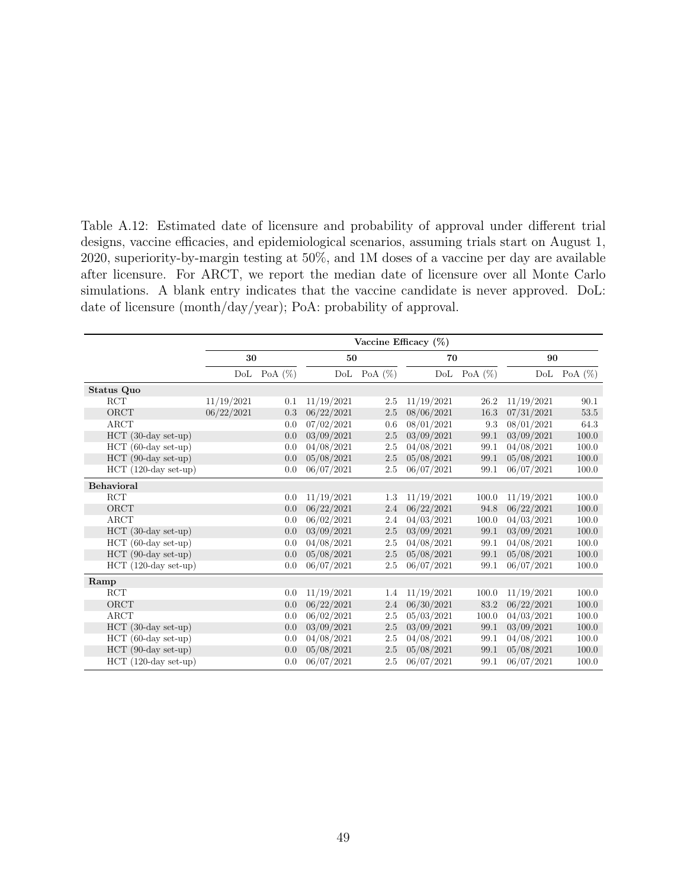Table A.12: Estimated date of licensure and probability of approval under different trial designs, vaccine efficacies, and epidemiological scenarios, assuming trials start on August 1, 2020, superiority-by-margin testing at 50%, and 1M doses of a vaccine per day are available after licensure. For ARCT, we report the median date of licensure over all Monte Carlo simulations. A blank entry indicates that the vaccine candidate is never approved. DoL: date of licensure (month/day/year); PoA: probability of approval.

| | Vaccine Efficacy (%) | | | | | | | |
|---|---|---|---|---|---|---|---|---|
| | **30** | | **50** | | **70** | | **90** | |
| | DoL | PoA (%) | DoL | PoA (%) | DoL | PoA (%) | DoL | PoA (%) |
| **Status Quo** | | | | | | | | |
| RCT | 11/19/2021 | 0.1 | 11/19/2021 | 2.5 | 11/19/2021 | 26.2 | 11/19/2021 | 90.1 |
| ORCT | 06/22/2021 | 0.3 | 06/22/2021 | 2.5 | 08/06/2021 | 16.3 | 07/31/2021 | 53.5 |
| ARCT | | 0.0 | 07/02/2021 | 0.6 | 08/01/2021 | 9.3 | 08/01/2021 | 64.3 |
| HCT (30-day set-up) | | 0.0 | 03/09/2021 | 2.5 | 03/09/2021 | 99.1 | 03/09/2021 | 100.0 |
| HCT (60-day set-up) | | 0.0 | 04/08/2021 | 2.5 | 04/08/2021 | 99.1 | 04/08/2021 | 100.0 |
| HCT (90-day set-up) | | 0.0 | 05/08/2021 | 2.5 | 05/08/2021 | 99.1 | 05/08/2021 | 100.0 |
| HCT (120-day set-up) | | 0.0 | 06/07/2021 | 2.5 | 06/07/2021 | 99.1 | 06/07/2021 | 100.0 |
| **Behavioral** | | | | | | | | |
| RCT | | 0.0 | 11/19/2021 | 1.3 | 11/19/2021 | 100.0 | 11/19/2021 | 100.0 |
| ORCT | | 0.0 | 06/22/2021 | 2.4 | 06/22/2021 | 94.8 | 06/22/2021 | 100.0 |
| ARCT | | 0.0 | 06/02/2021 | 2.4 | 04/03/2021 | 100.0 | 04/03/2021 | 100.0 |
| HCT (30-day set-up) | | 0.0 | 03/09/2021 | 2.5 | 03/09/2021 | 99.1 | 03/09/2021 | 100.0 |
| HCT (60-day set-up) | | 0.0 | 04/08/2021 | 2.5 | 04/08/2021 | 99.1 | 04/08/2021 | 100.0 |
| HCT (90-day set-up) | | 0.0 | 05/08/2021 | 2.5 | 05/08/2021 | 99.1 | 05/08/2021 | 100.0 |
| HCT (120-day set-up) | | 0.0 | 06/07/2021 | 2.5 | 06/07/2021 | 99.1 | 06/07/2021 | 100.0 |
| **Ramp** | | | | | | | | |
| RCT | | 0.0 | 11/19/2021 | 1.4 | 11/19/2021 | 100.0 | 11/19/2021 | 100.0 |
| ORCT | | 0.0 | 06/22/2021 | 2.4 | 06/30/2021 | 83.2 | 06/22/2021 | 100.0 |
| ARCT | | 0.0 | 06/02/2021 | 2.5 | 05/03/2021 | 100.0 | 04/03/2021 | 100.0 |
| HCT (30-day set-up) | | 0.0 | 03/09/2021 | 2.5 | 03/09/2021 | 99.1 | 03/09/2021 | 100.0 |
| HCT (60-day set-up) | | 0.0 | 04/08/2021 | 2.5 | 04/08/2021 | 99.1 | 04/08/2021 | 100.0 |
| HCT (90-day set-up) | | 0.0 | 05/08/2021 | 2.5 | 05/08/2021 | 99.1 | 05/08/2021 | 100.0 |
| HCT (120-day set-up) | | 0.0 | 06/07/2021 | 2.5 | 06/07/2021 | 99.1 | 06/07/2021 | 100.0 |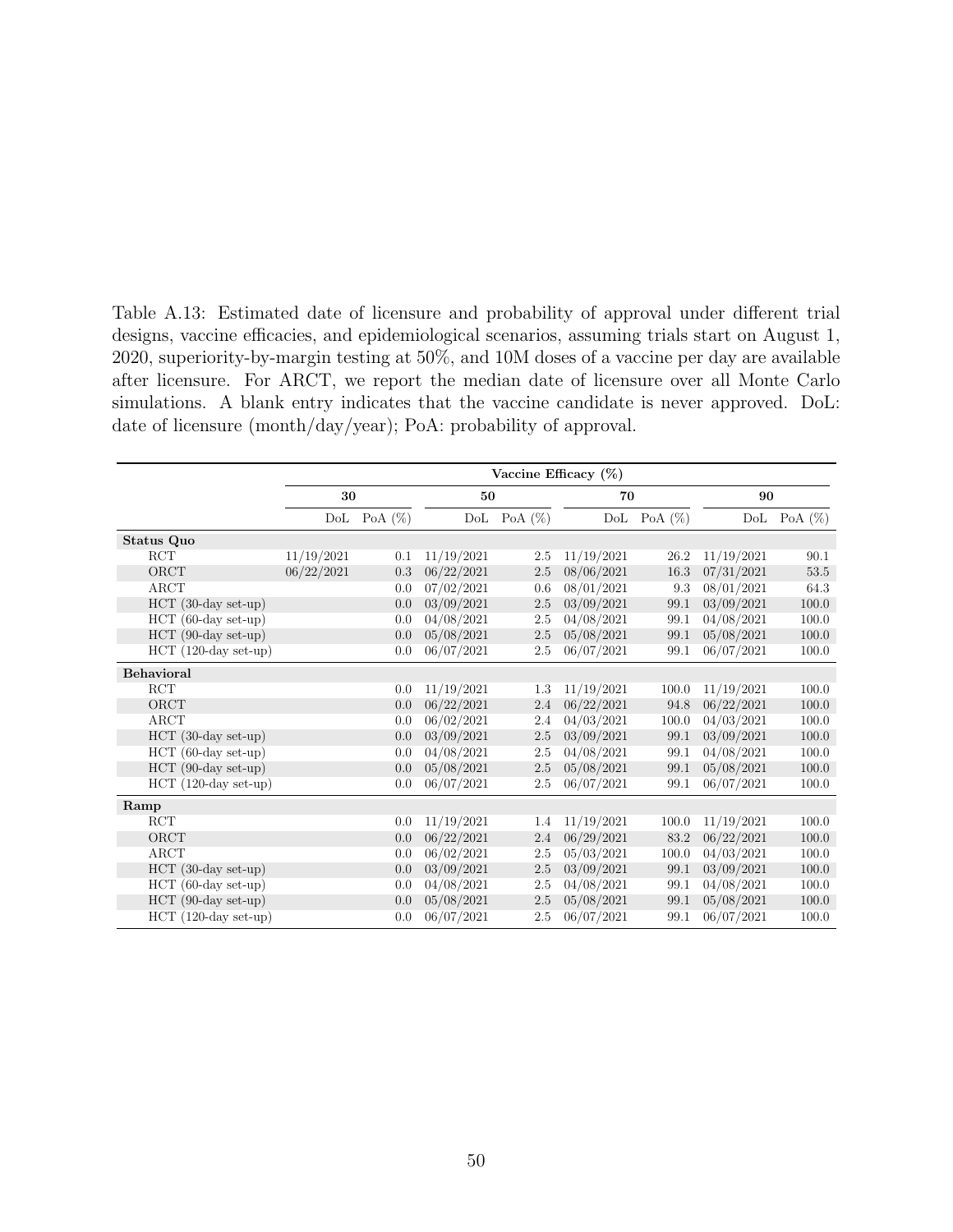Table A.13: Estimated date of licensure and probability of approval under different trial designs, vaccine efficacies, and epidemiological scenarios, assuming trials start on August 1, 2020, superiority-by-margin testing at 50%, and 10M doses of a vaccine per day are available after licensure. For ARCT, we report the median date of licensure over all Monte Carlo simulations. A blank entry indicates that the vaccine candidate is never approved. DoL: date of licensure (month/day/year); PoA: probability of approval.

| | Vaccine Efficacy (%) | | | | | | | |
|---|---|---|---|---|---|---|---|---|
| | 30 | | 50 | | 70 | | 90 | |
| | DoL | PoA (%) | DoL | PoA (%) | DoL | PoA (%) | DoL | PoA (%) |
| **Status Quo** | | | | | | | | |
| RCT | 11/19/2021 | 0.1 | 11/19/2021 | 2.5 | 11/19/2021 | 26.2 | 11/19/2021 | 90.1 |
| ORCT | 06/22/2021 | 0.3 | 06/22/2021 | 2.5 | 08/06/2021 | 16.3 | 07/31/2021 | 53.5 |
| ARCT | | 0.0 | 07/02/2021 | 0.6 | 08/01/2021 | 9.3 | 08/01/2021 | 64.3 |
| HCT (30-day set-up) | | 0.0 | 03/09/2021 | 2.5 | 03/09/2021 | 99.1 | 03/09/2021 | 100.0 |
| HCT (60-day set-up) | | 0.0 | 04/08/2021 | 2.5 | 04/08/2021 | 99.1 | 04/08/2021 | 100.0 |
| HCT (90-day set-up) | | 0.0 | 05/08/2021 | 2.5 | 05/08/2021 | 99.1 | 05/08/2021 | 100.0 |
| HCT (120-day set-up) | | 0.0 | 06/07/2021 | 2.5 | 06/07/2021 | 99.1 | 06/07/2021 | 100.0 |
| **Behavioral** | | | | | | | | |
| RCT | | 0.0 | 11/19/2021 | 1.3 | 11/19/2021 | 100.0 | 11/19/2021 | 100.0 |
| ORCT | | 0.0 | 06/22/2021 | 2.4 | 06/22/2021 | 94.8 | 06/22/2021 | 100.0 |
| ARCT | | 0.0 | 06/02/2021 | 2.4 | 04/03/2021 | 100.0 | 04/03/2021 | 100.0 |
| HCT (30-day set-up) | | 0.0 | 03/09/2021 | 2.5 | 03/09/2021 | 99.1 | 03/09/2021 | 100.0 |
| HCT (60-day set-up) | | 0.0 | 04/08/2021 | 2.5 | 04/08/2021 | 99.1 | 04/08/2021 | 100.0 |
| HCT (90-day set-up) | | 0.0 | 05/08/2021 | 2.5 | 05/08/2021 | 99.1 | 05/08/2021 | 100.0 |
| HCT (120-day set-up) | | 0.0 | 06/07/2021 | 2.5 | 06/07/2021 | 99.1 | 06/07/2021 | 100.0 |
| **Ramp** | | | | | | | | |
| RCT | | 0.0 | 11/19/2021 | 1.4 | 11/19/2021 | 100.0 | 11/19/2021 | 100.0 |
| ORCT | | 0.0 | 06/22/2021 | 2.4 | 06/29/2021 | 83.2 | 06/22/2021 | 100.0 |
| ARCT | | 0.0 | 06/02/2021 | 2.5 | 05/03/2021 | 100.0 | 04/03/2021 | 100.0 |
| HCT (30-day set-up) | | 0.0 | 03/09/2021 | 2.5 | 03/09/2021 | 99.1 | 03/09/2021 | 100.0 |
| HCT (60-day set-up) | | 0.0 | 04/08/2021 | 2.5 | 04/08/2021 | 99.1 | 04/08/2021 | 100.0 |
| HCT (90-day set-up) | | 0.0 | 05/08/2021 | 2.5 | 05/08/2021 | 99.1 | 05/08/2021 | 100.0 |
| HCT (120-day set-up) | | 0.0 | 06/07/2021 | 2.5 | 06/07/2021 | 99.1 | 06/07/2021 | 100.0 |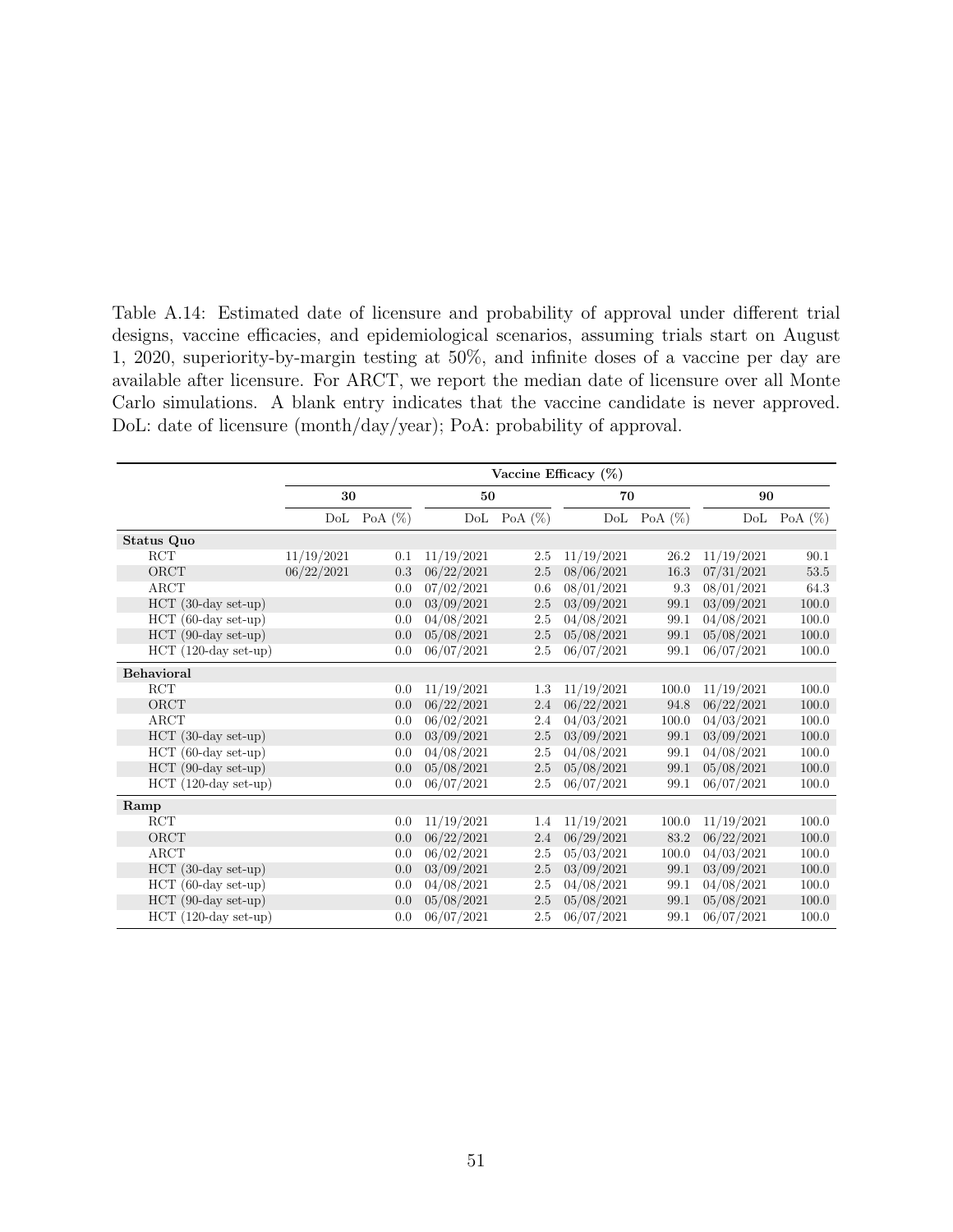Table A.14: Estimated date of licensure and probability of approval under different trial designs, vaccine efficacies, and epidemiological scenarios, assuming trials start on August 1, 2020, superiority-by-margin testing at 50%, and infinite doses of a vaccine per day are available after licensure. For ARCT, we report the median date of licensure over all Monte Carlo simulations. A blank entry indicates that the vaccine candidate is never approved. DoL: date of licensure (month/day/year); PoA: probability of approval.

| | Vaccine Efficacy (%) | | | | | | | |
|---|---|---|---|---|---|---|---|---|
| | 30 | | 50 | | 70 | | 90 | |
| | DoL | PoA (%) | DoL | PoA (%) | DoL | PoA (%) | DoL | PoA (%) |
| **Status Quo** | | | | | | | | |
| RCT | 11/19/2021 | 0.1 | 11/19/2021 | 2.5 | 11/19/2021 | 26.2 | 11/19/2021 | 90.1 |
| ORCT | 06/22/2021 | 0.3 | 06/22/2021 | 2.5 | 08/06/2021 | 16.3 | 07/31/2021 | 53.5 |
| ARCT | | 0.0 | 07/02/2021 | 0.6 | 08/01/2021 | 9.3 | 08/01/2021 | 64.3 |
| HCT (30-day set-up) | | 0.0 | 03/09/2021 | 2.5 | 03/09/2021 | 99.1 | 03/09/2021 | 100.0 |
| HCT (60-day set-up) | | 0.0 | 04/08/2021 | 2.5 | 04/08/2021 | 99.1 | 04/08/2021 | 100.0 |
| HCT (90-day set-up) | | 0.0 | 05/08/2021 | 2.5 | 05/08/2021 | 99.1 | 05/08/2021 | 100.0 |
| HCT (120-day set-up) | | 0.0 | 06/07/2021 | 2.5 | 06/07/2021 | 99.1 | 06/07/2021 | 100.0 |
| **Behavioral** | | | | | | | | |
| RCT | | 0.0 | 11/19/2021 | 1.3 | 11/19/2021 | 100.0 | 11/19/2021 | 100.0 |
| ORCT | | 0.0 | 06/22/2021 | 2.4 | 06/22/2021 | 94.8 | 06/22/2021 | 100.0 |
| ARCT | | 0.0 | 06/02/2021 | 2.4 | 04/03/2021 | 100.0 | 04/03/2021 | 100.0 |
| HCT (30-day set-up) | | 0.0 | 03/09/2021 | 2.5 | 03/09/2021 | 99.1 | 03/09/2021 | 100.0 |
| HCT (60-day set-up) | | 0.0 | 04/08/2021 | 2.5 | 04/08/2021 | 99.1 | 04/08/2021 | 100.0 |
| HCT (90-day set-up) | | 0.0 | 05/08/2021 | 2.5 | 05/08/2021 | 99.1 | 05/08/2021 | 100.0 |
| HCT (120-day set-up) | | 0.0 | 06/07/2021 | 2.5 | 06/07/2021 | 99.1 | 06/07/2021 | 100.0 |
| **Ramp** | | | | | | | | |
| RCT | | 0.0 | 11/19/2021 | 1.4 | 11/19/2021 | 100.0 | 11/19/2021 | 100.0 |
| ORCT | | 0.0 | 06/22/2021 | 2.4 | 06/29/2021 | 83.2 | 06/22/2021 | 100.0 |
| ARCT | | 0.0 | 06/02/2021 | 2.5 | 05/03/2021 | 100.0 | 04/03/2021 | 100.0 |
| HCT (30-day set-up) | | 0.0 | 03/09/2021 | 2.5 | 03/09/2021 | 99.1 | 03/09/2021 | 100.0 |
| HCT (60-day set-up) | | 0.0 | 04/08/2021 | 2.5 | 04/08/2021 | 99.1 | 04/08/2021 | 100.0 |
| HCT (90-day set-up) | | 0.0 | 05/08/2021 | 2.5 | 05/08/2021 | 99.1 | 05/08/2021 | 100.0 |
| HCT (120-day set-up) | | 0.0 | 06/07/2021 | 2.5 | 06/07/2021 | 99.1 | 06/07/2021 | 100.0 |